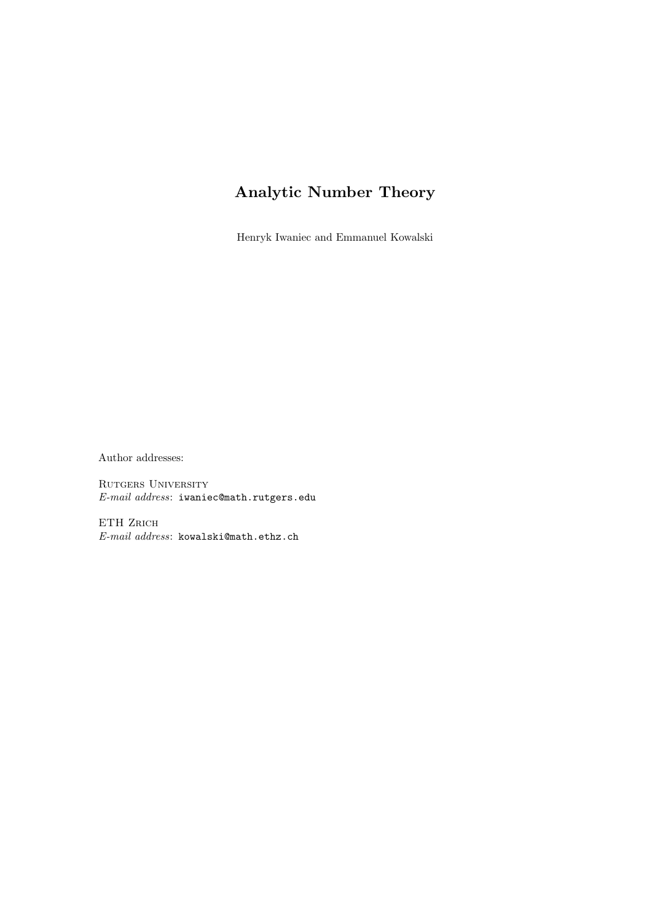# Analytic Number Theory

Henryk Iwaniec and Emmanuel Kowalski

Author addresses:

Rutgers University
*E-mail address*: iwaniec@math.rutgers.edu

ETH Zrich
*E-mail address*: kowalski@math.ethz.ch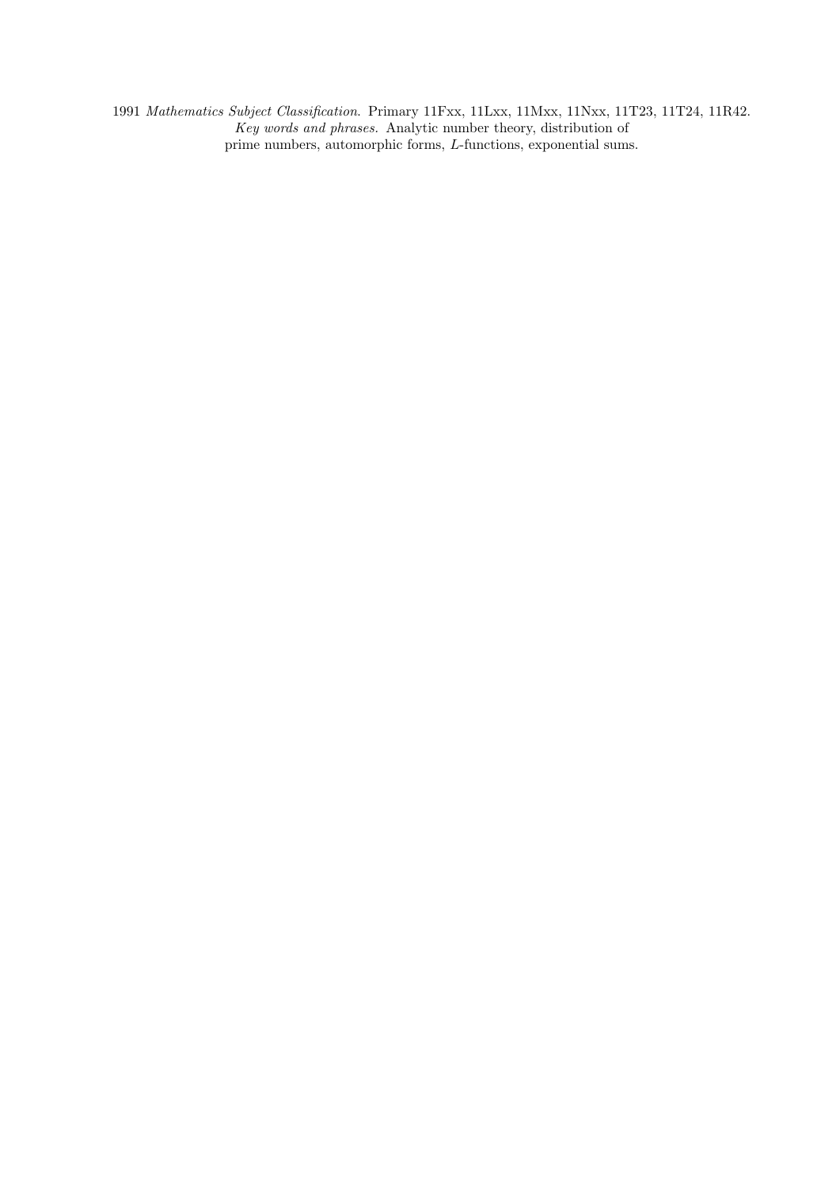1991 *Mathematics Subject Classification.* Primary 11Fxx, 11Lxx, 11Mxx, 11Nxx, 11T23, 11T24, 11R42.
*Key words and phrases.* Analytic number theory, distribution of prime numbers, automorphic forms, $L$-functions, exponential sums.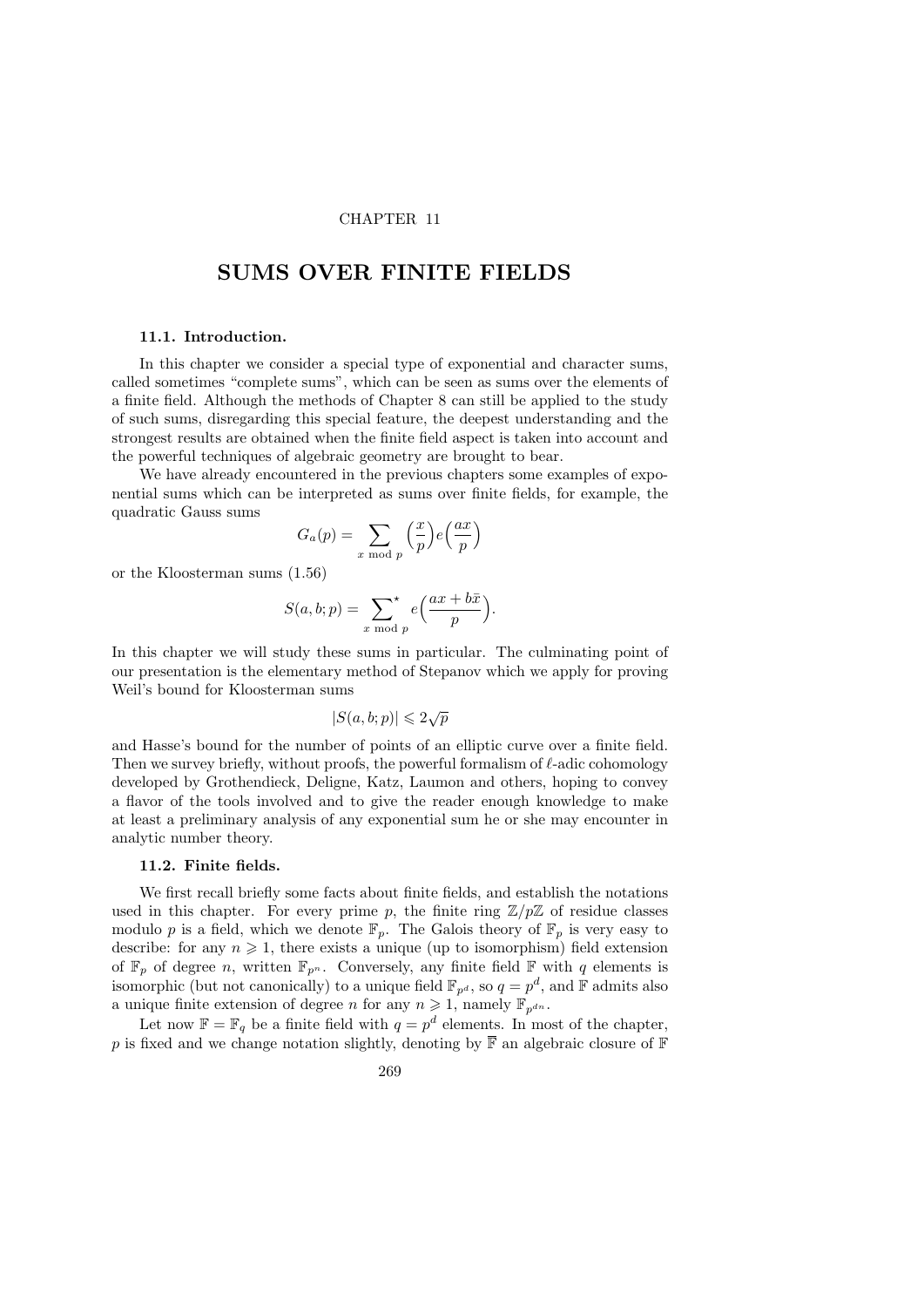CHAPTER 11

# SUMS OVER FINITE FIELDS

### 11.1. Introduction.

In this chapter we consider a special type of exponential and character sums, called sometimes "complete sums", which can be seen as sums over the elements of a finite field. Although the methods of Chapter 8 can still be applied to the study of such sums, disregarding this special feature, the deepest understanding and the strongest results are obtained when the finite field aspect is taken into account and the powerful techniques of algebraic geometry are brought to bear.

We have already encountered in the previous chapters some examples of exponential sums which can be interpreted as sums over finite fields, for example, the quadratic Gauss sums

$$G_a(p) = \sum_{x \bmod p} \Big(\frac{x}{p}\Big) e\Big(\frac{ax}{p}\Big)$$

or the Kloosterman sums (1.56)

$$S(a,b;p) = \sideset{}{^\star}\sum_{x \bmod p} e\Big(\frac{ax+b\bar{x}}{p}\Big).$$

In this chapter we will study these sums in particular. The culminating point of our presentation is the elementary method of Stepanov which we apply for proving Weil's bound for Kloosterman sums

$$|S(a,b;p)| \leqslant 2\sqrt{p}$$

and Hasse's bound for the number of points of an elliptic curve over a finite field. Then we survey briefly, without proofs, the powerful formalism of $\ell$-adic cohomology developed by Grothendieck, Deligne, Katz, Laumon and others, hoping to convey a flavor of the tools involved and to give the reader enough knowledge to make at least a preliminary analysis of any exponential sum he or she may encounter in analytic number theory.

### 11.2. Finite fields.

We first recall briefly some facts about finite fields, and establish the notations used in this chapter. For every prime $p$, the finite ring $\mathbb{Z}/p\mathbb{Z}$ of residue classes modulo $p$ is a field, which we denote $\mathbb{F}_p$. The Galois theory of $\mathbb{F}_p$ is very easy to describe: for any $n \geqslant 1$, there exists a unique (up to isomorphism) field extension of $\mathbb{F}_p$ of degree $n$, written $\mathbb{F}_{p^n}$. Conversely, any finite field $\mathbb{F}$ with $q$ elements is isomorphic (but not canonically) to a unique field $\mathbb{F}_{p^d}$, so $q = p^d$, and $\mathbb{F}$ admits also a unique finite extension of degree $n$ for any $n \geqslant 1$, namely $\mathbb{F}_{p^{dn}}$.

Let now $\mathbb{F} = \mathbb{F}_q$ be a finite field with $q = p^d$ elements. In most of the chapter, $p$ is fixed and we change notation slightly, denoting by $\bar{\mathbb{F}}$ an algebraic closure of $\mathbb{F}$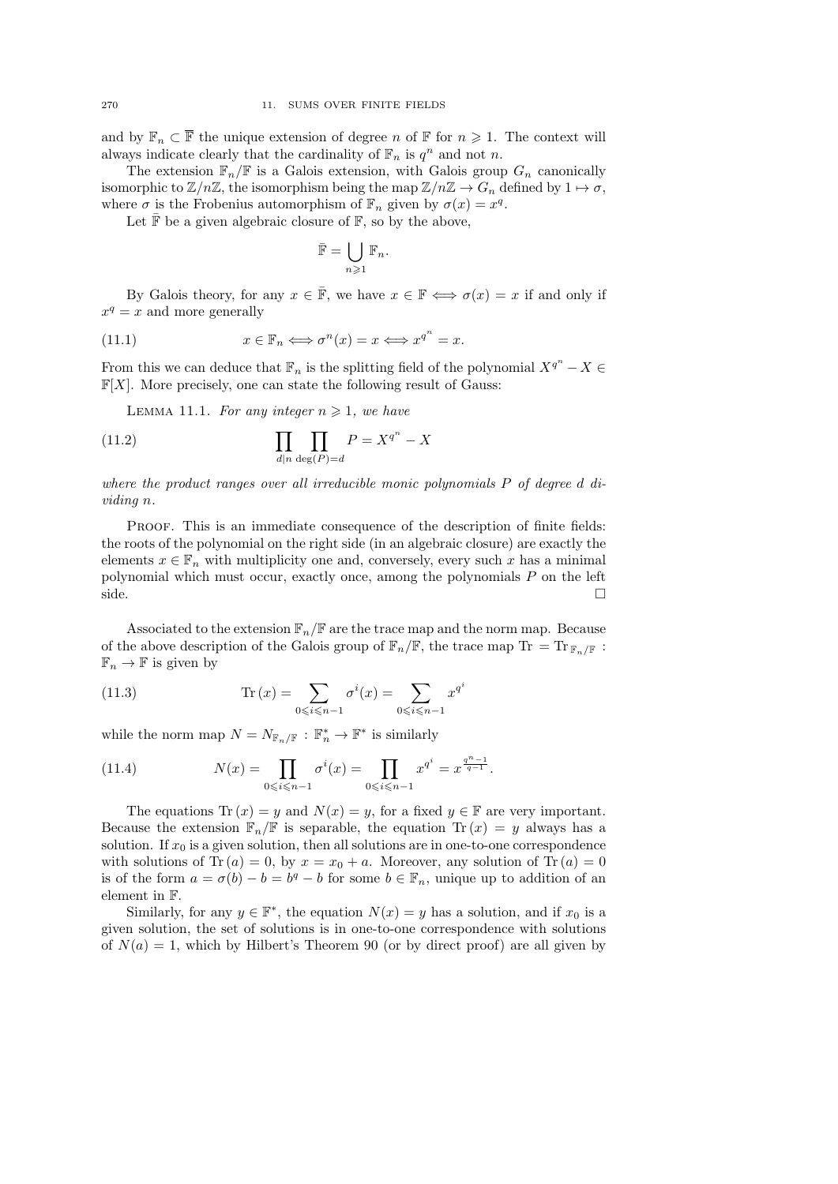and by $\mathbb{F}_n \subset \overline{\mathbb{F}}$ the unique extension of degree $n$ of $\mathbb{F}$ for $n \geqslant 1$. The context will always indicate clearly that the cardinality of $\mathbb{F}_n$ is $q^n$ and not $n$.

The extension $\mathbb{F}_n/\mathbb{F}$ is a Galois extension, with Galois group $G_n$ canonically isomorphic to $\mathbb{Z}/n\mathbb{Z}$, the isomorphism being the map $\mathbb{Z}/n\mathbb{Z} \to G_n$ defined by $1 \mapsto \sigma$, where $\sigma$ is the Frobenius automorphism of $\mathbb{F}_n$ given by $\sigma(x) = x^q$.

Let $\bar{\mathbb{F}}$ be a given algebraic closure of $\mathbb{F}$, so by the above,

$$\bar{\mathbb{F}} = \bigcup_{n \geqslant 1} \mathbb{F}_n.$$

By Galois theory, for any $x \in \bar{\mathbb{F}}$, we have $x \in \mathbb{F} \iff \sigma(x) = x$ if and only if $x^q = x$ and more generally

$$x \in \mathbb{F}_n \iff \sigma^n(x) = x \iff x^{q^n} = x. \tag{11.1}$$

From this we can deduce that $\mathbb{F}_n$ is the splitting field of the polynomial $X^{q^n} - X \in \mathbb{F}[X]$. More precisely, one can state the following result of Gauss:

Lemma 11.1. *For any integer $n \geqslant 1$, we have*

$$\prod_{d \mid n} \prod_{\deg(P) = d} P = X^{q^n} - X \tag{11.2}$$

*where the product ranges over all irreducible monic polynomials $P$ of degree $d$ dividing $n$.*

Proof. This is an immediate consequence of the description of finite fields: the roots of the polynomial on the right side (in an algebraic closure) are exactly the elements $x \in \mathbb{F}_n$ with multiplicity one and, conversely, every such $x$ has a minimal polynomial which must occur, exactly once, among the polynomials $P$ on the left side. $\square$

Associated to the extension $\mathbb{F}_n/\mathbb{F}$ are the trace map and the norm map. Because of the above description of the Galois group of $\mathbb{F}_n/\mathbb{F}$, the trace map $\mathrm{Tr} = \mathrm{Tr}_{\mathbb{F}_n/\mathbb{F}} : \mathbb{F}_n \to \mathbb{F}$ is given by

$$\mathrm{Tr}\,(x) = \sum_{0 \leqslant i \leqslant n-1} \sigma^i(x) = \sum_{0 \leqslant i \leqslant n-1} x^{q^i} \tag{11.3}$$

while the norm map $N = N_{\mathbb{F}_n/\mathbb{F}} : \mathbb{F}_n^* \to \mathbb{F}^*$ is similarly

$$N(x) = \prod_{0 \leqslant i \leqslant n-1} \sigma^i(x) = \prod_{0 \leqslant i \leqslant n-1} x^{q^i} = x^{\frac{q^n-1}{q-1}}. \tag{11.4}$$

The equations $\mathrm{Tr}\,(x) = y$ and $N(x) = y$, for a fixed $y \in \mathbb{F}$ are very important. Because the extension $\mathbb{F}_n/\mathbb{F}$ is separable, the equation $\mathrm{Tr}\,(x) = y$ always has a solution. If $x_0$ is a given solution, then all solutions are in one-to-one correspondence with solutions of $\mathrm{Tr}\,(a) = 0$, by $x = x_0 + a$. Moreover, any solution of $\mathrm{Tr}\,(a) = 0$ is of the form $a = \sigma(b) - b = b^q - b$ for some $b \in \mathbb{F}_n$, unique up to addition of an element in $\mathbb{F}$.

Similarly, for any $y \in \mathbb{F}^*$, the equation $N(x) = y$ has a solution, and if $x_0$ is a given solution, the set of solutions is in one-to-one correspondence with solutions of $N(a) = 1$, which by Hilbert's Theorem 90 (or by direct proof) are all given by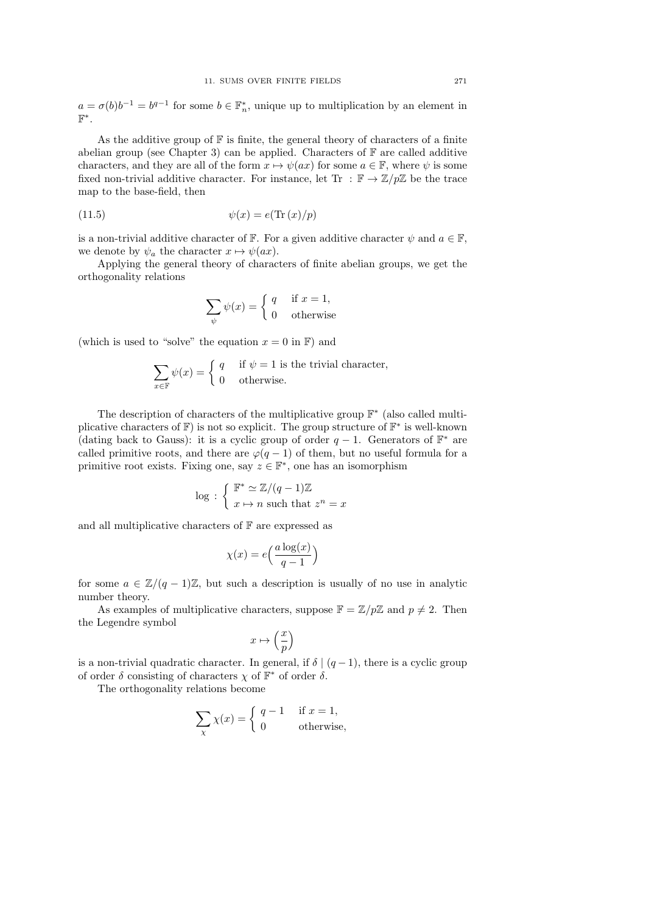$a = \sigma(b)b^{-1} = b^{q-1}$ for some $b \in \mathbb{F}_n^*$, unique up to multiplication by an element in $\mathbb{F}^*$.

As the additive group of $\mathbb{F}$ is finite, the general theory of characters of a finite abelian group (see Chapter 3) can be applied. Characters of $\mathbb{F}$ are called additive characters, and they are all of the form $x \mapsto \psi(ax)$ for some $a \in \mathbb{F}$, where $\psi$ is some fixed non-trivial additive character. For instance, let $\mathrm{Tr} : \mathbb{F} \to \mathbb{Z}/p\mathbb{Z}$ be the trace map to the base-field, then

$$\psi(x) = e(\mathrm{Tr}\,(x)/p) \tag{11.5}$$

is a non-trivial additive character of $\mathbb{F}$. For a given additive character $\psi$ and $a \in \mathbb{F}$, we denote by $\psi_a$ the character $x \mapsto \psi(ax)$.

Applying the general theory of characters of finite abelian groups, we get the orthogonality relations

$$\sum_{\psi} \psi(x) = \begin{cases} q & \text{if } x = 1, \\ 0 & \text{otherwise} \end{cases}$$

(which is used to "solve" the equation $x = 0$ in $\mathbb{F}$) and

$$\sum_{x \in \mathbb{F}} \psi(x) = \begin{cases} q & \text{if } \psi = 1 \text{ is the trivial character,} \\ 0 & \text{otherwise.} \end{cases}$$

The description of characters of the multiplicative group $\mathbb{F}^*$ (also called multiplicative characters of $\mathbb{F}$) is not so explicit. The group structure of $\mathbb{F}^*$ is well-known (dating back to Gauss): it is a cyclic group of order $q-1$. Generators of $\mathbb{F}^*$ are called primitive roots, and there are $\varphi(q-1)$ of them, but no useful formula for a primitive root exists. Fixing one, say $z \in \mathbb{F}^*$, one has an isomorphism

$$\log : \begin{cases} \mathbb{F}^* \simeq \mathbb{Z}/(q-1)\mathbb{Z} \\ x \mapsto n \text{ such that } z^n = x \end{cases}$$

and all multiplicative characters of $\mathbb{F}$ are expressed as

$$\chi(x) = e\Big(\frac{a \log(x)}{q-1}\Big)$$

for some $a \in \mathbb{Z}/(q-1)\mathbb{Z}$, but such a description is usually of no use in analytic number theory.

As examples of multiplicative characters, suppose $\mathbb{F} = \mathbb{Z}/p\mathbb{Z}$ and $p \neq 2$. Then the Legendre symbol

$$x \mapsto \Big(\frac{x}{p}\Big)$$

is a non-trivial quadratic character. In general, if $\delta \mid (q-1)$, there is a cyclic group of order $\delta$ consisting of characters $\chi$ of $\mathbb{F}^*$ of order $\delta$.

The orthogonality relations become

$$\sum_{\chi} \chi(x) = \begin{cases} q-1 & \text{if } x = 1, \\ 0 & \text{otherwise,} \end{cases}$$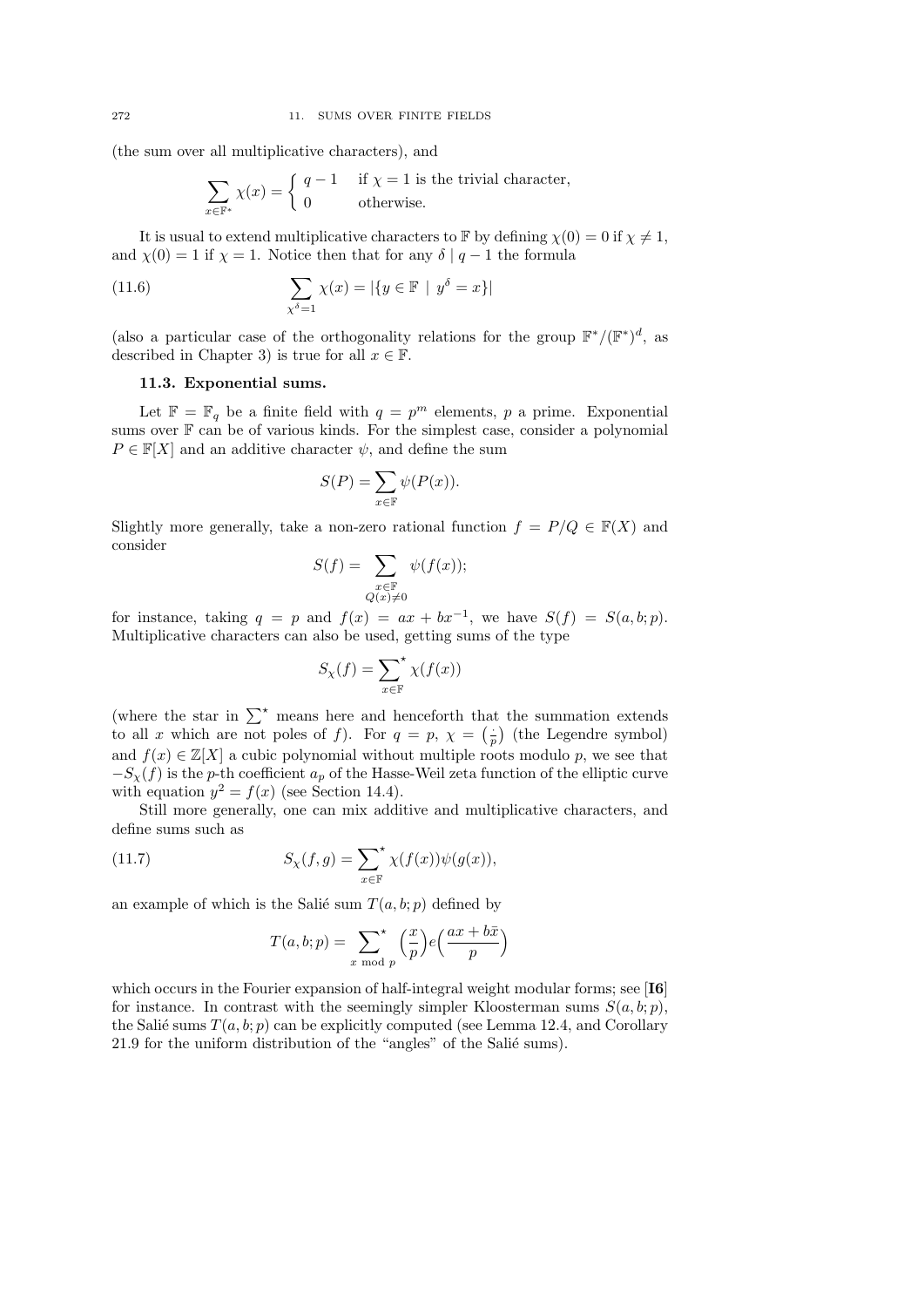(the sum over all multiplicative characters), and

$$\sum_{x \in \mathbb{F}^*} \chi(x) = \begin{cases} q-1 & \text{if } \chi = 1 \text{ is the trivial character,} \\ 0 & \text{otherwise.} \end{cases}$$

It is usual to extend multiplicative characters to $\mathbb{F}$ by defining $\chi(0) = 0$ if $\chi \neq 1$, and $\chi(0) = 1$ if $\chi = 1$. Notice then that for any $\delta \mid q-1$ the formula

$$\sum_{\chi^\delta = 1} \chi(x) = |\{y \in \mathbb{F} \mid y^\delta = x\}| \tag{11.6}$$

(also a particular case of the orthogonality relations for the group $\mathbb{F}^*/(\mathbb{F}^*)^d$, as described in Chapter 3) is true for all $x \in \mathbb{F}$.

### 11.3. Exponential sums.

Let $\mathbb{F} = \mathbb{F}_q$ be a finite field with $q = p^m$ elements, $p$ a prime. Exponential sums over $\mathbb{F}$ can be of various kinds. For the simplest case, consider a polynomial $P \in \mathbb{F}[X]$ and an additive character $\psi$, and define the sum

$$S(P) = \sum_{x \in \mathbb{F}} \psi(P(x)).$$

Slightly more generally, take a non-zero rational function $f = P/Q \in \mathbb{F}(X)$ and consider

$$S(f) = \sum_{\substack{x \in \mathbb{F} \\ Q(x) \neq 0}} \psi(f(x));$$

for instance, taking $q = p$ and $f(x) = ax + bx^{-1}$, we have $S(f) = S(a, b; p)$. Multiplicative characters can also be used, getting sums of the type

$$S_\chi(f) = \sum_{x \in \mathbb{F}}{}^{\star} \chi(f(x))$$

(where the star in $\sum^\star$ means here and henceforth that the summation extends to all $x$ which are not poles of $f$). For $q = p$, $\chi = \left(\frac{\cdot}{p}\right)$ (the Legendre symbol) and $f(x) \in \mathbb{Z}[X]$ a cubic polynomial without multiple roots modulo $p$, we see that $-S_\chi(f)$ is the $p$-th coefficient $a_p$ of the Hasse-Weil zeta function of the elliptic curve with equation $y^2 = f(x)$ (see Section 14.4).

Still more generally, one can mix additive and multiplicative characters, and define sums such as

$$S_\chi(f, g) = \sum_{x \in \mathbb{F}}{}^{\star} \chi(f(x))\psi(g(x)), \tag{11.7}$$

an example of which is the Salié sum $T(a, b; p)$ defined by

$$T(a, b; p) = \sum_{x \bmod p}{}^{\star} \left(\frac{x}{p}\right) e\Big(\frac{ax + b\bar{x}}{p}\Big)$$

which occurs in the Fourier expansion of half-integral weight modular forms; see [**I6**] for instance. In contrast with the seemingly simpler Kloosterman sums $S(a, b; p)$, the Salié sums $T(a, b; p)$ can be explicitly computed (see Lemma 12.4, and Corollary 21.9 for the uniform distribution of the "angles" of the Salié sums).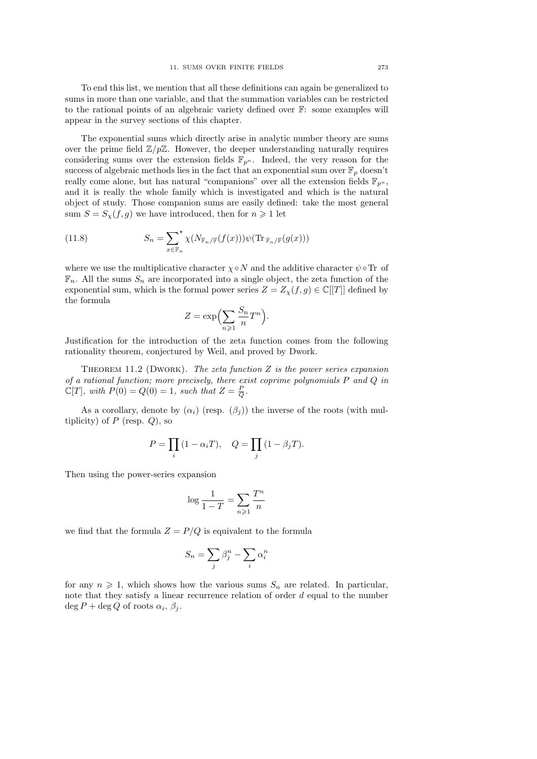To end this list, we mention that all these definitions can again be generalized to sums in more than one variable, and that the summation variables can be restricted to the rational points of an algebraic variety defined over $\mathbb{F}$: some examples will appear in the survey sections of this chapter.

The exponential sums which directly arise in analytic number theory are sums over the prime field $\mathbb{Z}/p\mathbb{Z}$. However, the deeper understanding naturally requires considering sums over the extension fields $\mathbb{F}_{p^n}$. Indeed, the very reason for the success of algebraic methods lies in the fact that an exponential sum over $\mathbb{F}_p$ doesn't really come alone, but has natural "companions" over all the extension fields $\mathbb{F}_{p^n}$, and it is really the whole family which is investigated and which is the natural object of study. Those companion sums are easily defined: take the most general sum $S = S_\chi(f,g)$ we have introduced, then for $n \geqslant 1$ let

$$S_n = \sum_{x \in \mathbb{F}_n}^{\star} \chi(N_{\mathbb{F}_n/\mathbb{F}}(f(x)))\psi(\mathrm{Tr}_{\mathbb{F}_n/\mathbb{F}}(g(x))) \tag{11.8}$$

where we use the multiplicative character $\chi \circ N$ and the additive character $\psi \circ \mathrm{Tr}$ of $\mathbb{F}_n$. All the sums $S_n$ are incorporated into a single object, the zeta function of the exponential sum, which is the formal power series $Z = Z_\chi(f,g) \in \mathbb{C}[[T]]$ defined by the formula

$$Z = \exp\Bigl(\sum_{n \geqslant 1} \frac{S_n}{n} T^n\Bigr).$$

Justification for the introduction of the zeta function comes from the following rationality theorem, conjectured by Weil, and proved by Dwork.

Theorem 11.2 (Dwork). *The zeta function $Z$ is the power series expansion of a rational function; more precisely, there exist coprime polynomials $P$ and $Q$ in $\mathbb{C}[T]$, with $P(0) = Q(0) = 1$, such that $Z = \frac{P}{Q}$.*

As a corollary, denote by $(\alpha_i)$ (resp. $(\beta_j)$) the inverse of the roots (with multiplicity) of $P$ (resp. $Q$), so

$$P = \prod_i (1 - \alpha_i T), \quad Q = \prod_j (1 - \beta_j T).$$

Then using the power-series expansion

$$\log \frac{1}{1-T} = \sum_{n \geqslant 1} \frac{T^n}{n}$$

we find that the formula $Z = P/Q$ is equivalent to the formula

$$S_n = \sum_j \beta_j^n - \sum_i \alpha_i^n$$

for any $n \geqslant 1$, which shows how the various sums $S_n$ are related. In particular, note that they satisfy a linear recurrence relation of order $d$ equal to the number $\deg P + \deg Q$ of roots $\alpha_i$, $\beta_j$.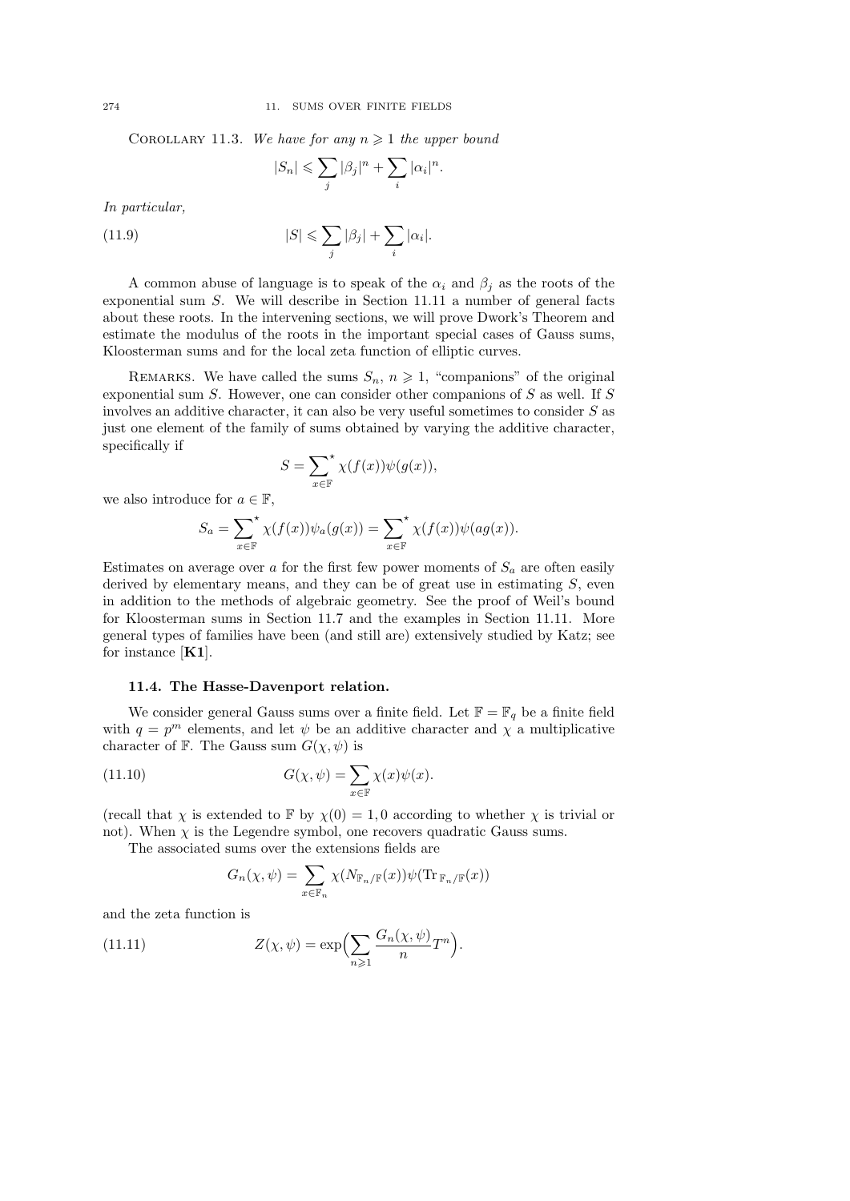Corollary 11.3. *We have for any $n \geqslant 1$ the upper bound*

$$|S_n| \leqslant \sum_j |\beta_j|^n + \sum_i |\alpha_i|^n.$$

*In particular,*

$$|S| \leqslant \sum_j |\beta_j| + \sum_i |\alpha_i|. \tag{11.9}$$

A common abuse of language is to speak of the $\alpha_i$ and $\beta_j$ as the roots of the exponential sum $S$. We will describe in Section 11.11 a number of general facts about these roots. In the intervening sections, we will prove Dwork's Theorem and estimate the modulus of the roots in the important special cases of Gauss sums, Kloosterman sums and for the local zeta function of elliptic curves.

Remarks. We have called the sums $S_n$, $n \geqslant 1$, "companions" of the original exponential sum $S$. However, one can consider other companions of $S$ as well. If $S$ involves an additive character, it can also be very useful sometimes to consider $S$ as just one element of the family of sums obtained by varying the additive character, specifically if

$$S = \sum_{x\in\mathbb{F}}^{\star} \chi(f(x))\psi(g(x)),$$

we also introduce for $a \in \mathbb{F}$,

$$S_a = \sum_{x\in\mathbb{F}}^{\star} \chi(f(x))\psi_a(g(x)) = \sum_{x\in\mathbb{F}}^{\star} \chi(f(x))\psi(ag(x)).$$

Estimates on average over $a$ for the first few power moments of $S_a$ are often easily derived by elementary means, and they can be of great use in estimating $S$, even in addition to the methods of algebraic geometry. See the proof of Weil's bound for Kloosterman sums in Section 11.7 and the examples in Section 11.11. More general types of families have been (and still are) extensively studied by Katz; see for instance [**K1**].

### 11.4. The Hasse-Davenport relation.

We consider general Gauss sums over a finite field. Let $\mathbb{F} = \mathbb{F}_q$ be a finite field with $q = p^m$ elements, and let $\psi$ be an additive character and $\chi$ a multiplicative character of $\mathbb{F}$. The Gauss sum $G(\chi, \psi)$ is

$$G(\chi, \psi) = \sum_{x\in\mathbb{F}} \chi(x)\psi(x). \tag{11.10}$$

(recall that $\chi$ is extended to $\mathbb{F}$ by $\chi(0) = 1, 0$ according to whether $\chi$ is trivial or not). When $\chi$ is the Legendre symbol, one recovers quadratic Gauss sums.

The associated sums over the extensions fields are

$$G_n(\chi, \psi) = \sum_{x\in\mathbb{F}_n} \chi(N_{\mathbb{F}_n/\mathbb{F}}(x))\psi(\mathrm{Tr}_{\mathbb{F}_n/\mathbb{F}}(x))$$

and the zeta function is

$$Z(\chi, \psi) = \exp\Big(\sum_{n\geqslant 1} \frac{G_n(\chi, \psi)}{n} T^n\Big). \tag{11.11}$$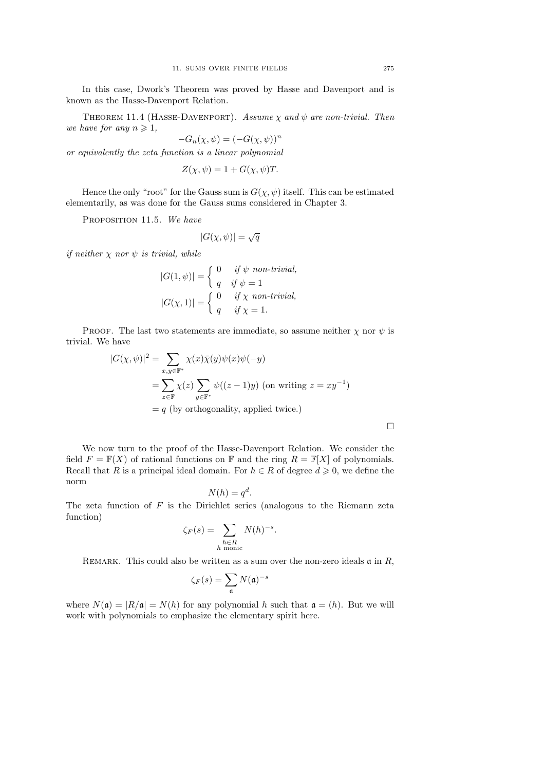In this case, Dwork's Theorem was proved by Hasse and Davenport and is known as the Hasse-Davenport Relation.

Theorem 11.4 (Hasse-Davenport). *Assume $\chi$ and $\psi$ are non-trivial. Then we have for any $n \geqslant 1$,*

$$-G_n(\chi,\psi) = (-G(\chi,\psi))^n$$

*or equivalently the zeta function is a linear polynomial*

$$Z(\chi,\psi) = 1 + G(\chi,\psi)T.$$

Hence the only "root" for the Gauss sum is $G(\chi,\psi)$ itself. This can be estimated elementarily, as was done for the Gauss sums considered in Chapter 3.

Proposition 11.5. *We have*

$$|G(\chi,\psi)| = \sqrt{q}$$

*if neither $\chi$ nor $\psi$ is trivial, while*

$$|G(1,\psi)| = \begin{cases} 0 & \text{if } \psi \text{ non-trivial,} \\ q & \text{if } \psi = 1 \end{cases}$$

$$|G(\chi,1)| = \begin{cases} 0 & \text{if } \chi \text{ non-trivial,} \\ q & \text{if } \chi = 1. \end{cases}$$

Proof. The last two statements are immediate, so assume neither $\chi$ nor $\psi$ is trivial. We have

$$\begin{aligned}
|G(\chi,\psi)|^2 &= \sum_{x,y\in\mathbb{F}^*} \chi(x)\bar{\chi}(y)\psi(x)\psi(-y) \\
&= \sum_{z\in\mathbb{F}} \chi(z) \sum_{y\in\mathbb{F}^*} \psi((z-1)y) \text{ (on writing } z = xy^{-1}) \\
&= q \text{ (by orthogonality, applied twice.)}
\end{aligned}$$

∎

We now turn to the proof of the Hasse-Davenport Relation. We consider the field $F = \mathbb{F}(X)$ of rational functions on $\mathbb{F}$ and the ring $R = \mathbb{F}[X]$ of polynomials. Recall that $R$ is a principal ideal domain. For $h \in R$ of degree $d \geqslant 0$, we define the norm

$$N(h) = q^d.$$

The zeta function of $F$ is the Dirichlet series (analogous to the Riemann zeta function)

$$\zeta_F(s) = \sum_{\substack{h\in R \\ h \text{ monic}}} N(h)^{-s}.$$

Remark. This could also be written as a sum over the non-zero ideals $\mathfrak{a}$ in $R$,

$$\zeta_F(s) = \sum_{\mathfrak{a}} N(\mathfrak{a})^{-s}$$

where $N(\mathfrak{a}) = |R/\mathfrak{a}| = N(h)$ for any polynomial $h$ such that $\mathfrak{a} = (h)$. But we will work with polynomials to emphasize the elementary spirit here.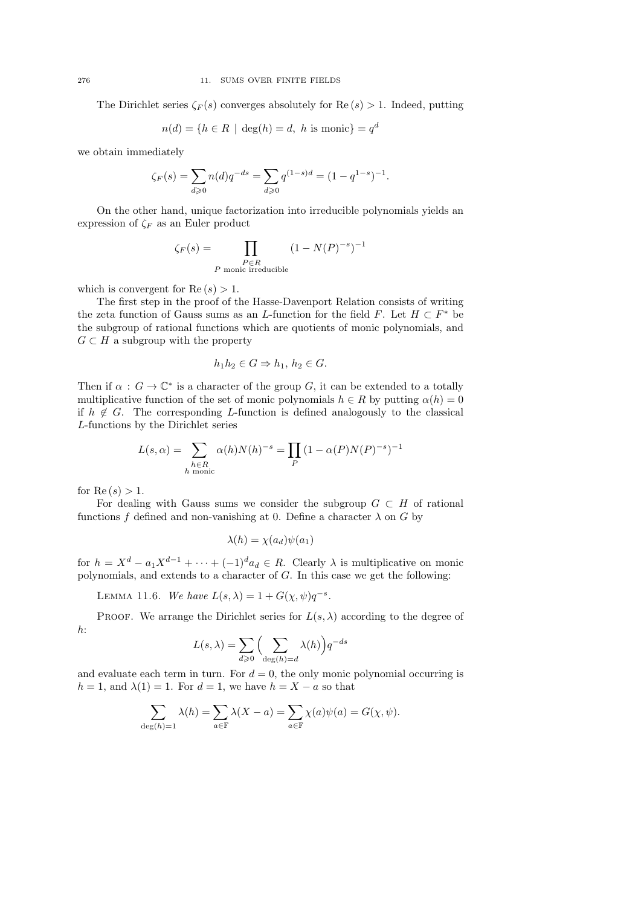The Dirichlet series $\zeta_F(s)$ converges absolutely for $\mathrm{Re}\,(s) > 1$. Indeed, putting

$$n(d) = \{h \in R \mid \deg(h) = d,\ h \text{ is monic}\} = q^d$$

we obtain immediately

$$\zeta_F(s) = \sum_{d \geqslant 0} n(d) q^{-ds} = \sum_{d \geqslant 0} q^{(1-s)d} = (1 - q^{1-s})^{-1}.$$

On the other hand, unique factorization into irreducible polynomials yields an expression of $\zeta_F$ as an Euler product

$$\zeta_F(s) = \prod_{\substack{P \in R \\ P \text{ monic irreducible}}} (1 - N(P)^{-s})^{-1}$$

which is convergent for $\mathrm{Re}\,(s) > 1$.

The first step in the proof of the Hasse-Davenport Relation consists of writing the zeta function of Gauss sums as an $L$-function for the field $F$. Let $H \subset F^*$ be the subgroup of rational functions which are quotients of monic polynomials, and $G \subset H$ a subgroup with the property

$$h_1 h_2 \in G \Rightarrow h_1,\, h_2 \in G.$$

Then if $\alpha : G \to \mathbb{C}^*$ is a character of the group $G$, it can be extended to a totally multiplicative function of the set of monic polynomials $h \in R$ by putting $\alpha(h) = 0$ if $h \notin G$. The corresponding $L$-function is defined analogously to the classical $L$-functions by the Dirichlet series

$$L(s, \alpha) = \sum_{\substack{h \in R \\ h \text{ monic}}} \alpha(h) N(h)^{-s} = \prod_P (1 - \alpha(P) N(P)^{-s})^{-1}$$

for $\mathrm{Re}\,(s) > 1$.

For dealing with Gauss sums we consider the subgroup $G \subset H$ of rational functions $f$ defined and non-vanishing at 0. Define a character $\lambda$ on $G$ by

$$\lambda(h) = \chi(a_d)\psi(a_1)$$

for $h = X^d - a_1 X^{d-1} + \cdots + (-1)^d a_d \in R$. Clearly $\lambda$ is multiplicative on monic polynomials, and extends to a character of $G$. In this case we get the following:

Lemma 11.6. *We have $L(s, \lambda) = 1 + G(\chi, \psi) q^{-s}$.*

Proof. We arrange the Dirichlet series for $L(s, \lambda)$ according to the degree of $h$:

$$L(s, \lambda) = \sum_{d \geqslant 0} \Big( \sum_{\deg(h) = d} \lambda(h) \Big) q^{-ds}$$

and evaluate each term in turn. For $d = 0$, the only monic polynomial occurring is $h = 1$, and $\lambda(1) = 1$. For $d = 1$, we have $h = X - a$ so that

$$\sum_{\deg(h) = 1} \lambda(h) = \sum_{a \in \mathbb{F}} \lambda(X - a) = \sum_{a \in \mathbb{F}} \chi(a)\psi(a) = G(\chi, \psi).$$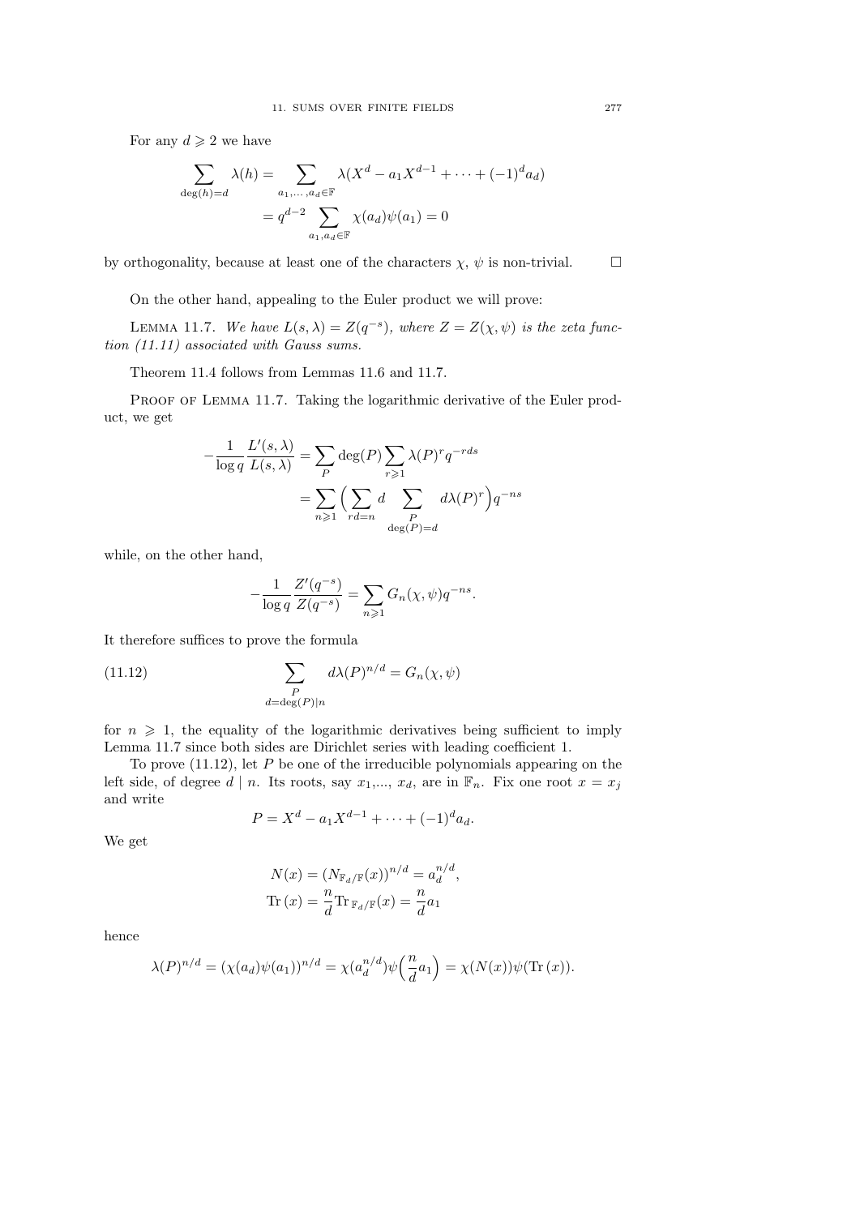For any $d \geqslant 2$ we have

$$\sum_{\deg(h)=d} \lambda(h) = \sum_{a_1,\dots,a_d \in \mathbb{F}} \lambda(X^d - a_1 X^{d-1} + \dots + (-1)^d a_d)$$
$$= q^{d-2} \sum_{a_1, a_d \in \mathbb{F}} \chi(a_d)\psi(a_1) = 0$$

by orthogonality, because at least one of the characters $\chi$, $\psi$ is non-trivial. $\square$

On the other hand, appealing to the Euler product we will prove:

Lemma 11.7. *We have $L(s,\lambda) = Z(q^{-s})$, where $Z = Z(\chi,\psi)$ is the zeta function (11.11) associated with Gauss sums.*

Theorem 11.4 follows from Lemmas 11.6 and 11.7.

Proof of Lemma 11.7. Taking the logarithmic derivative of the Euler product, we get

$$-\frac{1}{\log q}\frac{L'(s,\lambda)}{L(s,\lambda)} = \sum_P \deg(P) \sum_{r \geqslant 1} \lambda(P)^r q^{-rds}$$
$$= \sum_{n \geqslant 1} \Big( \sum_{rd=n} d \sum_{\substack{P \\ \deg(P)=d}} d\lambda(P)^r \Big) q^{-ns}$$

while, on the other hand,

$$-\frac{1}{\log q}\frac{Z'(q^{-s})}{Z(q^{-s})} = \sum_{n \geqslant 1} G_n(\chi,\psi) q^{-ns}.$$

It therefore suffices to prove the formula

$$\sum_{\substack{P \\ d=\deg(P) | n}} d\lambda(P)^{n/d} = G_n(\chi,\psi) \tag{11.12}$$

for $n \geqslant 1$, the equality of the logarithmic derivatives being sufficient to imply Lemma 11.7 since both sides are Dirichlet series with leading coefficient 1.

To prove (11.12), let $P$ be one of the irreducible polynomials appearing on the left side, of degree $d \mid n$. Its roots, say $x_1, \dots, x_d$, are in $\mathbb{F}_n$. Fix one root $x = x_j$ and write

$$P = X^d - a_1 X^{d-1} + \dots + (-1)^d a_d.$$

We get

$$N(x) = (N_{\mathbb{F}_d/\mathbb{F}}(x))^{n/d} = a_d^{n/d},$$
$$\mathrm{Tr}\,(x) = \frac{n}{d}\mathrm{Tr}_{\,\mathbb{F}_d/\mathbb{F}}(x) = \frac{n}{d}a_1$$

hence

$$\lambda(P)^{n/d} = (\chi(a_d)\psi(a_1))^{n/d} = \chi(a_d^{n/d})\psi\Big(\frac{n}{d}a_1\Big) = \chi(N(x))\psi(\mathrm{Tr}\,(x)).$$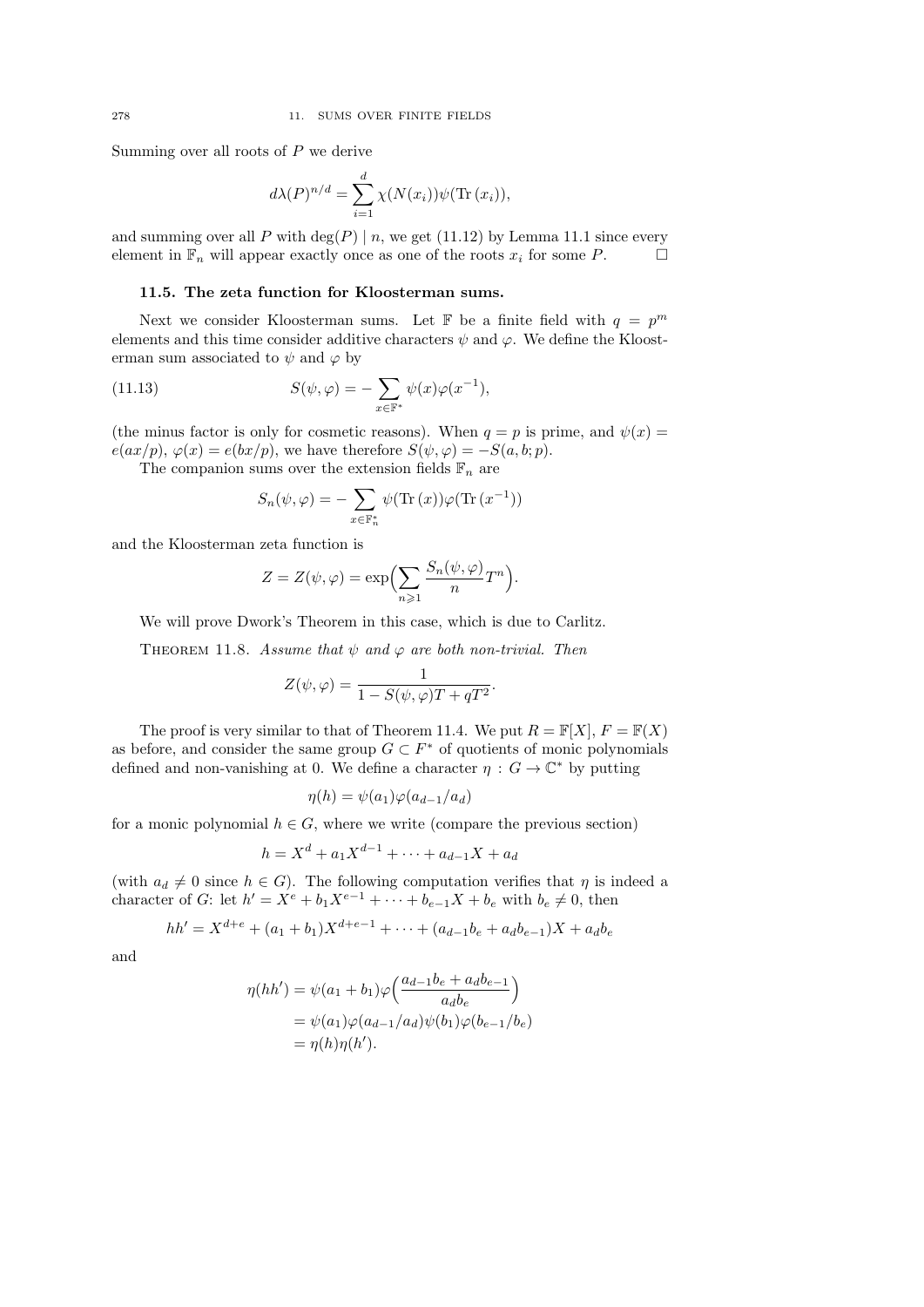Summing over all roots of $P$ we derive

$$d\lambda(P)^{n/d} = \sum_{i=1}^{d} \chi(N(x_i))\psi(\mathrm{Tr}\,(x_i)),$$

and summing over all $P$ with $\deg(P) \mid n$, we get (11.12) by Lemma 11.1 since every element in $\mathbb{F}_n$ will appear exactly once as one of the roots $x_i$ for some $P$. $\square$

### 11.5. The zeta function for Kloosterman sums.

Next we consider Kloosterman sums. Let $\mathbb{F}$ be a finite field with $q = p^m$ elements and this time consider additive characters $\psi$ and $\varphi$. We define the Kloosterman sum associated to $\psi$ and $\varphi$ by

$$S(\psi, \varphi) = -\sum_{x \in \mathbb{F}^*} \psi(x)\varphi(x^{-1}), \tag{11.13}$$

(the minus factor is only for cosmetic reasons). When $q = p$ is prime, and $\psi(x) = e(ax/p)$, $\varphi(x) = e(bx/p)$, we have therefore $S(\psi, \varphi) = -S(a, b; p)$.

The companion sums over the extension fields $\mathbb{F}_n$ are

$$S_n(\psi, \varphi) = -\sum_{x \in \mathbb{F}_n^*} \psi(\mathrm{Tr}\,(x))\varphi(\mathrm{Tr}\,(x^{-1}))$$

and the Kloosterman zeta function is

$$Z = Z(\psi, \varphi) = \exp\Big(\sum_{n \geqslant 1} \frac{S_n(\psi, \varphi)}{n} T^n\Big).$$

We will prove Dwork's Theorem in this case, which is due to Carlitz.

Theorem 11.8. *Assume that $\psi$ and $\varphi$ are both non-trivial. Then*

$$Z(\psi, \varphi) = \frac{1}{1 - S(\psi, \varphi)T + qT^2}.$$

The proof is very similar to that of Theorem 11.4. We put $R = \mathbb{F}[X]$, $F = \mathbb{F}(X)$ as before, and consider the same group $G \subset F^*$ of quotients of monic polynomials defined and non-vanishing at 0. We define a character $\eta : G \to \mathbb{C}^*$ by putting

$$\eta(h) = \psi(a_1)\varphi(a_{d-1}/a_d)$$

for a monic polynomial $h \in G$, where we write (compare the previous section)

$$h = X^d + a_1 X^{d-1} + \cdots + a_{d-1}X + a_d$$

(with $a_d \neq 0$ since $h \in G$). The following computation verifies that $\eta$ is indeed a character of $G$: let $h' = X^e + b_1 X^{e-1} + \cdots + b_{e-1}X + b_e$ with $b_e \neq 0$, then

$$hh' = X^{d+e} + (a_1 + b_1)X^{d+e-1} + \cdots + (a_{d-1}b_e + a_d b_{e-1})X + a_d b_e$$

and

$$\begin{aligned}
\eta(hh') &= \psi(a_1 + b_1)\varphi\Big(\frac{a_{d-1}b_e + a_d b_{e-1}}{a_d b_e}\Big) \\
&= \psi(a_1)\varphi(a_{d-1}/a_d)\psi(b_1)\varphi(b_{e-1}/b_e) \\
&= \eta(h)\eta(h').
\end{aligned}$$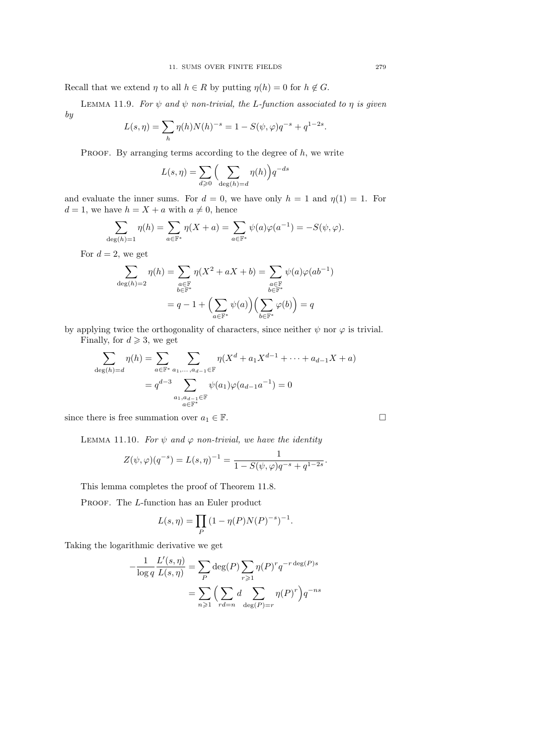Recall that we extend $\eta$ to all $h \in R$ by putting $\eta(h) = 0$ for $h \notin G$.

LEMMA 11.9. *For $\psi$ and $\psi$ non-trivial, the L-function associated to $\eta$ is given by*

$$L(s, \eta) = \sum_h \eta(h) N(h)^{-s} = 1 - S(\psi, \varphi) q^{-s} + q^{1-2s}.$$

PROOF. By arranging terms according to the degree of $h$, we write

$$L(s, \eta) = \sum_{d \geqslant 0} \Big( \sum_{\deg(h)=d} \eta(h) \Big) q^{-ds}$$

and evaluate the inner sums. For $d = 0$, we have only $h = 1$ and $\eta(1) = 1$. For $d = 1$, we have $h = X + a$ with $a \neq 0$, hence

$$\sum_{\deg(h)=1} \eta(h) = \sum_{a \in \mathbb{F}^*} \eta(X + a) = \sum_{a \in \mathbb{F}^*} \psi(a) \varphi(a^{-1}) = -S(\psi, \varphi).$$

For $d = 2$, we get

$$\begin{aligned}
\sum_{\deg(h)=2} \eta(h) &= \sum_{\substack{a \in \mathbb{F} \\ b \in \mathbb{F}^*}} \eta(X^2 + aX + b) = \sum_{\substack{a \in \mathbb{F} \\ b \in \mathbb{F}^*}} \psi(a) \varphi(ab^{-1}) \\
&= q - 1 + \Big( \sum_{a \in \mathbb{F}^*} \psi(a) \Big) \Big( \sum_{b \in \mathbb{F}^*} \varphi(b) \Big) = q
\end{aligned}$$

by applying twice the orthogonality of characters, since neither $\psi$ nor $\varphi$ is trivial.

Finally, for $d \geqslant 3$, we get

$$\begin{aligned}
\sum_{\deg(h)=d} \eta(h) &= \sum_{a \in \mathbb{F}^*} \sum_{a_1, \ldots, a_{d-1} \in \mathbb{F}} \eta(X^d + a_1 X^{d-1} + \cdots + a_{d-1} X + a) \\
&= q^{d-3} \sum_{\substack{a_1, a_{d-1} \in \mathbb{F} \\ a \in \mathbb{F}^*}} \psi(a_1) \varphi(a_{d-1} a^{-1}) = 0
\end{aligned}$$

since there is free summation over $a_1 \in \mathbb{F}$. □

LEMMA 11.10. *For $\psi$ and $\varphi$ non-trivial, we have the identity*

$$Z(\psi, \varphi)(q^{-s}) = L(s, \eta)^{-1} = \frac{1}{1 - S(\psi, \varphi) q^{-s} + q^{1-2s}}.$$

This lemma completes the proof of Theorem 11.8.

PROOF. The $L$-function has an Euler product

$$L(s, \eta) = \prod_P (1 - \eta(P) N(P)^{-s})^{-1}.$$

Taking the logarithmic derivative we get

$$\begin{aligned}
-\frac{1}{\log q} \frac{L'(s, \eta)}{L(s, \eta)} &= \sum_P \deg(P) \sum_{r \geqslant 1} \eta(P)^r q^{-r \deg(P) s} \\
&= \sum_{n \geqslant 1} \Big( \sum_{rd=n} d \sum_{\deg(P)=r} \eta(P)^r \Big) q^{-ns}
\end{aligned}$$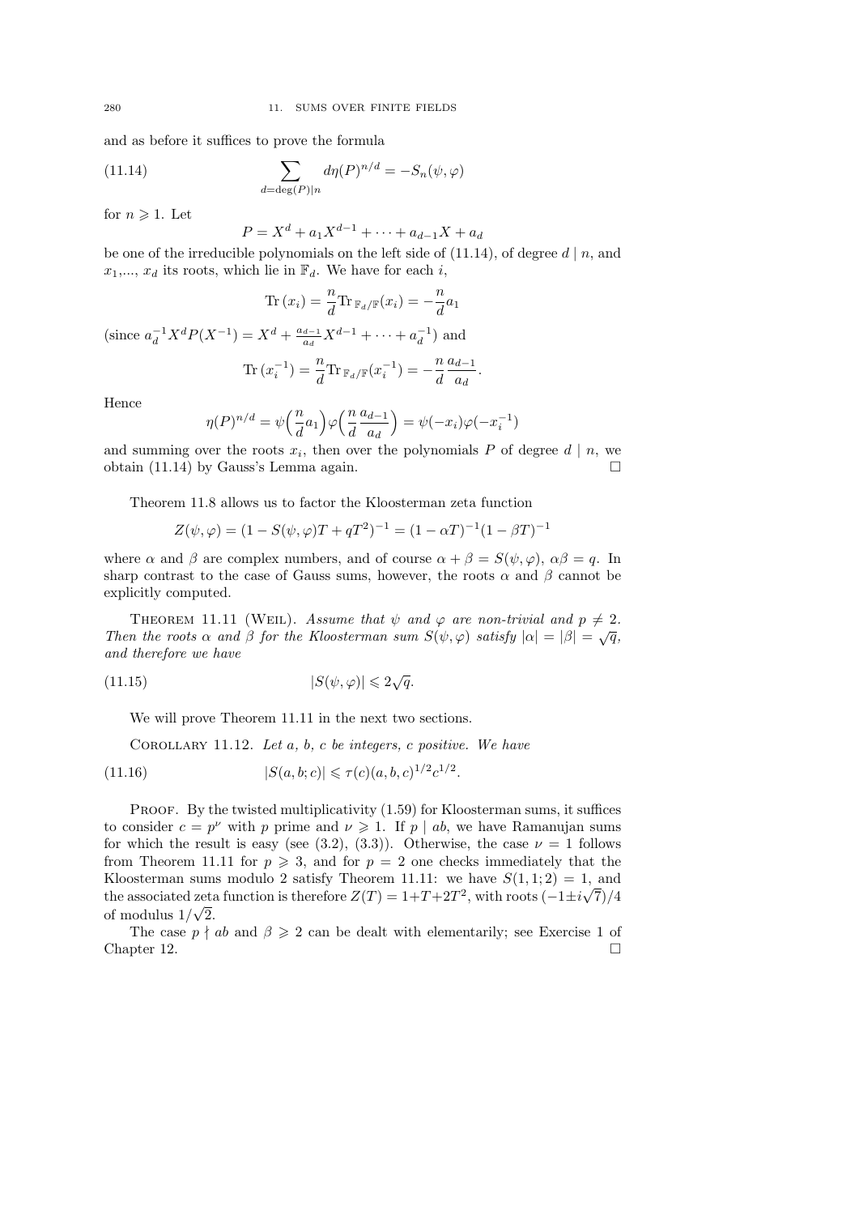and as before it suffices to prove the formula

$$\sum_{d=\deg(P)\mid n} d\eta(P)^{n/d} = -S_n(\psi,\varphi) \tag{11.14}$$

for $n \geqslant 1$. Let

$$P = X^d + a_1X^{d-1} + \cdots + a_{d-1}X + a_d$$

be one of the irreducible polynomials on the left side of (11.14), of degree $d \mid n$, and $x_1,\ldots, x_d$ its roots, which lie in $\mathbb{F}_d$. We have for each $i$,

$$\mathrm{Tr}\,(x_i) = \frac{n}{d}\mathrm{Tr}_{\,\mathbb{F}_d/\mathbb{F}}(x_i) = -\frac{n}{d}a_1$$

(since $a_d^{-1}X^dP(X^{-1}) = X^d + \frac{a_{d-1}}{a_d}X^{d-1} + \cdots + a_d^{-1}$) and

$$\mathrm{Tr}\,(x_i^{-1}) = \frac{n}{d}\mathrm{Tr}_{\,\mathbb{F}_d/\mathbb{F}}(x_i^{-1}) = -\frac{n}{d}\frac{a_{d-1}}{a_d}.$$

Hence

$$\eta(P)^{n/d} = \psi\Big(\frac{n}{d}a_1\Big)\varphi\Big(\frac{n}{d}\frac{a_{d-1}}{a_d}\Big) = \psi(-x_i)\varphi(-x_i^{-1})$$

and summing over the roots $x_i$, then over the polynomials $P$ of degree $d \mid n$, we obtain (11.14) by Gauss's Lemma again. □

Theorem 11.8 allows us to factor the Kloosterman zeta function

$$Z(\psi,\varphi) = (1 - S(\psi,\varphi)T + qT^2)^{-1} = (1-\alpha T)^{-1}(1-\beta T)^{-1}$$

where $\alpha$ and $\beta$ are complex numbers, and of course $\alpha+\beta = S(\psi,\varphi)$, $\alpha\beta = q$. In sharp contrast to the case of Gauss sums, however, the roots $\alpha$ and $\beta$ cannot be explicitly computed.

Theorem 11.11 (Weil). *Assume that $\psi$ and $\varphi$ are non-trivial and $p \neq 2$. Then the roots $\alpha$ and $\beta$ for the Kloosterman sum $S(\psi,\varphi)$ satisfy $|\alpha| = |\beta| = \sqrt{q}$, and therefore we have*

$$|S(\psi,\varphi)| \leqslant 2\sqrt{q}. \tag{11.15}$$

We will prove Theorem 11.11 in the next two sections.

Corollary 11.12. *Let $a$, $b$, $c$ be integers, $c$ positive. We have*

$$|S(a,b;c)| \leqslant \tau(c)(a,b,c)^{1/2}c^{1/2}. \tag{11.16}$$

Proof. By the twisted multiplicativity (1.59) for Kloosterman sums, it suffices to consider $c = p^\nu$ with $p$ prime and $\nu \geqslant 1$. If $p \mid ab$, we have Ramanujan sums for which the result is easy (see (3.2), (3.3)). Otherwise, the case $\nu = 1$ follows from Theorem 11.11 for $p \geqslant 3$, and for $p = 2$ one checks immediately that the Kloosterman sums modulo 2 satisfy Theorem 11.11: we have $S(1,1;2) = 1$, and the associated zeta function is therefore $Z(T) = 1+T+2T^2$, with roots $(-1\pm i\sqrt{7})/4$ of modulus $1/\sqrt{2}$.

The case $p \nmid ab$ and $\beta \geqslant 2$ can be dealt with elementarily; see Exercise 1 of Chapter 12. □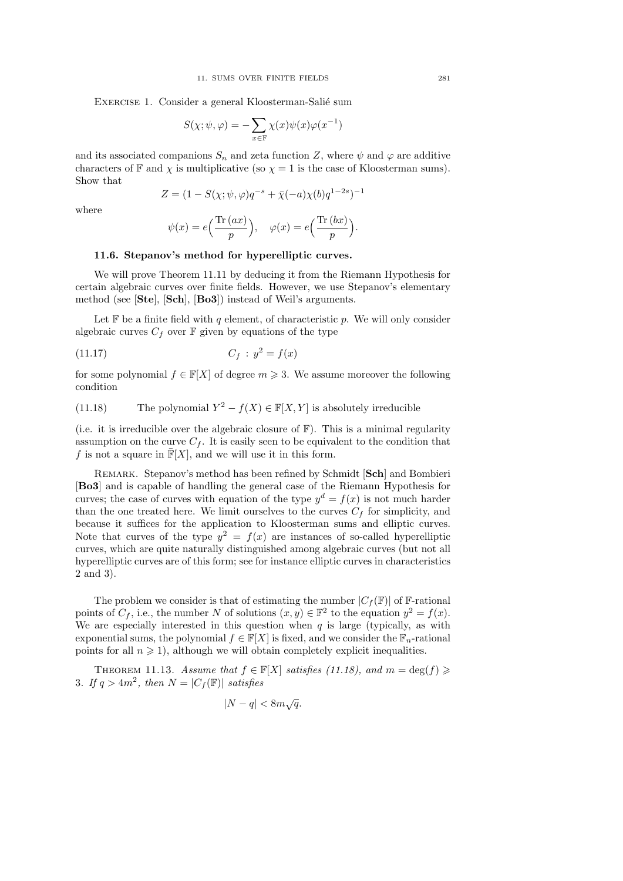Exercise 1. Consider a general Kloosterman-Salié sum

$$S(\chi;\psi,\varphi) = -\sum_{x\in\mathbb{F}} \chi(x)\psi(x)\varphi(x^{-1})$$

and its associated companions $S_n$ and zeta function $Z$, where $\psi$ and $\varphi$ are additive characters of $\mathbb{F}$ and $\chi$ is multiplicative (so $\chi = 1$ is the case of Kloosterman sums). Show that

$$Z = (1 - S(\chi;\psi,\varphi)q^{-s} + \bar{\chi}(-a)\chi(b)q^{1-2s})^{-1}$$

where

$$\psi(x) = e\Big(\frac{\mathrm{Tr}\,(ax)}{p}\Big), \quad \varphi(x) = e\Big(\frac{\mathrm{Tr}\,(bx)}{p}\Big).$$

### 11.6. Stepanov's method for hyperelliptic curves.

We will prove Theorem 11.11 by deducing it from the Riemann Hypothesis for certain algebraic curves over finite fields. However, we use Stepanov's elementary method (see [**Ste**], [**Sch**], [**Bo3**]) instead of Weil's arguments.

Let $\mathbb{F}$ be a finite field with $q$ element, of characteristic $p$. We will only consider algebraic curves $C_f$ over $\mathbb{F}$ given by equations of the type

$$C_f \,:\, y^2 = f(x) \tag{11.17}$$

for some polynomial $f \in \mathbb{F}[X]$ of degree $m \geqslant 3$. We assume moreover the following condition

(11.18) The polynomial $Y^2 - f(X) \in \mathbb{F}[X,Y]$ is absolutely irreducible

(i.e. it is irreducible over the algebraic closure of $\mathbb{F}$). This is a minimal regularity assumption on the curve $C_f$. It is easily seen to be equivalent to the condition that $f$ is not a square in $\bar{\mathbb{F}}[X]$, and we will use it in this form.

Remark. Stepanov's method has been refined by Schmidt [**Sch**] and Bombieri [**Bo3**] and is capable of handling the general case of the Riemann Hypothesis for curves; the case of curves with equation of the type $y^d = f(x)$ is not much harder than the one treated here. We limit ourselves to the curves $C_f$ for simplicity, and because it suffices for the application to Kloosterman sums and elliptic curves. Note that curves of the type $y^2 = f(x)$ are instances of so-called hyperelliptic curves, which are quite naturally distinguished among algebraic curves (but not all hyperelliptic curves are of this form; see for instance elliptic curves in characteristics 2 and 3).

The problem we consider is that of estimating the number $|C_f(\mathbb{F})|$ of $\mathbb{F}$-rational points of $C_f$, i.e., the number $N$ of solutions $(x,y) \in \mathbb{F}^2$ to the equation $y^2 = f(x)$. We are especially interested in this question when $q$ is large (typically, as with exponential sums, the polynomial $f \in \mathbb{F}[X]$ is fixed, and we consider the $\mathbb{F}_n$-rational points for all $n \geqslant 1$), although we will obtain completely explicit inequalities.

Theorem 11.13. *Assume that $f \in \mathbb{F}[X]$ satisfies (11.18), and $m = \deg(f) \geqslant 3$. If $q > 4m^2$, then $N = |C_f(\mathbb{F})|$ satisfies*

$$|N - q| < 8m\sqrt{q}.$$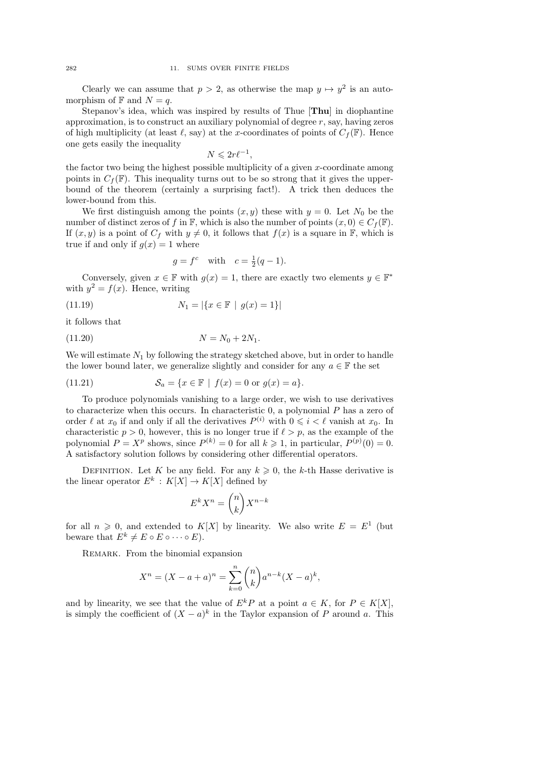Clearly we can assume that $p > 2$, as otherwise the map $y \mapsto y^2$ is an automorphism of $\mathbb{F}$ and $N = q$.

Stepanov's idea, which was inspired by results of Thue [**Thu**] in diophantine approximation, is to construct an auxiliary polynomial of degree $r$, say, having zeros of high multiplicity (at least $\ell$, say) at the $x$-coordinates of points of $C_f(\mathbb{F})$. Hence one gets easily the inequality

$$N \leqslant 2r\ell^{-1},$$

the factor two being the highest possible multiplicity of a given $x$-coordinate among points in $C_f(\mathbb{F})$. This inequality turns out to be so strong that it gives the upper-bound of the theorem (certainly a surprising fact!). A trick then deduces the lower-bound from this.

We first distinguish among the points $(x, y)$ these with $y = 0$. Let $N_0$ be the number of distinct zeros of $f$ in $\mathbb{F}$, which is also the number of points $(x, 0) \in C_f(\mathbb{F})$. If $(x, y)$ is a point of $C_f$ with $y \neq 0$, it follows that $f(x)$ is a square in $\mathbb{F}$, which is true if and only if $g(x) = 1$ where

$$g = f^c \quad \text{with} \quad c = \tfrac{1}{2}(q-1).$$

Conversely, given $x \in \mathbb{F}$ with $g(x) = 1$, there are exactly two elements $y \in \mathbb{F}^*$ with $y^2 = f(x)$. Hence, writing

$$N_1 = |\{x \in \mathbb{F} \mid g(x) = 1\}| \tag{11.19}$$

it follows that

$$N = N_0 + 2N_1. \tag{11.20}$$

We will estimate $N_1$ by following the strategy sketched above, but in order to handle the lower bound later, we generalize slightly and consider for any $a \in \mathbb{F}$ the set

$$\mathcal{S}_a = \{x \in \mathbb{F} \mid f(x) = 0 \text{ or } g(x) = a\}. \tag{11.21}$$

To produce polynomials vanishing to a large order, we wish to use derivatives to characterize when this occurs. In characteristic 0, a polynomial $P$ has a zero of order $\ell$ at $x_0$ if and only if all the derivatives $P^{(i)}$ with $0 \leqslant i < \ell$ vanish at $x_0$. In characteristic $p > 0$, however, this is no longer true if $\ell > p$, as the example of the polynomial $P = X^p$ shows, since $P^{(k)} = 0$ for all $k \geqslant 1$, in particular, $P^{(p)}(0) = 0$. A satisfactory solution follows by considering other differential operators.

Definition. Let $K$ be any field. For any $k \geqslant 0$, the $k$-th Hasse derivative is the linear operator $E^k : K[X] \to K[X]$ defined by

$$E^k X^n = \binom{n}{k} X^{n-k}$$

for all $n \geqslant 0$, and extended to $K[X]$ by linearity. We also write $E = E^1$ (but beware that $E^k \neq E \circ E \circ \cdots \circ E$).

Remark. From the binomial expansion

$$X^n = (X - a + a)^n = \sum_{k=0}^{n} \binom{n}{k} a^{n-k} (X-a)^k,$$

and by linearity, we see that the value of $E^k P$ at a point $a \in K$, for $P \in K[X]$, is simply the coefficient of $(X-a)^k$ in the Taylor expansion of $P$ around $a$. This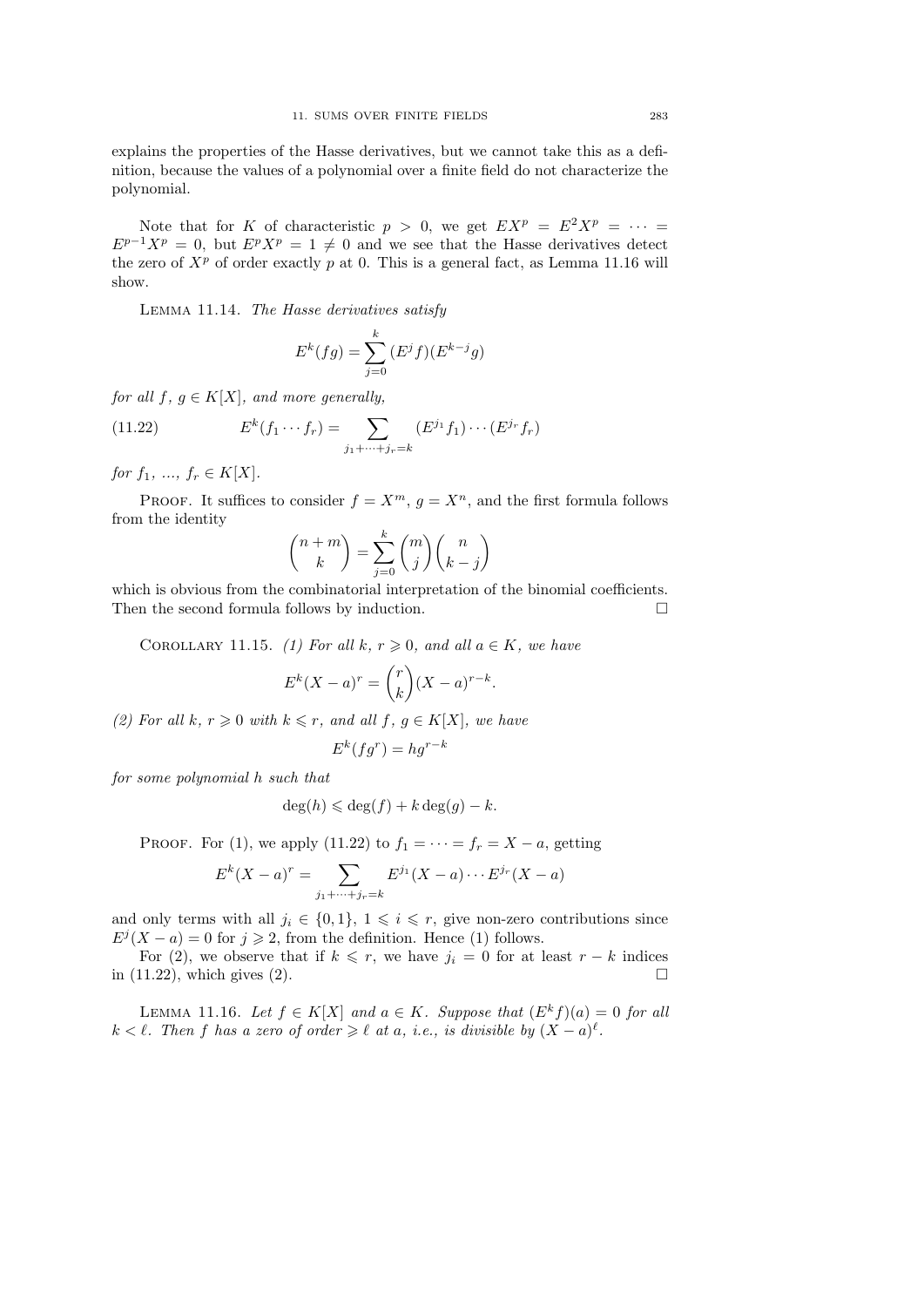explains the properties of the Hasse derivatives, but we cannot take this as a definition, because the values of a polynomial over a finite field do not characterize the polynomial.

Note that for $K$ of characteristic $p > 0$, we get $EX^p = E^2X^p = \cdots = E^{p-1}X^p = 0$, but $E^pX^p = 1 \neq 0$ and we see that the Hasse derivatives detect the zero of $X^p$ of order exactly $p$ at 0. This is a general fact, as Lemma 11.16 will show.

Lemma 11.14. *The Hasse derivatives satisfy*

$$E^k(fg) = \sum_{j=0}^{k} (E^j f)(E^{k-j} g)$$

*for all $f$, $g \in K[X]$, and more generally,*

$$E^k(f_1 \cdots f_r) = \sum_{j_1+\cdots+j_r=k} (E^{j_1} f_1) \cdots (E^{j_r} f_r) \tag{11.22}$$

*for $f_1$, ..., $f_r \in K[X]$.*

Proof. It suffices to consider $f = X^m$, $g = X^n$, and the first formula follows from the identity

$$\binom{n+m}{k} = \sum_{j=0}^{k} \binom{m}{j}\binom{n}{k-j}$$

which is obvious from the combinatorial interpretation of the binomial coefficients. Then the second formula follows by induction. □

Corollary 11.15. *(1) For all $k$, $r \geqslant 0$, and all $a \in K$, we have*

$$E^k(X-a)^r = \binom{r}{k}(X-a)^{r-k}.$$

*(2) For all $k$, $r \geqslant 0$ with $k \leqslant r$, and all $f$, $g \in K[X]$, we have*

$$E^k(fg^r) = hg^{r-k}$$

*for some polynomial $h$ such that*

$$\deg(h) \leqslant \deg(f) + k\deg(g) - k.$$

Proof. For (1), we apply (11.22) to $f_1 = \cdots = f_r = X - a$, getting

$$E^k(X-a)^r = \sum_{j_1+\cdots+j_r=k} E^{j_1}(X-a) \cdots E^{j_r}(X-a)$$

and only terms with all $j_i \in \{0, 1\}$, $1 \leqslant i \leqslant r$, give non-zero contributions since $E^j(X - a) = 0$ for $j \geqslant 2$, from the definition. Hence (1) follows.

For (2), we observe that if $k \leqslant r$, we have $j_i = 0$ for at least $r - k$ indices in (11.22), which gives (2). □

Lemma 11.16. *Let $f \in K[X]$ and $a \in K$. Suppose that $(E^k f)(a) = 0$ for all $k < \ell$. Then $f$ has a zero of order $\geqslant \ell$ at $a$, i.e., is divisible by $(X - a)^\ell$.*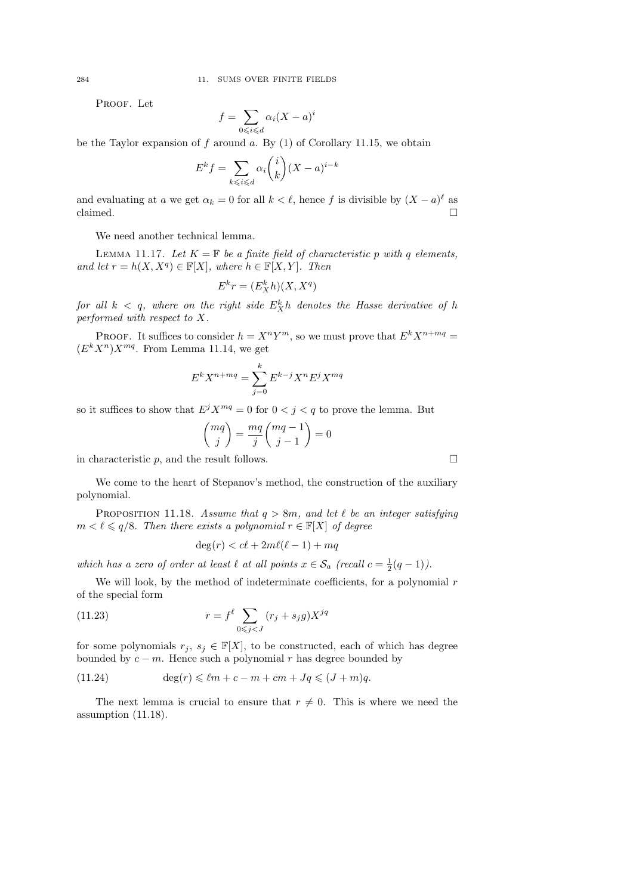PROOF. Let

$$f = \sum_{0 \leqslant i \leqslant d} \alpha_i (X-a)^i$$

be the Taylor expansion of $f$ around $a$. By (1) of Corollary 11.15, we obtain

$$E^k f = \sum_{k \leqslant i \leqslant d} \alpha_i \binom{i}{k} (X-a)^{i-k}$$

and evaluating at $a$ we get $\alpha_k = 0$ for all $k < \ell$, hence $f$ is divisible by $(X-a)^\ell$ as claimed. $\square$

We need another technical lemma.

LEMMA 11.17. *Let $K = \mathbb{F}$ be a finite field of characteristic $p$ with $q$ elements, and let $r = h(X, X^q) \in \mathbb{F}[X]$, where $h \in \mathbb{F}[X,Y]$. Then*

$$E^k r = (E^k_X h)(X, X^q)$$

*for all $k < q$, where on the right side $E^k_X h$ denotes the Hasse derivative of $h$ performed with respect to $X$.*

PROOF. It suffices to consider $h = X^n Y^m$, so we must prove that $E^k X^{n+mq} = (E^k X^n) X^{mq}$. From Lemma 11.14, we get

$$E^k X^{n+mq} = \sum_{j=0}^{k} E^{k-j} X^n E^j X^{mq}$$

so it suffices to show that $E^j X^{mq} = 0$ for $0 < j < q$ to prove the lemma. But

$$\binom{mq}{j} = \frac{mq}{j} \binom{mq-1}{j-1} = 0$$

in characteristic $p$, and the result follows. $\square$

We come to the heart of Stepanov's method, the construction of the auxiliary polynomial.

PROPOSITION 11.18. *Assume that $q > 8m$, and let $\ell$ be an integer satisfying $m < \ell \leqslant q/8$. Then there exists a polynomial $r \in \mathbb{F}[X]$ of degree*

$$\deg(r) < c\ell + 2m\ell(\ell-1) + mq$$

*which has a zero of order at least $\ell$ at all points $x \in \mathcal{S}_a$ (recall $c = \frac{1}{2}(q-1)$).*

We will look, by the method of indeterminate coefficients, for a polynomial $r$ of the special form

$$r = f^\ell \sum_{0 \leqslant j < J} (r_j + s_j g) X^{jq} \tag{11.23}$$

for some polynomials $r_j$, $s_j \in \mathbb{F}[X]$, to be constructed, each of which has degree bounded by $c - m$. Hence such a polynomial $r$ has degree bounded by

$$\deg(r) \leqslant \ell m + c - m + cm + Jq \leqslant (J+m)q. \tag{11.24}$$

The next lemma is crucial to ensure that $r \neq 0$. This is where we need the assumption (11.18).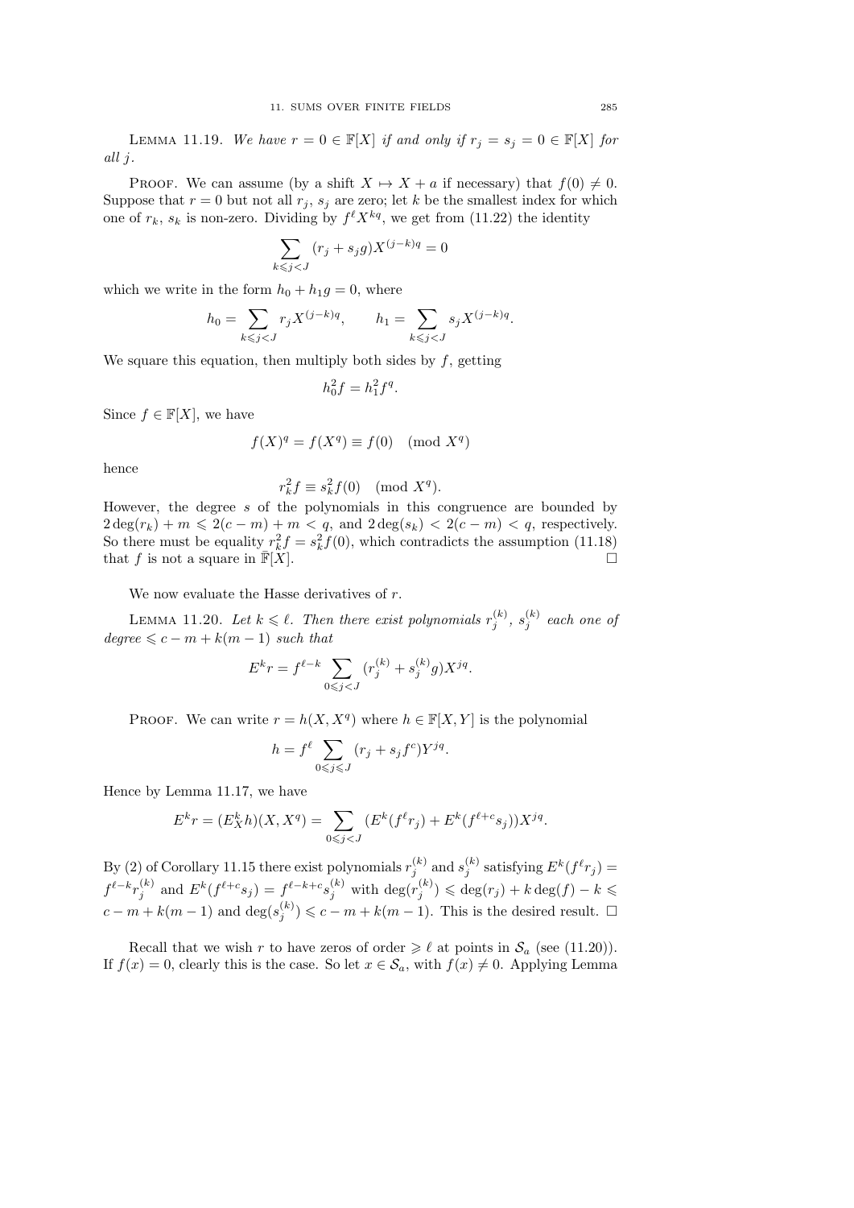**Lemma 11.19.** *We have $r = 0 \in \mathbb{F}[X]$ if and only if $r_j = s_j = 0 \in \mathbb{F}[X]$ for all $j$.*

Proof. We can assume (by a shift $X \mapsto X + a$ if necessary) that $f(0) \neq 0$. Suppose that $r = 0$ but not all $r_j$, $s_j$ are zero; let $k$ be the smallest index for which one of $r_k$, $s_k$ is non-zero. Dividing by $f^\ell X^{kq}$, we get from (11.22) the identity

$$\sum_{k \leqslant j < J} (r_j + s_j g) X^{(j-k)q} = 0$$

which we write in the form $h_0 + h_1 g = 0$, where

$$h_0 = \sum_{k \leqslant j < J} r_j X^{(j-k)q}, \qquad h_1 = \sum_{k \leqslant j < J} s_j X^{(j-k)q}.$$

We square this equation, then multiply both sides by $f$, getting

$$h_0^2 f = h_1^2 f^q.$$

Since $f \in \mathbb{F}[X]$, we have

$$f(X)^q = f(X^q) \equiv f(0) \pmod{X^q}$$

hence

$$r_k^2 f \equiv s_k^2 f(0) \pmod{X^q}.$$

However, the degree $s$ of the polynomials in this congruence are bounded by $2\deg(r_k) + m \leqslant 2(c-m) + m < q$, and $2\deg(s_k) < 2(c-m) < q$, respectively. So there must be equality $r_k^2 f = s_k^2 f(0)$, which contradicts the assumption (11.18) that $f$ is not a square in $\bar{\mathbb{F}}[X]$. $\square$

We now evaluate the Hasse derivatives of $r$.

**Lemma 11.20.** *Let $k \leqslant \ell$. Then there exist polynomials $r_j^{(k)}$, $s_j^{(k)}$ each one of degree $\leqslant c - m + k(m-1)$ such that*

$$E^k r = f^{\ell - k} \sum_{0 \leqslant j < J} (r_j^{(k)} + s_j^{(k)} g) X^{jq}.$$

Proof. We can write $r = h(X, X^q)$ where $h \in \mathbb{F}[X, Y]$ is the polynomial

$$h = f^\ell \sum_{0 \leqslant j \leqslant J} (r_j + s_j f^c) Y^{jq}.$$

Hence by Lemma 11.17, we have

$$E^k r = (E_X^k h)(X, X^q) = \sum_{0 \leqslant j < J} (E^k(f^\ell r_j) + E^k(f^{\ell+c} s_j)) X^{jq}.$$

By (2) of Corollary 11.15 there exist polynomials $r_j^{(k)}$ and $s_j^{(k)}$ satisfying $E^k(f^\ell r_j) = f^{\ell-k} r_j^{(k)}$ and $E^k(f^{\ell+c} s_j) = f^{\ell-k+c} s_j^{(k)}$ with $\deg(r_j^{(k)}) \leqslant \deg(r_j) + k\deg(f) - k \leqslant c - m + k(m-1)$ and $\deg(s_j^{(k)}) \leqslant c - m + k(m-1)$. This is the desired result. $\square$

Recall that we wish $r$ to have zeros of order $\geqslant \ell$ at points in $\mathcal{S}_a$ (see (11.20)). If $f(x) = 0$, clearly this is the case. So let $x \in \mathcal{S}_a$, with $f(x) \neq 0$. Applying Lemma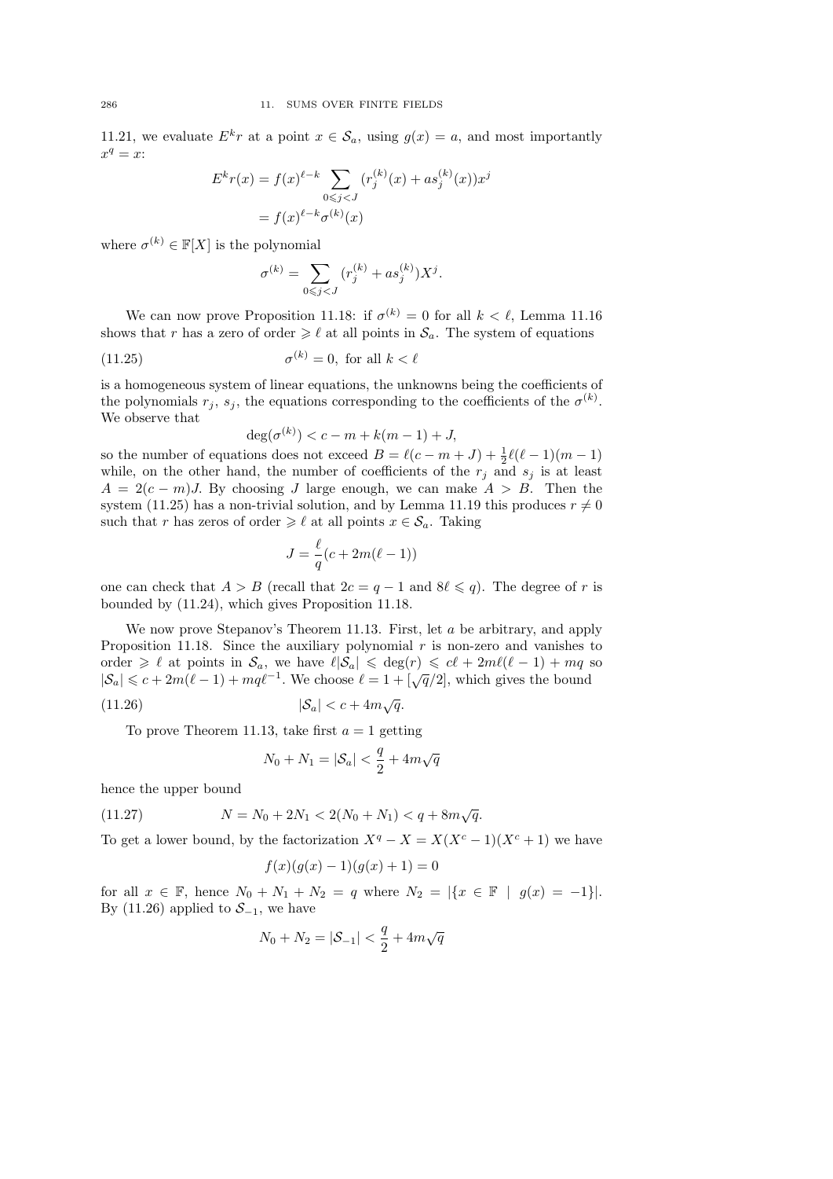11.21, we evaluate $E^k r$ at a point $x \in \mathcal{S}_a$, using $g(x) = a$, and most importantly $x^q = x$:

$$E^k r(x) = f(x)^{\ell-k} \sum_{0 \leqslant j < J} (r_j^{(k)}(x) + a s_j^{(k)}(x)) x^j$$
$$= f(x)^{\ell-k} \sigma^{(k)}(x)$$

where $\sigma^{(k)} \in \mathbb{F}[X]$ is the polynomial

$$\sigma^{(k)} = \sum_{0 \leqslant j < J} (r_j^{(k)} + a s_j^{(k)}) X^j.$$

We can now prove Proposition 11.18: if $\sigma^{(k)} = 0$ for all $k < \ell$, Lemma 11.16 shows that $r$ has a zero of order $\geqslant \ell$ at all points in $\mathcal{S}_a$. The system of equations

$$\sigma^{(k)} = 0, \text{ for all } k < \ell \tag{11.25}$$

is a homogeneous system of linear equations, the unknowns being the coefficients of the polynomials $r_j$, $s_j$, the equations corresponding to the coefficients of the $\sigma^{(k)}$. We observe that

$$\deg(\sigma^{(k)}) < c - m + k(m-1) + J,$$

so the number of equations does not exceed $B = \ell(c - m + J) + \frac{1}{2}\ell(\ell-1)(m-1)$ while, on the other hand, the number of coefficients of the $r_j$ and $s_j$ is at least $A = 2(c-m)J$. By choosing $J$ large enough, we can make $A > B$. Then the system (11.25) has a non-trivial solution, and by Lemma 11.19 this produces $r \neq 0$ such that $r$ has zeros of order $\geqslant \ell$ at all points $x \in \mathcal{S}_a$. Taking

$$J = \frac{\ell}{q}(c + 2m(\ell - 1))$$

one can check that $A > B$ (recall that $2c = q - 1$ and $8\ell \leqslant q$). The degree of $r$ is bounded by (11.24), which gives Proposition 11.18.

We now prove Stepanov's Theorem 11.13. First, let $a$ be arbitrary, and apply Proposition 11.18. Since the auxiliary polynomial $r$ is non-zero and vanishes to order $\geqslant \ell$ at points in $\mathcal{S}_a$, we have $\ell|\mathcal{S}_a| \leqslant \deg(r) \leqslant c\ell + 2m\ell(\ell-1) + mq$ so $|\mathcal{S}_a| \leqslant c + 2m(\ell-1) + mq\ell^{-1}$. We choose $\ell = 1 + [\sqrt{q}/2]$, which gives the bound

$$|\mathcal{S}_a| < c + 4m\sqrt{q}. \tag{11.26}$$

To prove Theorem 11.13, take first $a = 1$ getting

$$N_0 + N_1 = |\mathcal{S}_a| < \frac{q}{2} + 4m\sqrt{q}$$

hence the upper bound

$$N = N_0 + 2N_1 < 2(N_0 + N_1) < q + 8m\sqrt{q}. \tag{11.27}$$

To get a lower bound, by the factorization $X^q - X = X(X^c - 1)(X^c + 1)$ we have

$$f(x)(g(x) - 1)(g(x) + 1) = 0$$

for all $x \in \mathbb{F}$, hence $N_0 + N_1 + N_2 = q$ where $N_2 = |\{x \in \mathbb{F} \mid g(x) = -1\}|$. By (11.26) applied to $\mathcal{S}_{-1}$, we have

$$N_0 + N_2 = |\mathcal{S}_{-1}| < \frac{q}{2} + 4m\sqrt{q}$$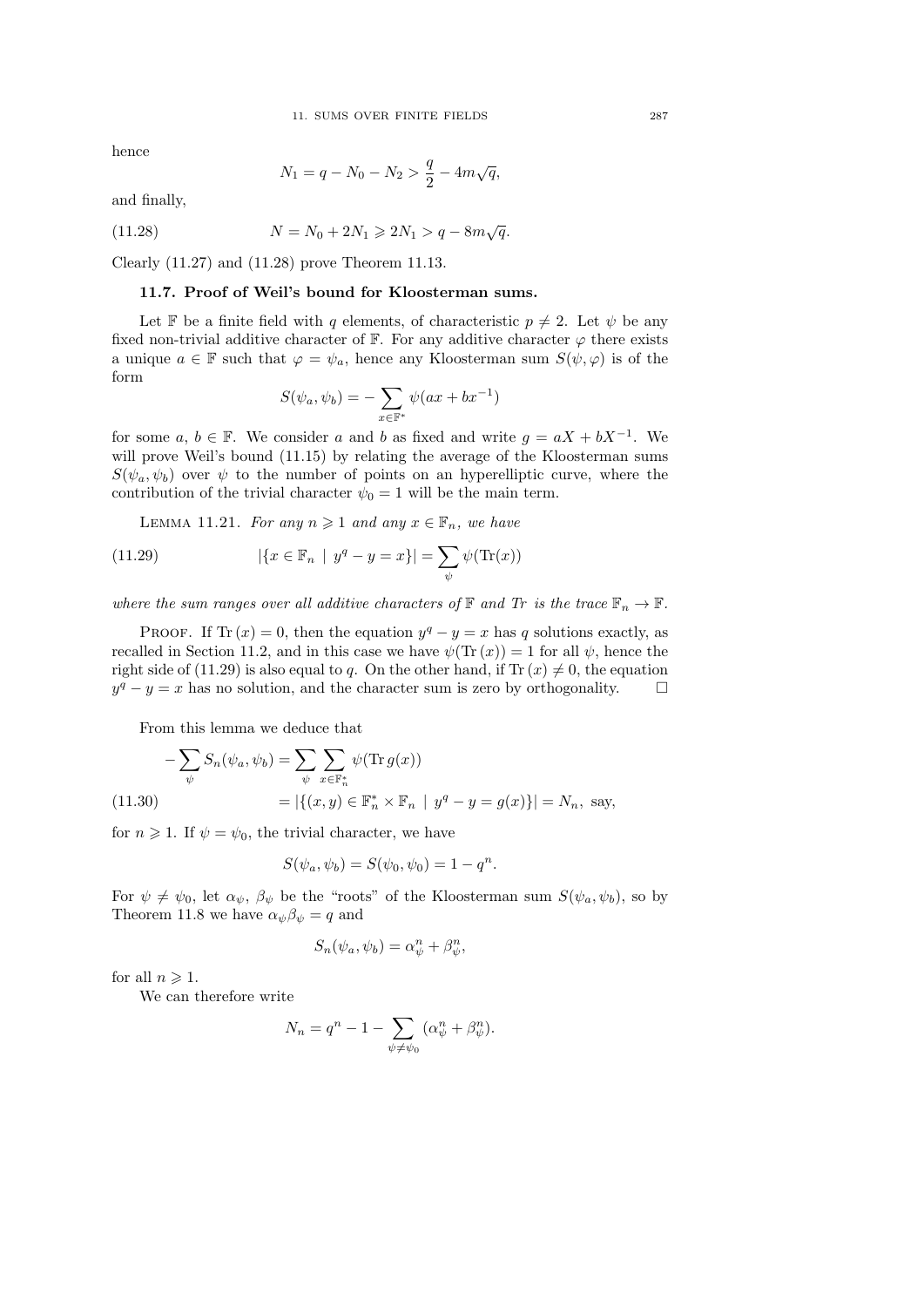hence

$$N_1 = q - N_0 - N_2 > \frac{q}{2} - 4m\sqrt{q},$$

and finally,

$$N = N_0 + 2N_1 \geqslant 2N_1 > q - 8m\sqrt{q}. \tag{11.28}$$

Clearly (11.27) and (11.28) prove Theorem 11.13.

### 11.7. Proof of Weil's bound for Kloosterman sums.

Let $\mathbb{F}$ be a finite field with $q$ elements, of characteristic $p \neq 2$. Let $\psi$ be any fixed non-trivial additive character of $\mathbb{F}$. For any additive character $\varphi$ there exists a unique $a \in \mathbb{F}$ such that $\varphi = \psi_a$, hence any Kloosterman sum $S(\psi, \varphi)$ is of the form

$$S(\psi_a, \psi_b) = -\sum_{x \in \mathbb{F}^*} \psi(ax + bx^{-1})$$

for some $a$, $b \in \mathbb{F}$. We consider $a$ and $b$ as fixed and write $g = aX + bX^{-1}$. We will prove Weil's bound (11.15) by relating the average of the Kloosterman sums $S(\psi_a, \psi_b)$ over $\psi$ to the number of points on an hyperelliptic curve, where the contribution of the trivial character $\psi_0 = 1$ will be the main term.

Lemma 11.21. *For any $n \geqslant 1$ and any $x \in \mathbb{F}_n$, we have*

$$|\{x \in \mathbb{F}_n \mid y^q - y = x\}| = \sum_{\psi} \psi(\mathrm{Tr}(x)) \tag{11.29}$$

*where the sum ranges over all additive characters of $\mathbb{F}$ and Tr is the trace $\mathbb{F}_n \to \mathbb{F}$.*

Proof. If $\mathrm{Tr}\,(x) = 0$, then the equation $y^q - y = x$ has $q$ solutions exactly, as recalled in Section 11.2, and in this case we have $\psi(\mathrm{Tr}\,(x)) = 1$ for all $\psi$, hence the right side of (11.29) is also equal to $q$. On the other hand, if $\mathrm{Tr}\,(x) \neq 0$, the equation $y^q - y = x$ has no solution, and the character sum is zero by orthogonality. $\square$

From this lemma we deduce that

$$\begin{aligned} -\sum_{\psi} S_n(\psi_a, \psi_b) &= \sum_{\psi} \sum_{x \in \mathbb{F}_n^*} \psi(\mathrm{Tr}\, g(x)) \\ &= |\{(x, y) \in \mathbb{F}_n^* \times \mathbb{F}_n \mid y^q - y = g(x)\}| = N_n, \text{ say,} \end{aligned} \tag{11.30}$$

for $n \geqslant 1$. If $\psi = \psi_0$, the trivial character, we have

$$S(\psi_a, \psi_b) = S(\psi_0, \psi_0) = 1 - q^n.$$

For $\psi \neq \psi_0$, let $\alpha_\psi$, $\beta_\psi$ be the "roots" of the Kloosterman sum $S(\psi_a, \psi_b)$, so by Theorem 11.8 we have $\alpha_\psi \beta_\psi = q$ and

$$S_n(\psi_a, \psi_b) = \alpha_\psi^n + \beta_\psi^n,$$

for all $n \geqslant 1$.

We can therefore write

$$N_n = q^n - 1 - \sum_{\psi \neq \psi_0} (\alpha_\psi^n + \beta_\psi^n).$$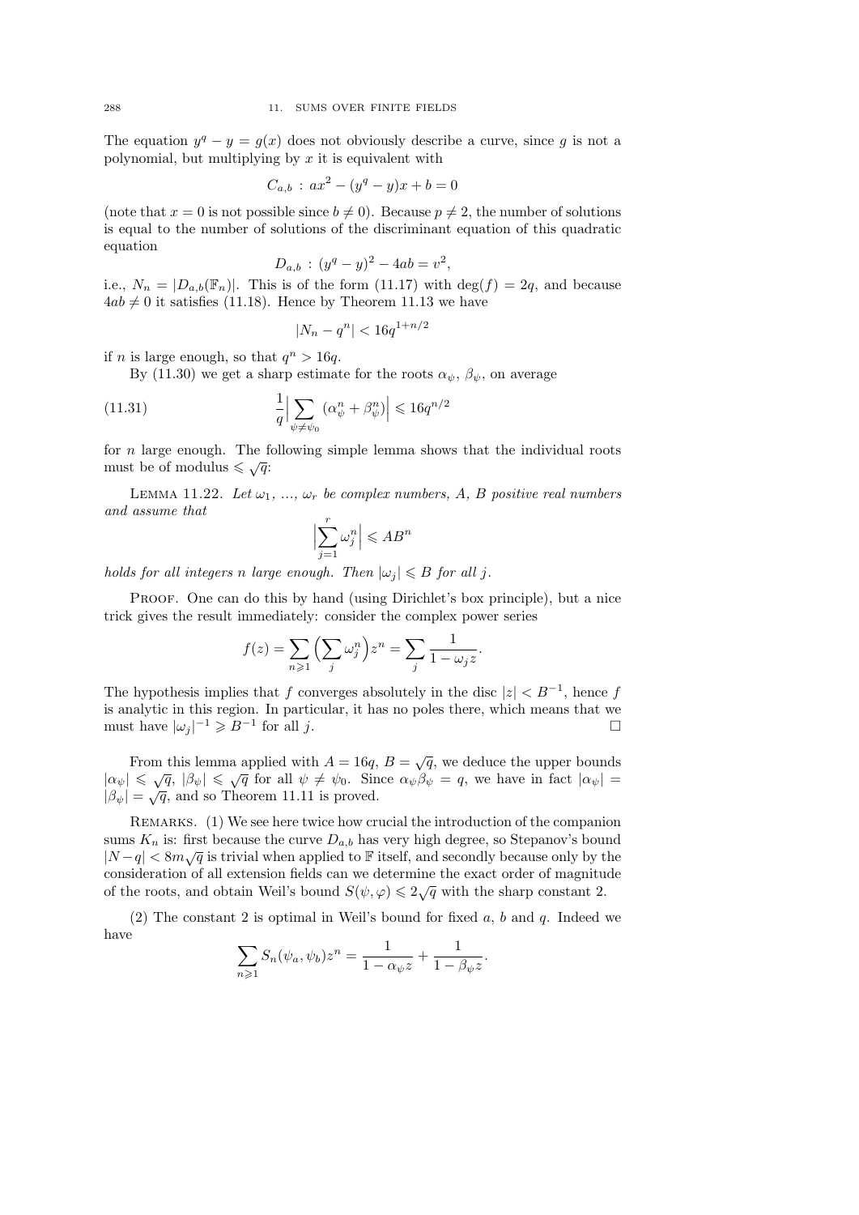The equation $y^q - y = g(x)$ does not obviously describe a curve, since $g$ is not a polynomial, but multiplying by $x$ it is equivalent with

$$C_{a,b} : ax^2 - (y^q - y)x + b = 0$$

(note that $x = 0$ is not possible since $b \neq 0$). Because $p \neq 2$, the number of solutions is equal to the number of solutions of the discriminant equation of this quadratic equation

$$D_{a,b} : (y^q - y)^2 - 4ab = v^2,$$

i.e., $N_n = |D_{a,b}(\mathbb{F}_n)|$. This is of the form (11.17) with $\deg(f) = 2q$, and because $4ab \neq 0$ it satisfies (11.18). Hence by Theorem 11.13 we have

$$|N_n - q^n| < 16q^{1+n/2}$$

if $n$ is large enough, so that $q^n > 16q$.

By (11.30) we get a sharp estimate for the roots $\alpha_\psi$, $\beta_\psi$, on average

$$\frac{1}{q}\Big|\sum_{\psi \neq \psi_0} (\alpha_\psi^n + \beta_\psi^n)\Big| \leqslant 16q^{n/2} \tag{11.31}$$

for $n$ large enough. The following simple lemma shows that the individual roots must be of modulus $\leqslant \sqrt{q}$:

Lemma 11.22. *Let $\omega_1$, ..., $\omega_r$ be complex numbers, $A$, $B$ positive real numbers and assume that*

$$\Big|\sum_{j=1}^{r} \omega_j^n\Big| \leqslant AB^n$$

*holds for all integers $n$ large enough. Then $|\omega_j| \leqslant B$ for all $j$.*

Proof. One can do this by hand (using Dirichlet's box principle), but a nice trick gives the result immediately: consider the complex power series

$$f(z) = \sum_{n \geqslant 1} \Big(\sum_j \omega_j^n\Big) z^n = \sum_j \frac{1}{1 - \omega_j z}.$$

The hypothesis implies that $f$ converges absolutely in the disc $|z| < B^{-1}$, hence $f$ is analytic in this region. In particular, it has no poles there, which means that we must have $|\omega_j|^{-1} \geqslant B^{-1}$ for all $j$. □

From this lemma applied with $A = 16q$, $B = \sqrt{q}$, we deduce the upper bounds $|\alpha_\psi| \leqslant \sqrt{q}$, $|\beta_\psi| \leqslant \sqrt{q}$ for all $\psi \neq \psi_0$. Since $\alpha_\psi \beta_\psi = q$, we have in fact $|\alpha_\psi| = |\beta_\psi| = \sqrt{q}$, and so Theorem 11.11 is proved.

Remarks. (1) We see here twice how crucial the introduction of the companion sums $K_n$ is: first because the curve $D_{a,b}$ has very high degree, so Stepanov's bound $|N - q| < 8m\sqrt{q}$ is trivial when applied to $\mathbb{F}$ itself, and secondly because only by the consideration of all extension fields can we determine the exact order of magnitude of the roots, and obtain Weil's bound $S(\psi, \varphi) \leqslant 2\sqrt{q}$ with the sharp constant 2.

(2) The constant 2 is optimal in Weil's bound for fixed $a$, $b$ and $q$. Indeed we have

$$\sum_{n \geqslant 1} S_n(\psi_a, \psi_b) z^n = \frac{1}{1 - \alpha_\psi z} + \frac{1}{1 - \beta_\psi z}.$$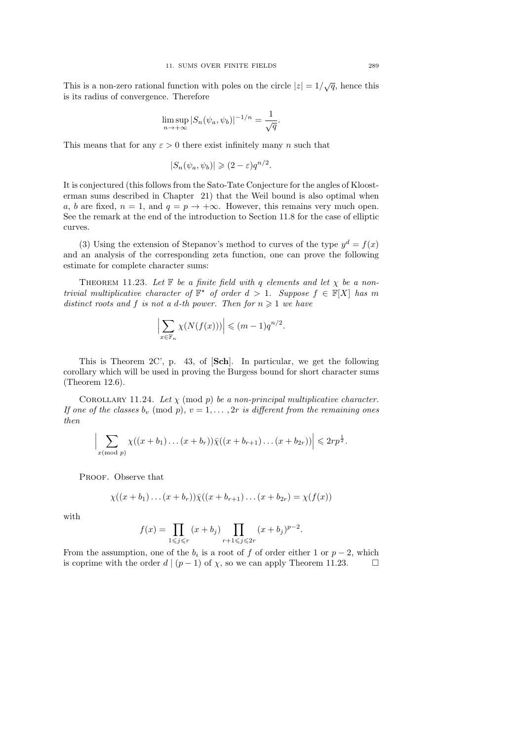This is a non-zero rational function with poles on the circle $|z| = 1/\sqrt{q}$, hence this is its radius of convergence. Therefore

$$\limsup_{n\to+\infty} |S_n(\psi_a, \psi_b)|^{-1/n} = \frac{1}{\sqrt{q}}.$$

This means that for any $\varepsilon > 0$ there exist infinitely many $n$ such that

$$|S_n(\psi_a, \psi_b)| \geqslant (2-\varepsilon) q^{n/2}.$$

It is conjectured (this follows from the Sato-Tate Conjecture for the angles of Kloosterman sums described in Chapter 21) that the Weil bound is also optimal when $a$, $b$ are fixed, $n = 1$, and $q = p \to +\infty$. However, this remains very much open. See the remark at the end of the introduction to Section 11.8 for the case of elliptic curves.

(3) Using the extension of Stepanov's method to curves of the type $y^d = f(x)$ and an analysis of the corresponding zeta function, one can prove the following estimate for complete character sums:

Theorem 11.23. *Let $\mathbb{F}$ be a finite field with $q$ elements and let $\chi$ be a non-trivial multiplicative character of $\mathbb{F}^\star$ of order $d > 1$. Suppose $f \in \mathbb{F}[X]$ has $m$ distinct roots and $f$ is not a $d$-th power. Then for $n \geqslant 1$ we have*

$$\Big|\sum_{x\in\mathbb{F}_n} \chi(N(f(x)))\Big| \leqslant (m-1)q^{n/2}.$$

This is Theorem 2C', p. 43, of [**Sch**]. In particular, we get the following corollary which will be used in proving the Burgess bound for short character sums (Theorem 12.6).

Corollary 11.24. *Let $\chi \pmod p$ be a non-principal multiplicative character. If one of the classes $b_v \pmod p$, $v = 1, \dots, 2r$ is different from the remaining ones then*

$$\Big|\sum_{x (\mathrm{mod}\ p)} \chi((x+b_1)\dots(x+b_r))\bar{\chi}((x+b_{r+1})\dots(x+b_{2r}))\Big| \leqslant 2rp^{\frac{1}{2}}.$$

Proof. Observe that

$$\chi((x+b_1)\dots(x+b_r))\bar{\chi}((x+b_{r+1})\dots(x+b_{2r}) = \chi(f(x))$$

with

$$f(x) = \prod_{1\leqslant j\leqslant r} (x+b_j) \prod_{r+1\leqslant j\leqslant 2r} (x+b_j)^{p-2}.$$

From the assumption, one of the $b_i$ is a root of $f$ of order either 1 or $p-2$, which is coprime with the order $d \mid (p-1)$ of $\chi$, so we can apply Theorem 11.23. $\square$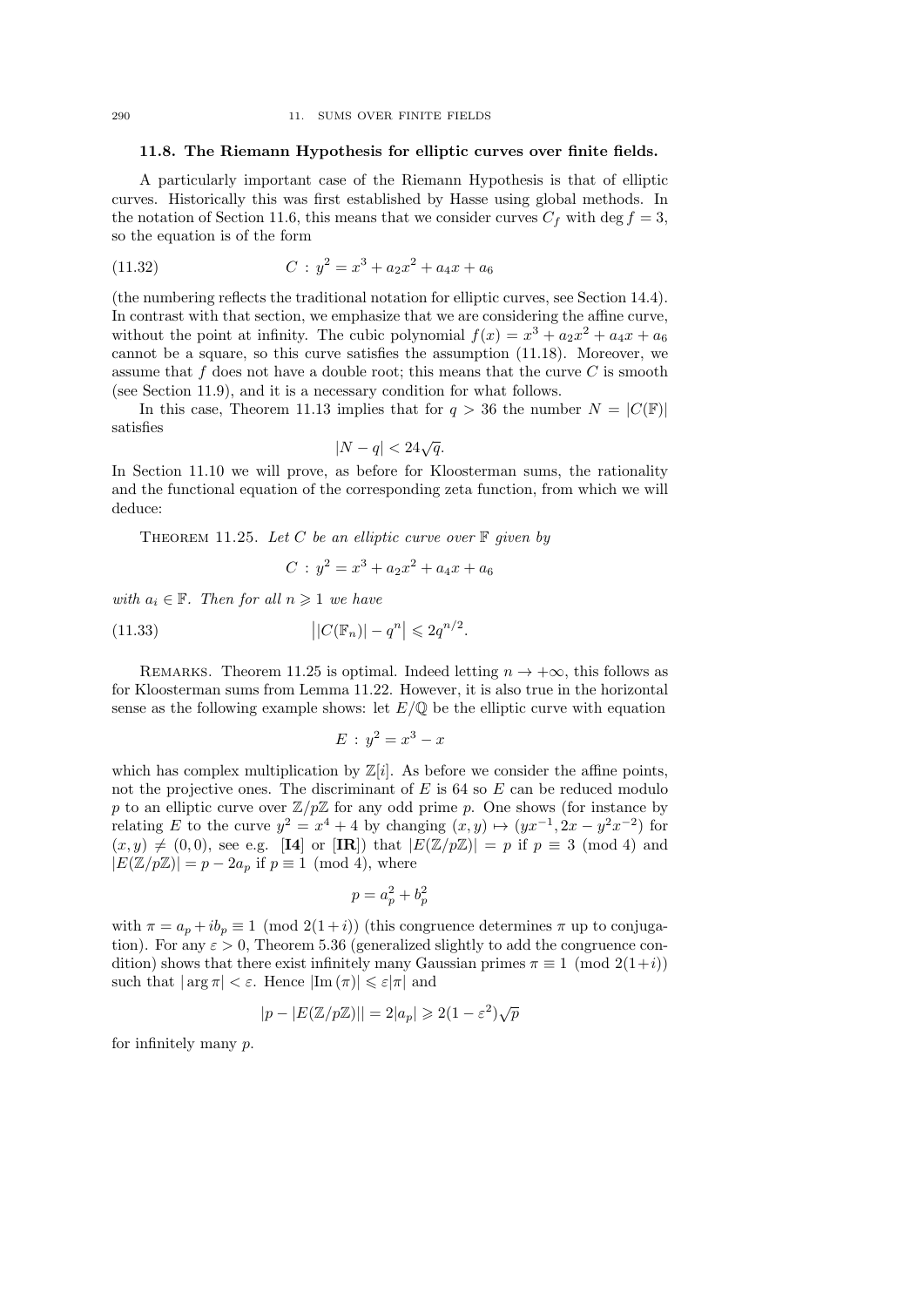### 11.8. The Riemann Hypothesis for elliptic curves over finite fields.

A particularly important case of the Riemann Hypothesis is that of elliptic curves. Historically this was first established by Hasse using global methods. In the notation of Section 11.6, this means that we consider curves $C_f$ with $\deg f = 3$, so the equation is of the form

$$C : y^2 = x^3 + a_2 x^2 + a_4 x + a_6 \tag{11.32}$$

(the numbering reflects the traditional notation for elliptic curves, see Section 14.4). In contrast with that section, we emphasize that we are considering the affine curve, without the point at infinity. The cubic polynomial $f(x) = x^3 + a_2x^2 + a_4x + a_6$ cannot be a square, so this curve satisfies the assumption (11.18). Moreover, we assume that $f$ does not have a double root; this means that the curve $C$ is smooth (see Section 11.9), and it is a necessary condition for what follows.

In this case, Theorem 11.13 implies that for $q > 36$ the number $N = |C(\mathbb{F})|$ satisfies

$$|N - q| < 24\sqrt{q}.$$

In Section 11.10 we will prove, as before for Kloosterman sums, the rationality and the functional equation of the corresponding zeta function, from which we will deduce:

Theorem 11.25. *Let $C$ be an elliptic curve over $\mathbb{F}$ given by*

$$C : y^2 = x^3 + a_2x^2 + a_4x + a_6$$

*with $a_i \in \mathbb{F}$. Then for all $n \geqslant 1$ we have*

$$\big||C(\mathbb{F}_n)| - q^n\big| \leqslant 2q^{n/2}. \tag{11.33}$$

Remarks. Theorem 11.25 is optimal. Indeed letting $n \to +\infty$, this follows as for Kloosterman sums from Lemma 11.22. However, it is also true in the horizontal sense as the following example shows: let $E/\mathbb{Q}$ be the elliptic curve with equation

$$E : y^2 = x^3 - x$$

which has complex multiplication by $\mathbb{Z}[i]$. As before we consider the affine points, not the projective ones. The discriminant of $E$ is 64 so $E$ can be reduced modulo $p$ to an elliptic curve over $\mathbb{Z}/p\mathbb{Z}$ for any odd prime $p$. One shows (for instance by relating $E$ to the curve $y^2 = x^4 + 4$ by changing $(x, y) \mapsto (yx^{-1}, 2x - y^2x^{-2})$ for $(x, y) \neq (0, 0)$, see e.g. [**I4**] or [**IR**]) that $|E(\mathbb{Z}/p\mathbb{Z})| = p$ if $p \equiv 3 \pmod 4$ and $|E(\mathbb{Z}/p\mathbb{Z})| = p - 2a_p$ if $p \equiv 1 \pmod 4$, where

$$p = a_p^2 + b_p^2$$

with $\pi = a_p + ib_p \equiv 1 \pmod{2(1+i)}$ (this congruence determines $\pi$ up to conjugation). For any $\varepsilon > 0$, Theorem 5.36 (generalized slightly to add the congruence condition) shows that there exist infinitely many Gaussian primes $\pi \equiv 1 \pmod{2(1+i)}$ such that $|\arg \pi| < \varepsilon$. Hence $|\mathrm{Im}\,(\pi)| \leqslant \varepsilon|\pi|$ and

$$|p - |E(\mathbb{Z}/p\mathbb{Z})|| = 2|a_p| \geqslant 2(1 - \varepsilon^2)\sqrt{p}$$

for infinitely many $p$.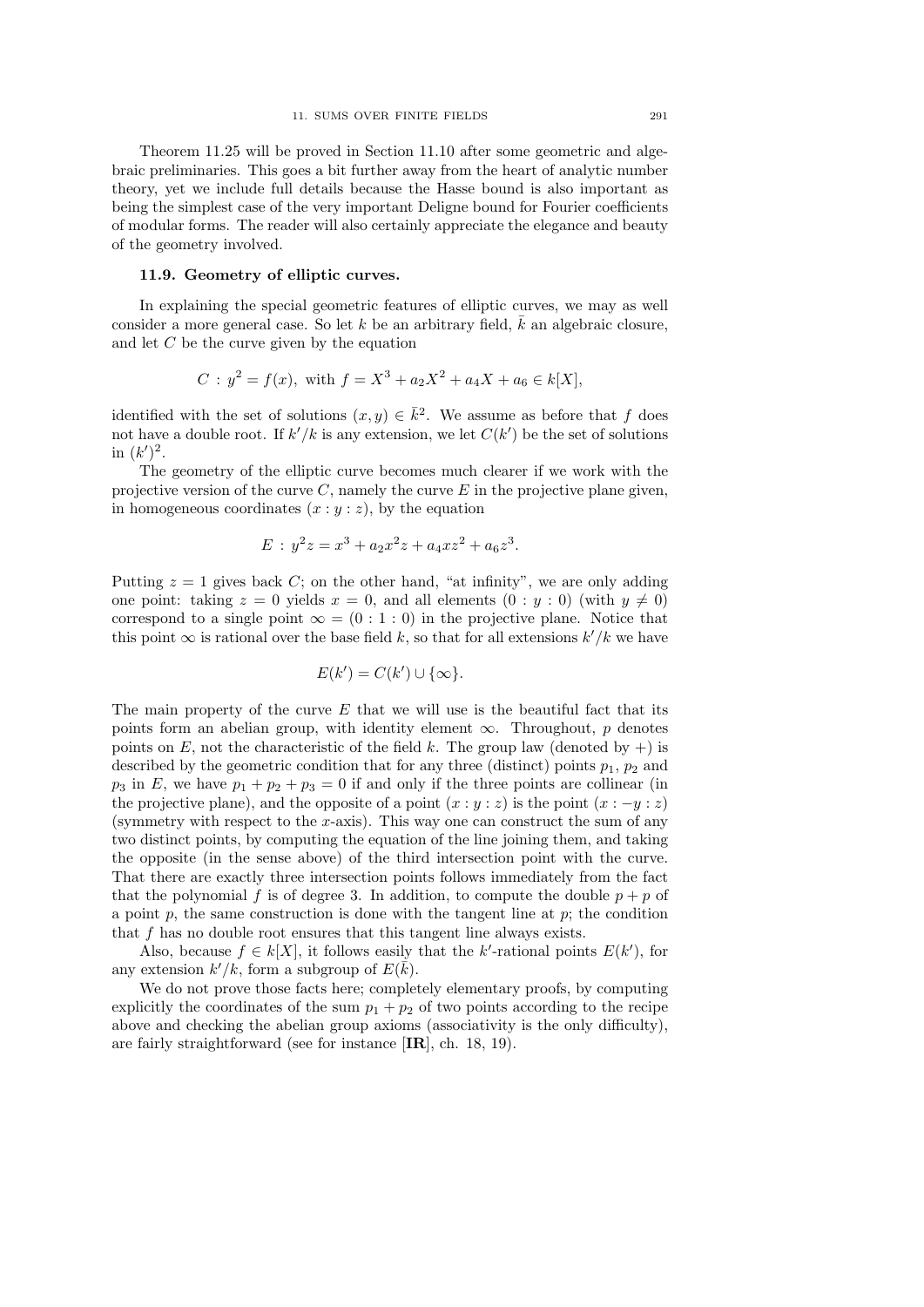Theorem 11.25 will be proved in Section 11.10 after some geometric and algebraic preliminaries. This goes a bit further away from the heart of analytic number theory, yet we include full details because the Hasse bound is also important as being the simplest case of the very important Deligne bound for Fourier coefficients of modular forms. The reader will also certainly appreciate the elegance and beauty of the geometry involved.

### 11.9. Geometry of elliptic curves.

In explaining the special geometric features of elliptic curves, we may as well consider a more general case. So let $k$ be an arbitrary field, $\bar{k}$ an algebraic closure, and let $C$ be the curve given by the equation

$$C : y^2 = f(x), \text{ with } f = X^3 + a_2X^2 + a_4X + a_6 \in k[X],$$

identified with the set of solutions $(x, y) \in \bar{k}^2$. We assume as before that $f$ does not have a double root. If $k'/k$ is any extension, we let $C(k')$ be the set of solutions in $(k')^2$.

The geometry of the elliptic curve becomes much clearer if we work with the projective version of the curve $C$, namely the curve $E$ in the projective plane given, in homogeneous coordinates $(x : y : z)$, by the equation

$$E : y^2z = x^3 + a_2x^2z + a_4xz^2 + a_6z^3.$$

Putting $z = 1$ gives back $C$; on the other hand, "at infinity", we are only adding one point: taking $z = 0$ yields $x = 0$, and all elements $(0 : y : 0)$ (with $y \neq 0$) correspond to a single point $\infty = (0 : 1 : 0)$ in the projective plane. Notice that this point $\infty$ is rational over the base field $k$, so that for all extensions $k'/k$ we have

$$E(k') = C(k') \cup \{\infty\}.$$

The main property of the curve $E$ that we will use is the beautiful fact that its points form an abelian group, with identity element $\infty$. Throughout, $p$ denotes points on $E$, not the characteristic of the field $k$. The group law (denoted by $+$) is described by the geometric condition that for any three (distinct) points $p_1$, $p_2$ and $p_3$ in $E$, we have $p_1 + p_2 + p_3 = 0$ if and only if the three points are collinear (in the projective plane), and the opposite of a point $(x : y : z)$ is the point $(x : -y : z)$ (symmetry with respect to the $x$-axis). This way one can construct the sum of any two distinct points, by computing the equation of the line joining them, and taking the opposite (in the sense above) of the third intersection point with the curve. That there are exactly three intersection points follows immediately from the fact that the polynomial $f$ is of degree 3. In addition, to compute the double $p + p$ of a point $p$, the same construction is done with the tangent line at $p$; the condition that $f$ has no double root ensures that this tangent line always exists.

Also, because $f \in k[X]$, it follows easily that the $k'$-rational points $E(k')$, for any extension $k'/k$, form a subgroup of $E(\bar{k})$.

We do not prove those facts here; completely elementary proofs, by computing explicitly the coordinates of the sum $p_1 + p_2$ of two points according to the recipe above and checking the abelian group axioms (associativity is the only difficulty), are fairly straightforward (see for instance [**IR**], ch. 18, 19).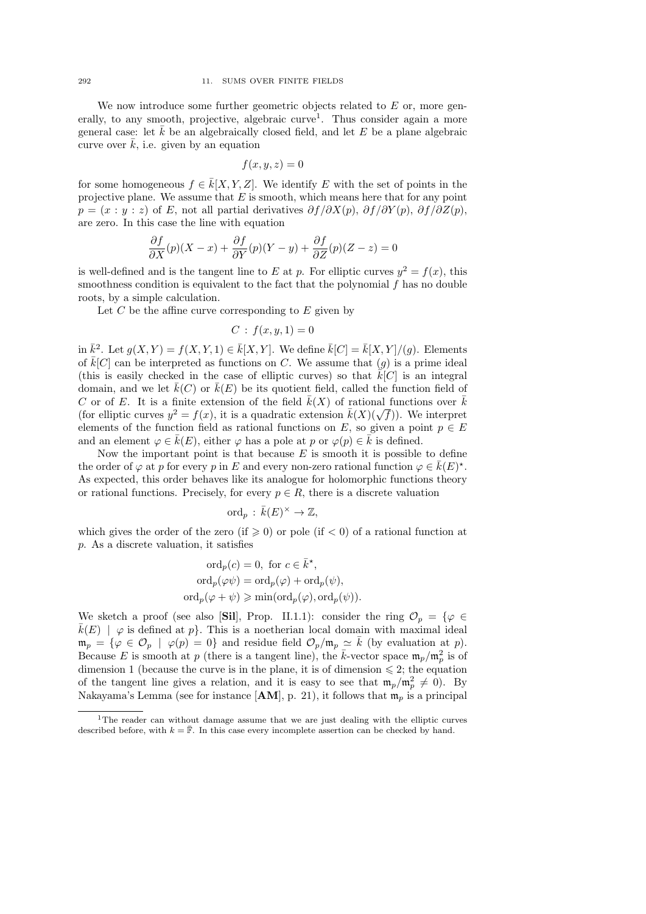We now introduce some further geometric objects related to $E$ or, more generally, to any smooth, projective, algebraic curve[1]. Thus consider again a more general case: let $\bar{k}$ be an algebraically closed field, and let $E$ be a plane algebraic curve over $\bar{k}$, i.e. given by an equation

$$f(x, y, z) = 0$$

for some homogeneous $f \in \bar{k}[X, Y, Z]$. We identify $E$ with the set of points in the projective plane. We assume that $E$ is smooth, which means here that for any point $p = (x : y : z)$ of $E$, not all partial derivatives $\partial f/\partial X(p)$, $\partial f/\partial Y(p)$, $\partial f/\partial Z(p)$, are zero. In this case the line with equation

$$\frac{\partial f}{\partial X}(p)(X - x) + \frac{\partial f}{\partial Y}(p)(Y - y) + \frac{\partial f}{\partial Z}(p)(Z - z) = 0$$

is well-defined and is the tangent line to $E$ at $p$. For elliptic curves $y^2 = f(x)$, this smoothness condition is equivalent to the fact that the polynomial $f$ has no double roots, by a simple calculation.

Let $C$ be the affine curve corresponding to $E$ given by

$$C \,:\, f(x, y, 1) = 0$$

in $\bar{k}^2$. Let $g(X, Y) = f(X, Y, 1) \in \bar{k}[X, Y]$. We define $\bar{k}[C] = \bar{k}[X, Y]/(g)$. Elements of $\bar{k}[C]$ can be interpreted as functions on $C$. We assume that $(g)$ is a prime ideal (this is easily checked in the case of elliptic curves) so that $\bar{k}[C]$ is an integral domain, and we let $\bar{k}(C)$ or $\bar{k}(E)$ be its quotient field, called the function field of $C$ or of $E$. It is a finite extension of the field $\bar{k}(X)$ of rational functions over $\bar{k}$ (for elliptic curves $y^2 = f(x)$, it is a quadratic extension $\bar{k}(X)(\sqrt{f})$). We interpret elements of the function field as rational functions on $E$, so given a point $p \in E$ and an element $\varphi \in \bar{k}(E)$, either $\varphi$ has a pole at $p$ or $\varphi(p) \in \bar{k}$ is defined.

Now the important point is that because $E$ is smooth it is possible to define the order of $\varphi$ at $p$ for every $p$ in $E$ and every non-zero rational function $\varphi \in \bar{k}(E)^{\star}$. As expected, this order behaves like its analogue for holomorphic functions theory or rational functions. Precisely, for every $p \in R$, there is a discrete valuation

$$\mathrm{ord}_p \,:\, \bar{k}(E)^{\times} \to \mathbb{Z},$$

which gives the order of the zero (if $\geqslant 0$) or pole (if $< 0$) of a rational function at $p$. As a discrete valuation, it satisfies

$$\begin{aligned}
\mathrm{ord}_p(c) &= 0, \text{ for } c \in \bar{k}^{\star},\\
\mathrm{ord}_p(\varphi\psi) &= \mathrm{ord}_p(\varphi) + \mathrm{ord}_p(\psi),\\
\mathrm{ord}_p(\varphi + \psi) &\geqslant \min(\mathrm{ord}_p(\varphi), \mathrm{ord}_p(\psi)).
\end{aligned}$$

We sketch a proof (see also [**Sil**], Prop. II.1.1): consider the ring $\mathcal{O}_p = \{\varphi \in \bar{k}(E) \mid \varphi \text{ is defined at } p\}$. This is a noetherian local domain with maximal ideal $\mathfrak{m}_p = \{\varphi \in \mathcal{O}_p \mid \varphi(p) = 0\}$ and residue field $\mathcal{O}_p/\mathfrak{m}_p \simeq \bar{k}$ (by evaluation at $p$). Because $E$ is smooth at $p$ (there is a tangent line), the $\bar{k}$-vector space $\mathfrak{m}_p/\mathfrak{m}_p^2$ is of dimension 1 (because the curve is in the plane, it is of dimension $\leqslant 2$; the equation of the tangent line gives a relation, and it is easy to see that $\mathfrak{m}_p/\mathfrak{m}_p^2 \neq 0$). By Nakayama's Lemma (see for instance [**AM**], p. 21), it follows that $\mathfrak{m}_p$ is a principal

[1] The reader can without damage assume that we are just dealing with the elliptic curves described before, with $k = \bar{\mathbb{F}}$. In this case every incomplete assertion can be checked by hand.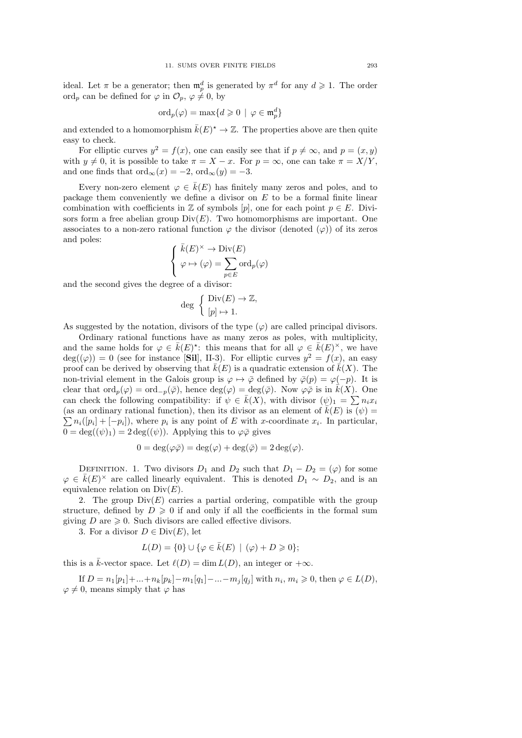ideal. Let $\pi$ be a generator; then $\mathfrak{m}_p^d$ is generated by $\pi^d$ for any $d \geqslant 1$. The order $\mathrm{ord}_p$ can be defined for $\varphi$ in $\mathcal{O}_p$, $\varphi \neq 0$, by

$$\mathrm{ord}_p(\varphi) = \max\{d \geqslant 0 \mid \varphi \in \mathfrak{m}_p^d\}$$

and extended to a homomorphism $\bar{k}(E)^\star \to \mathbb{Z}$. The properties above are then quite easy to check.

For elliptic curves $y^2 = f(x)$, one can easily see that if $p \neq \infty$, and $p = (x, y)$ with $y \neq 0$, it is possible to take $\pi = X - x$. For $p = \infty$, one can take $\pi = X/Y$, and one finds that $\mathrm{ord}_\infty(x) = -2$, $\mathrm{ord}_\infty(y) = -3$.

Every non-zero element $\varphi \in \bar{k}(E)$ has finitely many zeros and poles, and to package them conveniently we define a divisor on $E$ to be a formal finite linear combination with coefficients in $\mathbb{Z}$ of symbols $[p]$, one for each point $p \in E$. Divisors form a free abelian group $\mathrm{Div}(E)$. Two homomorphisms are important. One associates to a non-zero rational function $\varphi$ the divisor (denoted $(\varphi)$) of its zeros and poles:

$$\begin{cases} \bar{k}(E)^\times \to \mathrm{Div}(E) \\ \varphi \mapsto (\varphi) = \displaystyle\sum_{p \in E} \mathrm{ord}_p(\varphi) \end{cases}$$

and the second gives the degree of a divisor:

$$\deg \begin{cases} \mathrm{Div}(E) \to \mathbb{Z}, \\ [p] \mapsto 1. \end{cases}$$

As suggested by the notation, divisors of the type $(\varphi)$ are called principal divisors.

Ordinary rational functions have as many zeros as poles, with multiplicity, and the same holds for $\varphi \in \bar{k}(E)^\star$: this means that for all $\varphi \in \bar{k}(E)^\times$, we have $\deg((\varphi)) = 0$ (see for instance [**Sil**], II-3). For elliptic curves $y^2 = f(x)$, an easy proof can be derived by observing that $\bar{k}(E)$ is a quadratic extension of $\bar{k}(X)$. The non-trivial element in the Galois group is $\varphi \mapsto \bar{\varphi}$ defined by $\bar{\varphi}(p) = \varphi(-p)$. It is clear that $\mathrm{ord}_p(\varphi) = \mathrm{ord}_{-p}(\bar{\varphi})$, hence $\deg(\varphi) = \deg(\bar{\varphi})$. Now $\varphi\bar{\varphi}$ is in $\bar{k}(X)$. One can check the following compatibility: if $\psi \in \bar{k}(X)$, with divisor $(\psi)_1 = \sum n_i x_i$ (as an ordinary rational function), then its divisor as an element of $\bar{k}(E)$ is $(\psi) = \sum n_i([p_i] + [-p_i])$, where $p_i$ is any point of $E$ with $x$-coordinate $x_i$. In particular, $0 = \deg((\psi)_1) = 2\deg((\psi))$. Applying this to $\varphi\bar{\varphi}$ gives

$$0 = \deg(\varphi\bar{\varphi}) = \deg(\varphi) + \deg(\bar{\varphi}) = 2\deg(\varphi).$$

Definition. 1. Two divisors $D_1$ and $D_2$ such that $D_1 - D_2 = (\varphi)$ for some $\varphi \in \bar{k}(E)^\times$ are called linearly equivalent. This is denoted $D_1 \sim D_2$, and is an equivalence relation on $\mathrm{Div}(E)$.

2. The group $\mathrm{Div}(E)$ carries a partial ordering, compatible with the group structure, defined by $D \geqslant 0$ if and only if all the coefficients in the formal sum giving $D$ are $\geqslant 0$. Such divisors are called effective divisors.

3. For a divisor $D \in \mathrm{Div}(E)$, let

$$L(D) = \{0\} \cup \{\varphi \in \bar{k}(E) \mid (\varphi) + D \geqslant 0\};$$

this is a $\bar{k}$-vector space. Let $\ell(D) = \dim L(D)$, an integer or $+\infty$.

If $D = n_1[p_1] + ... + n_k[p_k] - m_1[q_1] - ... - m_j[q_j]$ with $n_i$, $m_i \geqslant 0$, then $\varphi \in L(D)$, $\varphi \neq 0$, means simply that $\varphi$ has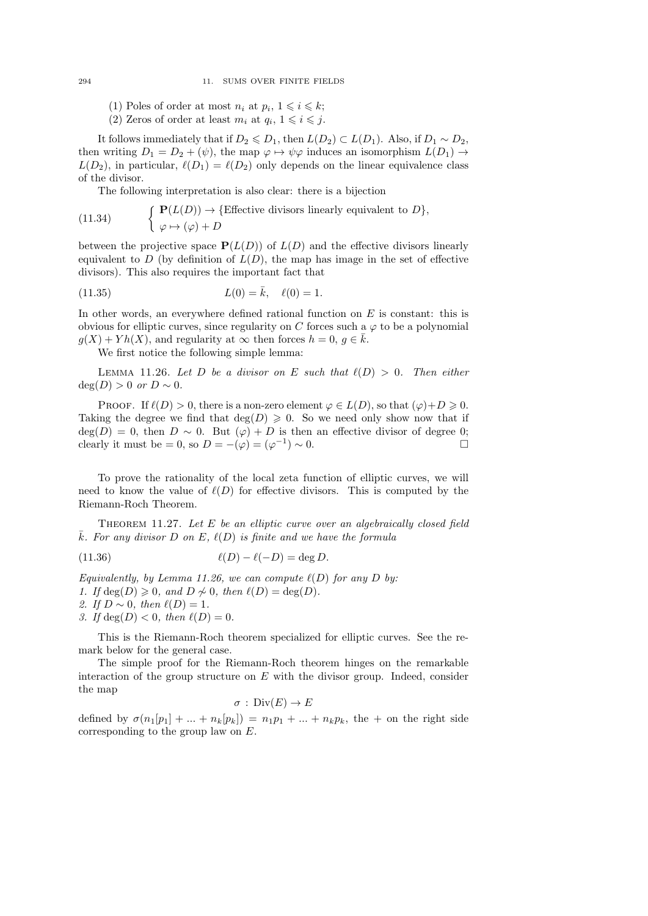(1) Poles of order at most $n_i$ at $p_i$, $1 \leqslant i \leqslant k$;
(2) Zeros of order at least $m_i$ at $q_i$, $1 \leqslant i \leqslant j$.

It follows immediately that if $D_2 \leqslant D_1$, then $L(D_2) \subset L(D_1)$. Also, if $D_1 \sim D_2$, then writing $D_1 = D_2 + (\psi)$, the map $\varphi \mapsto \psi\varphi$ induces an isomorphism $L(D_1) \to L(D_2)$, in particular, $\ell(D_1) = \ell(D_2)$ only depends on the linear equivalence class of the divisor.

The following interpretation is also clear: there is a bijection

$$
\begin{cases} \mathbf{P}(L(D)) \to \{\text{Effective divisors linearly equivalent to } D\}, \\ \varphi \mapsto (\varphi) + D \end{cases} \tag{11.34}
$$

between the projective space $\mathbf{P}(L(D))$ of $L(D)$ and the effective divisors linearly equivalent to $D$ (by definition of $L(D)$, the map has image in the set of effective divisors). This also requires the important fact that

$$
L(0) = \bar{k}, \quad \ell(0) = 1. \tag{11.35}
$$

In other words, an everywhere defined rational function on $E$ is constant: this is obvious for elliptic curves, since regularity on $C$ forces such a $\varphi$ to be a polynomial $g(X) + Yh(X)$, and regularity at $\infty$ then forces $h = 0$, $g \in \bar{k}$.

We first notice the following simple lemma:

Lemma 11.26. *Let $D$ be a divisor on $E$ such that $\ell(D) > 0$. Then either $\deg(D) > 0$ or $D \sim 0$.*

Proof. If $\ell(D) > 0$, there is a non-zero element $\varphi \in L(D)$, so that $(\varphi) + D \geqslant 0$. Taking the degree we find that $\deg(D) \geqslant 0$. So we need only show now that if $\deg(D) = 0$, then $D \sim 0$. But $(\varphi) + D$ is then an effective divisor of degree 0; clearly it must be $= 0$, so $D = -(\varphi) = (\varphi^{-1}) \sim 0$. □

To prove the rationality of the local zeta function of elliptic curves, we will need to know the value of $\ell(D)$ for effective divisors. This is computed by the Riemann-Roch Theorem.

Theorem 11.27. *Let $E$ be an elliptic curve over an algebraically closed field $\bar{k}$. For any divisor $D$ on $E$, $\ell(D)$ is finite and we have the formula*

$$
\ell(D) - \ell(-D) = \deg D. \tag{11.36}
$$

*Equivalently, by Lemma 11.26, we can compute $\ell(D)$ for any $D$ by:*
*1. If $\deg(D) \geqslant 0$, and $D \not\sim 0$, then $\ell(D) = \deg(D)$.*
*2. If $D \sim 0$, then $\ell(D) = 1$.*
*3. If $\deg(D) < 0$, then $\ell(D) = 0$.*

This is the Riemann-Roch theorem specialized for elliptic curves. See the remark below for the general case.

The simple proof for the Riemann-Roch theorem hinges on the remarkable interaction of the group structure on $E$ with the divisor group. Indeed, consider the map

$$
\sigma : \mathrm{Div}(E) \to E
$$

defined by $\sigma(n_1[p_1] + ... + n_k[p_k]) = n_1 p_1 + ... + n_k p_k$, the $+$ on the right side corresponding to the group law on $E$.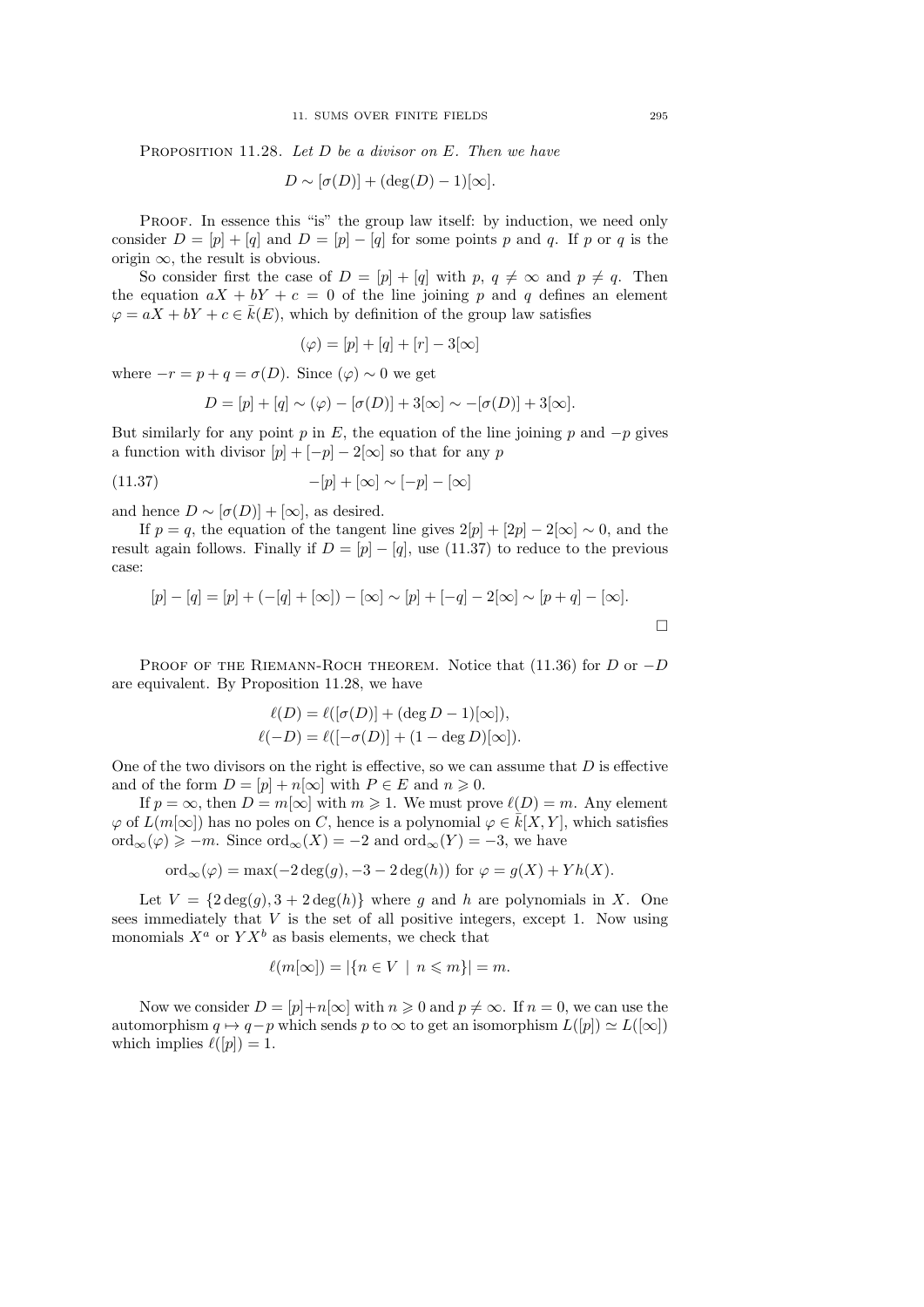Proposition 11.28. *Let $D$ be a divisor on $E$. Then we have*

$$D \sim [\sigma(D)] + (\deg(D) - 1)[\infty].$$

Proof. In essence this "is" the group law itself: by induction, we need only consider $D = [p] + [q]$ and $D = [p] - [q]$ for some points $p$ and $q$. If $p$ or $q$ is the origin $\infty$, the result is obvious.

So consider first the case of $D = [p] + [q]$ with $p,\ q \neq \infty$ and $p \neq q$. Then the equation $aX + bY + c = 0$ of the line joining $p$ and $q$ defines an element $\varphi = aX + bY + c \in \bar{k}(E)$, which by definition of the group law satisfies

$$(\varphi) = [p] + [q] + [r] - 3[\infty]$$

where $-r = p + q = \sigma(D)$. Since $(\varphi) \sim 0$ we get

$$D = [p] + [q] \sim (\varphi) - [\sigma(D)] + 3[\infty] \sim -[\sigma(D)] + 3[\infty].$$

But similarly for any point $p$ in $E$, the equation of the line joining $p$ and $-p$ gives a function with divisor $[p] + [-p] - 2[\infty]$ so that for any $p$

$$-[p] + [\infty] \sim [-p] - [\infty] \tag{11.37}$$

and hence $D \sim [\sigma(D)] + [\infty]$, as desired.

If $p = q$, the equation of the tangent line gives $2[p] + [2p] - 2[\infty] \sim 0$, and the result again follows. Finally if $D = [p] - [q]$, use (11.37) to reduce to the previous case:

$$[p] - [q] = [p] + (-[q] + [\infty]) - [\infty] \sim [p] + [-q] - 2[\infty] \sim [p + q] - [\infty].$$

□

Proof of the Riemann-Roch theorem. Notice that (11.36) for $D$ or $-D$ are equivalent. By Proposition 11.28, we have

$$\ell(D) = \ell([\sigma(D)] + (\deg D - 1)[\infty]),$$
$$\ell(-D) = \ell([-\sigma(D)] + (1 - \deg D)[\infty]).$$

One of the two divisors on the right is effective, so we can assume that $D$ is effective and of the form $D = [p] + n[\infty]$ with $P \in E$ and $n \geqslant 0$.

If $p = \infty$, then $D = m[\infty]$ with $m \geqslant 1$. We must prove $\ell(D) = m$. Any element $\varphi$ of $L(m[\infty])$ has no poles on $C$, hence is a polynomial $\varphi \in \bar{k}[X, Y]$, which satisfies $\mathrm{ord}_\infty(\varphi) \geqslant -m$. Since $\mathrm{ord}_\infty(X) = -2$ and $\mathrm{ord}_\infty(Y) = -3$, we have

$$\mathrm{ord}_\infty(\varphi) = \max(-2\deg(g), -3 - 2\deg(h)) \text{ for } \varphi = g(X) + Yh(X).$$

Let $V = \{2\deg(g), 3 + 2\deg(h)\}$ where $g$ and $h$ are polynomials in $X$. One sees immediately that $V$ is the set of all positive integers, except 1. Now using monomials $X^a$ or $YX^b$ as basis elements, we check that

$$\ell(m[\infty]) = |\{n \in V \mid n \leqslant m\}| = m.$$

Now we consider $D = [p] + n[\infty]$ with $n \geqslant 0$ and $p \neq \infty$. If $n = 0$, we can use the automorphism $q \mapsto q - p$ which sends $p$ to $\infty$ to get an isomorphism $L([p]) \simeq L([\infty])$ which implies $\ell([p]) = 1$.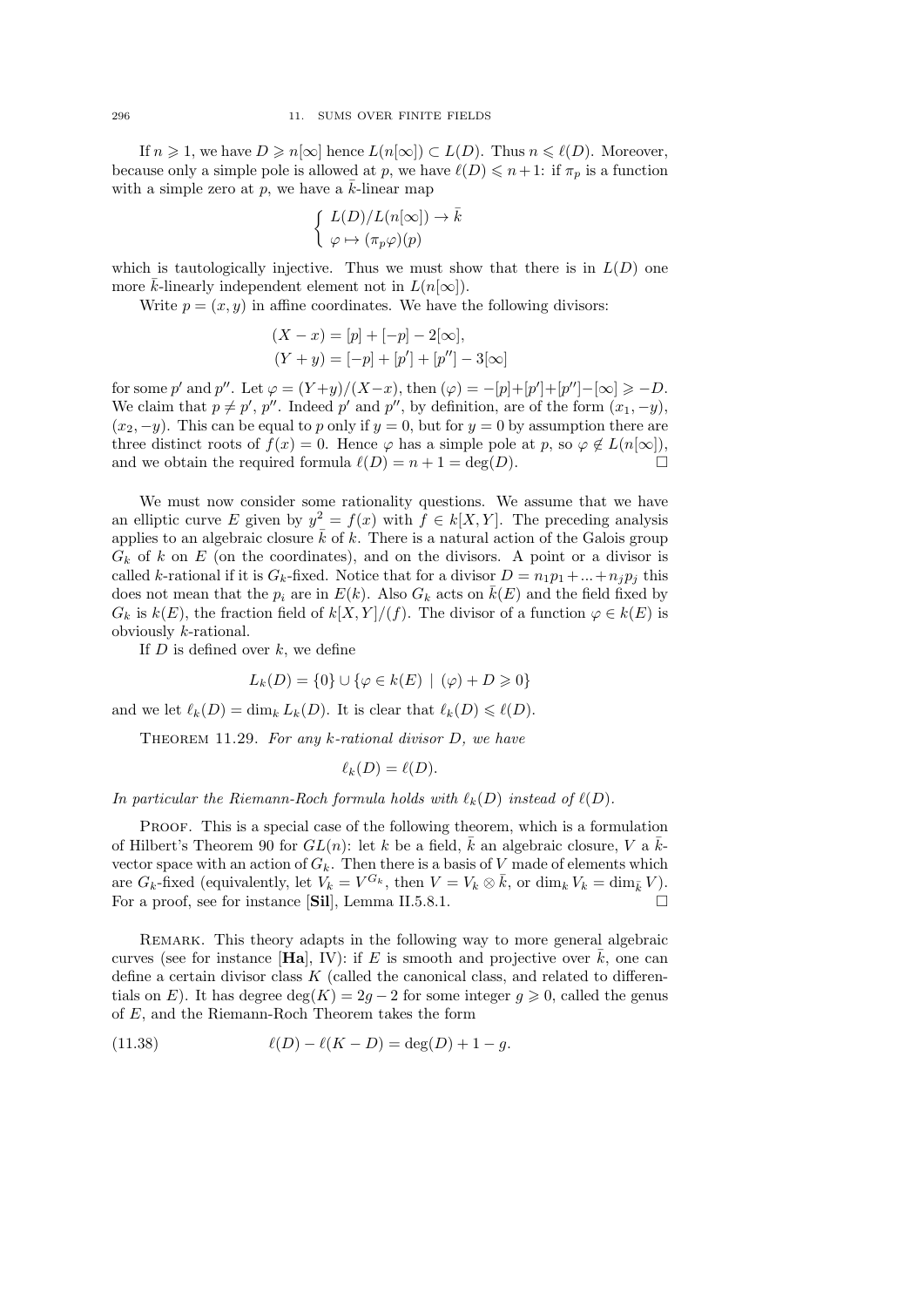If $n \geqslant 1$, we have $D \geqslant n[\infty]$ hence $L(n[\infty]) \subset L(D)$. Thus $n \leqslant \ell(D)$. Moreover, because only a simple pole is allowed at $p$, we have $\ell(D) \leqslant n+1$: if $\pi_p$ is a function with a simple zero at $p$, we have a $\bar{k}$-linear map

$$\begin{cases} L(D)/L(n[\infty]) \to \bar{k} \\ \varphi \mapsto (\pi_p \varphi)(p) \end{cases}$$

which is tautologically injective. Thus we must show that there is in $L(D)$ one more $\bar{k}$-linearly independent element not in $L(n[\infty])$.

Write $p = (x, y)$ in affine coordinates. We have the following divisors:

$$(X - x) = [p] + [-p] - 2[\infty],$$
$$(Y + y) = [-p] + [p'] + [p''] - 3[\infty]$$

for some $p'$ and $p''$. Let $\varphi = (Y+y)/(X-x)$, then $(\varphi) = -[p]+[p']+[p'']-[\infty] \geqslant -D$. We claim that $p \neq p'$, $p''$. Indeed $p'$ and $p''$, by definition, are of the form $(x_1, -y)$, $(x_2, -y)$. This can be equal to $p$ only if $y = 0$, but for $y = 0$ by assumption there are three distinct roots of $f(x) = 0$. Hence $\varphi$ has a simple pole at $p$, so $\varphi \notin L(n[\infty])$, and we obtain the required formula $\ell(D) = n + 1 = \deg(D)$. □

We must now consider some rationality questions. We assume that we have an elliptic curve $E$ given by $y^2 = f(x)$ with $f \in k[X, Y]$. The preceding analysis applies to an algebraic closure $\bar{k}$ of $k$. There is a natural action of the Galois group $G_k$ of $k$ on $E$ (on the coordinates), and on the divisors. A point or a divisor is called $k$-rational if it is $G_k$-fixed. Notice that for a divisor $D = n_1 p_1 + ... + n_j p_j$ this does not mean that the $p_i$ are in $E(k)$. Also $G_k$ acts on $\bar{k}(E)$ and the field fixed by $G_k$ is $k(E)$, the fraction field of $k[X, Y]/(f)$. The divisor of a function $\varphi \in k(E)$ is obviously $k$-rational.

If $D$ is defined over $k$, we define

$$L_k(D) = \{0\} \cup \{\varphi \in k(E) \mid (\varphi) + D \geqslant 0\}$$

and we let $\ell_k(D) = \dim_k L_k(D)$. It is clear that $\ell_k(D) \leqslant \ell(D)$.

Theorem 11.29. *For any $k$-rational divisor $D$, we have*

$$\ell_k(D) = \ell(D).$$

*In particular the Riemann-Roch formula holds with $\ell_k(D)$ instead of $\ell(D)$.*

Proof. This is a special case of the following theorem, which is a formulation of Hilbert's Theorem 90 for $GL(n)$: let $k$ be a field, $\bar{k}$ an algebraic closure, $V$ a $\bar{k}$-vector space with an action of $G_k$. Then there is a basis of $V$ made of elements which are $G_k$-fixed (equivalently, let $V_k = V^{G_k}$, then $V = V_k \otimes \bar{k}$, or $\dim_k V_k = \dim_{\bar{k}} V$). For a proof, see for instance [**Sil**], Lemma II.5.8.1. □

Remark. This theory adapts in the following way to more general algebraic curves (see for instance [**Ha**], IV): if $E$ is smooth and projective over $\bar{k}$, one can define a certain divisor class $K$ (called the canonical class, and related to differentials on $E$). It has degree $\deg(K) = 2g - 2$ for some integer $g \geqslant 0$, called the genus of $E$, and the Riemann-Roch Theorem takes the form

$$\ell(D) - \ell(K - D) = \deg(D) + 1 - g. \tag{11.38}$$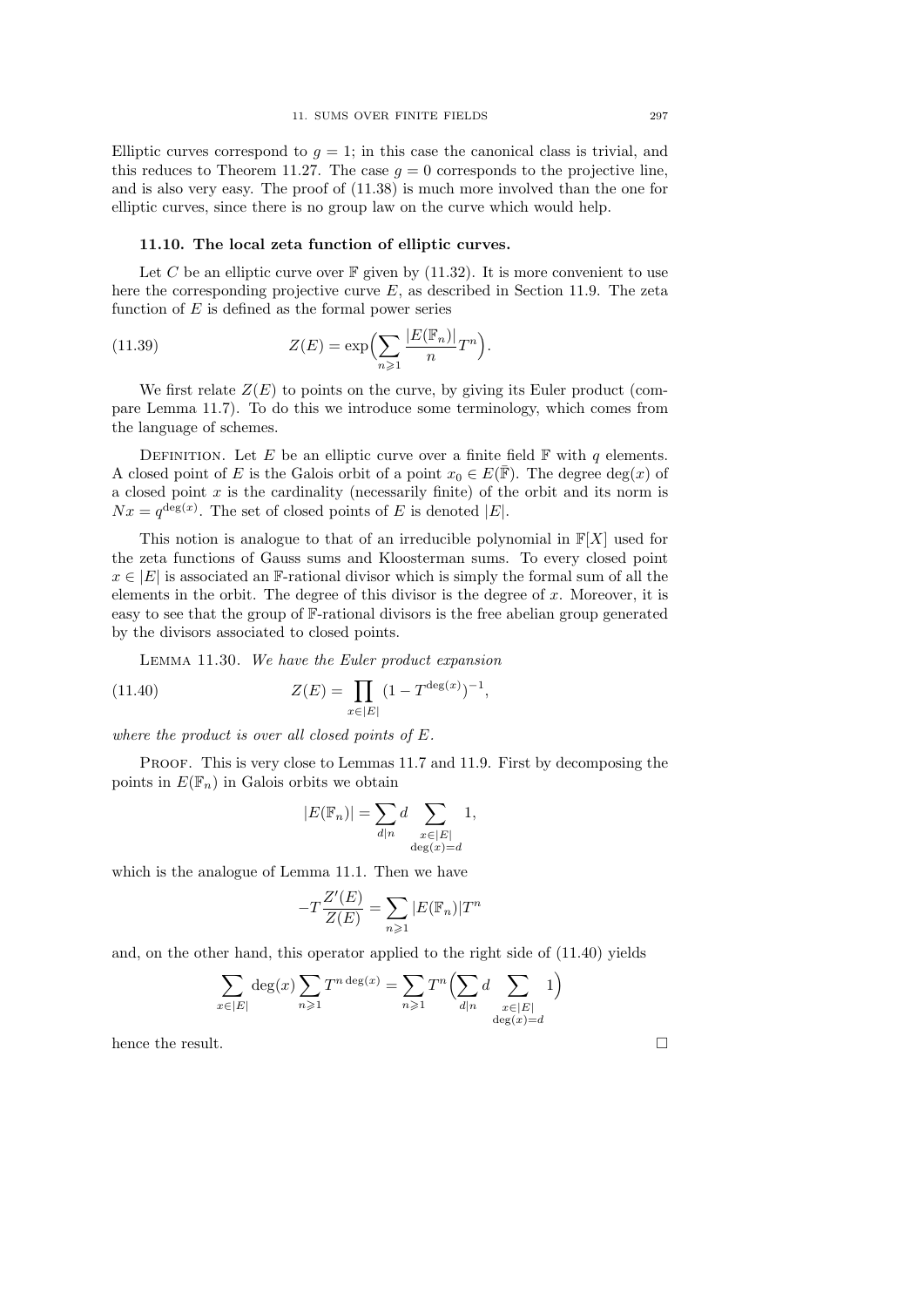Elliptic curves correspond to $g = 1$; in this case the canonical class is trivial, and this reduces to Theorem 11.27. The case $g = 0$ corresponds to the projective line, and is also very easy. The proof of (11.38) is much more involved than the one for elliptic curves, since there is no group law on the curve which would help.

### 11.10. The local zeta function of elliptic curves.

Let $C$ be an elliptic curve over $\mathbb{F}$ given by (11.32). It is more convenient to use here the corresponding projective curve $E$, as described in Section 11.9. The zeta function of $E$ is defined as the formal power series

$$Z(E) = \exp\Big(\sum_{n\geqslant 1} \frac{|E(\mathbb{F}_n)|}{n} T^n\Big). \tag{11.39}$$

We first relate $Z(E)$ to points on the curve, by giving its Euler product (compare Lemma 11.7). To do this we introduce some terminology, which comes from the language of schemes.

Definition. Let $E$ be an elliptic curve over a finite field $\mathbb{F}$ with $q$ elements. A closed point of $E$ is the Galois orbit of a point $x_0 \in E(\bar{\mathbb{F}})$. The degree $\deg(x)$ of a closed point $x$ is the cardinality (necessarily finite) of the orbit and its norm is $Nx = q^{\deg(x)}$. The set of closed points of $E$ is denoted $|E|$.

This notion is analogue to that of an irreducible polynomial in $\mathbb{F}[X]$ used for the zeta functions of Gauss sums and Kloosterman sums. To every closed point $x \in |E|$ is associated an $\mathbb{F}$-rational divisor which is simply the formal sum of all the elements in the orbit. The degree of this divisor is the degree of $x$. Moreover, it is easy to see that the group of $\mathbb{F}$-rational divisors is the free abelian group generated by the divisors associated to closed points.

Lemma 11.30. *We have the Euler product expansion*

$$Z(E) = \prod_{x\in|E|} (1 - T^{\deg(x)})^{-1}, \tag{11.40}$$

*where the product is over all closed points of $E$.*

Proof. This is very close to Lemmas 11.7 and 11.9. First by decomposing the points in $E(\mathbb{F}_n)$ in Galois orbits we obtain

$$|E(\mathbb{F}_n)| = \sum_{d\mid n} d \sum_{\substack{x\in|E|\\ \deg(x)=d}} 1,$$

which is the analogue of Lemma 11.1. Then we have

$$-T\frac{Z'(E)}{Z(E)} = \sum_{n\geqslant 1} |E(\mathbb{F}_n)| T^n$$

and, on the other hand, this operator applied to the right side of (11.40) yields

$$\sum_{x\in|E|} \deg(x) \sum_{n\geqslant 1} T^{n\deg(x)} = \sum_{n\geqslant 1} T^n \Big(\sum_{d\mid n} d \sum_{\substack{x\in|E|\\ \deg(x)=d}} 1\Big)$$

hence the result. $\square$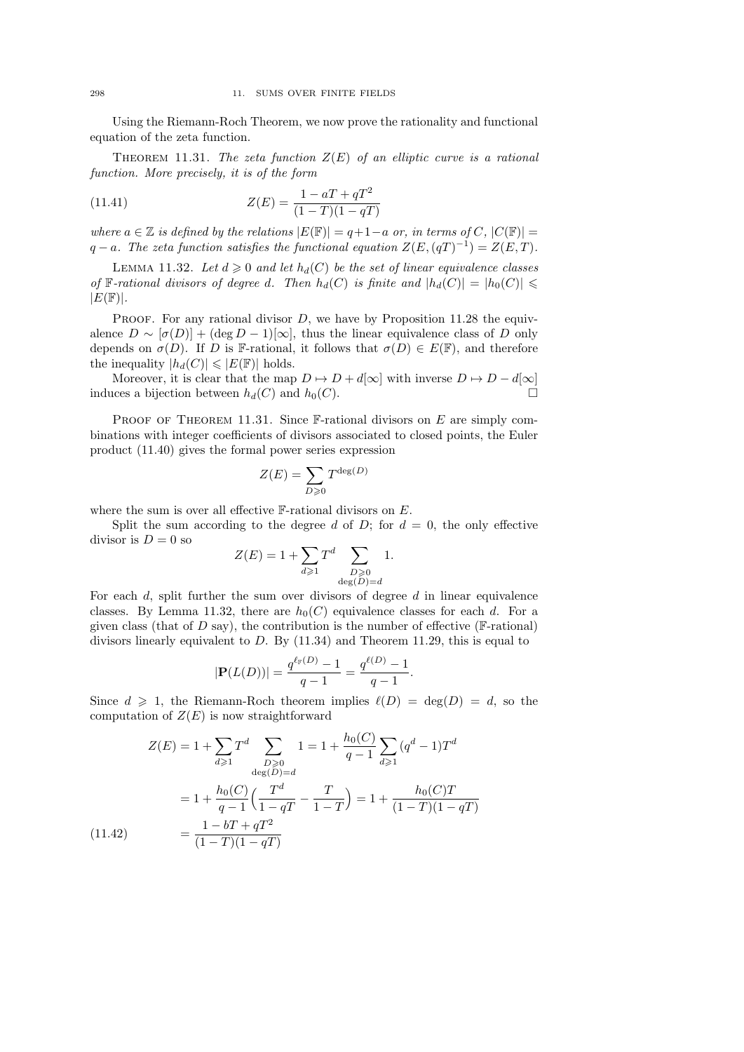Using the Riemann-Roch Theorem, we now prove the rationality and functional equation of the zeta function.

THEOREM 11.31. *The zeta function $Z(E)$ of an elliptic curve is a rational function. More precisely, it is of the form*

$$Z(E) = \frac{1 - aT + qT^2}{(1-T)(1-qT)} \tag{11.41}$$

*where $a \in \mathbb{Z}$ is defined by the relations $|E(\mathbb{F})| = q+1-a$ or, in terms of $C$, $|C(\mathbb{F})| = q - a$. The zeta function satisfies the functional equation $Z(E, (qT)^{-1}) = Z(E, T)$.*

LEMMA 11.32. *Let $d \geqslant 0$ and let $h_d(C)$ be the set of linear equivalence classes of $\mathbb{F}$-rational divisors of degree $d$. Then $h_d(C)$ is finite and $|h_d(C)| = |h_0(C)| \leqslant |E(\mathbb{F})|$.*

PROOF. For any rational divisor $D$, we have by Proposition 11.28 the equivalence $D \sim [\sigma(D)] + (\deg D - 1)[\infty]$, thus the linear equivalence class of $D$ only depends on $\sigma(D)$. If $D$ is $\mathbb{F}$-rational, it follows that $\sigma(D) \in E(\mathbb{F})$, and therefore the inequality $|h_d(C)| \leqslant |E(\mathbb{F})|$ holds.

Moreover, it is clear that the map $D \mapsto D + d[\infty]$ with inverse $D \mapsto D - d[\infty]$ induces a bijection between $h_d(C)$ and $h_0(C)$. $\square$

PROOF OF THEOREM 11.31. Since $\mathbb{F}$-rational divisors on $E$ are simply combinations with integer coefficients of divisors associated to closed points, the Euler product (11.40) gives the formal power series expression

$$Z(E) = \sum_{D \geqslant 0} T^{\deg(D)}$$

where the sum is over all effective $\mathbb{F}$-rational divisors on $E$.

Split the sum according to the degree $d$ of $D$; for $d = 0$, the only effective divisor is $D = 0$ so

$$Z(E) = 1 + \sum_{d \geqslant 1} T^d \sum_{\substack{D \geqslant 0 \\ \deg(D) = d}} 1.$$

For each $d$, split further the sum over divisors of degree $d$ in linear equivalence classes. By Lemma 11.32, there are $h_0(C)$ equivalence classes for each $d$. For a given class (that of $D$ say), the contribution is the number of effective ($\mathbb{F}$-rational) divisors linearly equivalent to $D$. By (11.34) and Theorem 11.29, this is equal to

$$|\mathbf{P}(L(D))| = \frac{q^{\ell_{\mathbb{F}}(D)} - 1}{q - 1} = \frac{q^{\ell(D)} - 1}{q - 1}.$$

Since $d \geqslant 1$, the Riemann-Roch theorem implies $\ell(D) = \deg(D) = d$, so the computation of $Z(E)$ is now straightforward

$$\begin{aligned} Z(E) &= 1 + \sum_{d \geqslant 1} T^d \sum_{\substack{D \geqslant 0 \\ \deg(D) = d}} 1 = 1 + \frac{h_0(C)}{q-1} \sum_{d \geqslant 1} (q^d - 1) T^d \\ &= 1 + \frac{h_0(C)}{q-1} \Big( \frac{T^d}{1 - qT} - \frac{T}{1-T} \Big) = 1 + \frac{h_0(C) T}{(1-T)(1-qT)} \\ &= \frac{1 - bT + qT^2}{(1-T)(1-qT)} \end{aligned} \tag{11.42}$$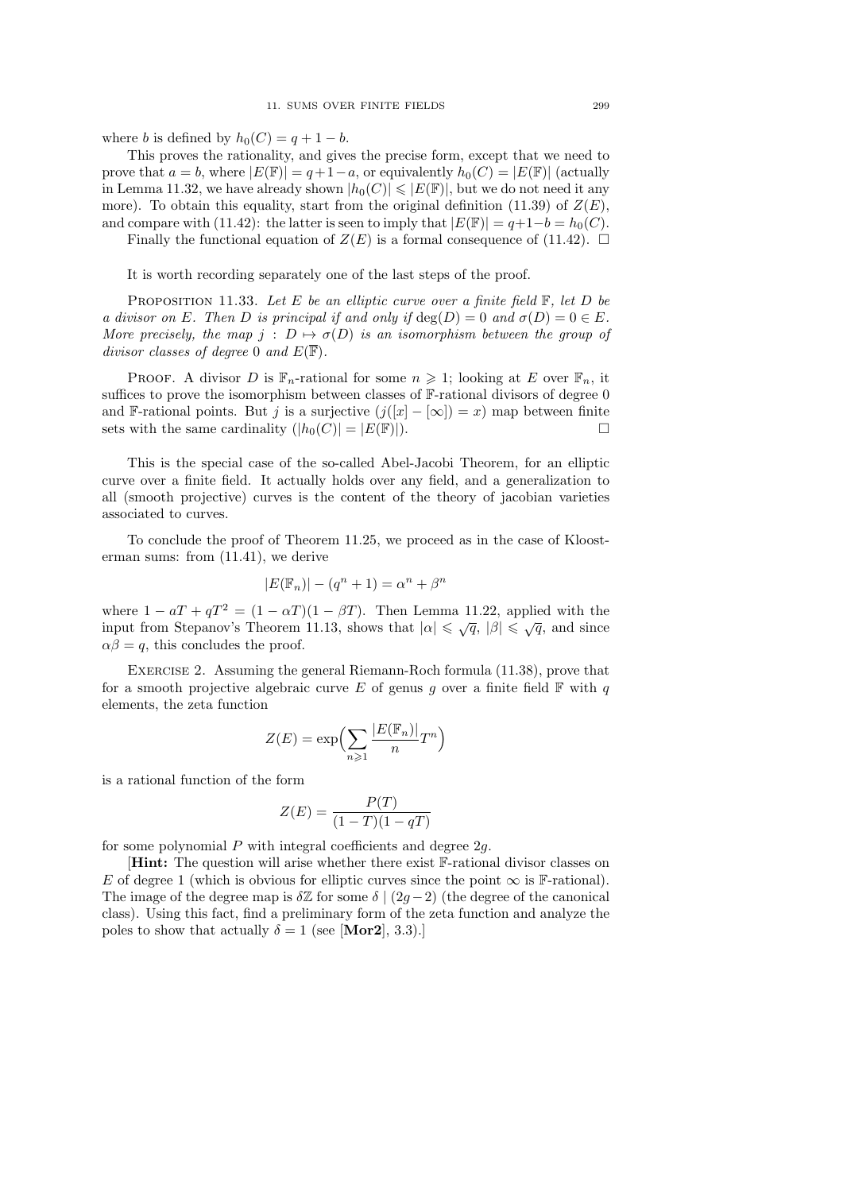where $b$ is defined by $h_0(C) = q + 1 - b$.

This proves the rationality, and gives the precise form, except that we need to prove that $a = b$, where $|E(\mathbb{F})| = q+1-a$, or equivalently $h_0(C) = |E(\mathbb{F})|$ (actually in Lemma 11.32, we have already shown $|h_0(C)| \leqslant |E(\mathbb{F})|$, but we do not need it any more). To obtain this equality, start from the original definition (11.39) of $Z(E)$, and compare with (11.42): the latter is seen to imply that $|E(\mathbb{F})| = q+1-b = h_0(C)$.

Finally the functional equation of $Z(E)$ is a formal consequence of (11.42). $\square$

It is worth recording separately one of the last steps of the proof.

Proposition 11.33. *Let $E$ be an elliptic curve over a finite field $\mathbb{F}$, let $D$ be a divisor on $E$. Then $D$ is principal if and only if $\deg(D) = 0$ and $\sigma(D) = 0 \in E$. More precisely, the map $j : D \mapsto \sigma(D)$ is an isomorphism between the group of divisor classes of degree $0$ and $E(\overline{\mathbb{F}})$.*

Proof. A divisor $D$ is $\mathbb{F}_n$-rational for some $n \geqslant 1$; looking at $E$ over $\mathbb{F}_n$, it suffices to prove the isomorphism between classes of $\mathbb{F}$-rational divisors of degree $0$ and $\mathbb{F}$-rational points. But $j$ is a surjective ($j([x] - [\infty]) = x$) map between finite sets with the same cardinality ($|h_0(C)| = |E(\mathbb{F})|$). $\square$

This is the special case of the so-called Abel-Jacobi Theorem, for an elliptic curve over a finite field. It actually holds over any field, and a generalization to all (smooth projective) curves is the content of the theory of jacobian varieties associated to curves.

To conclude the proof of Theorem 11.25, we proceed as in the case of Kloosterman sums: from (11.41), we derive

$$|E(\mathbb{F}_n)| - (q^n + 1) = \alpha^n + \beta^n$$

where $1 - aT + qT^2 = (1 - \alpha T)(1 - \beta T)$. Then Lemma 11.22, applied with the input from Stepanov's Theorem 11.13, shows that $|\alpha| \leqslant \sqrt{q}$, $|\beta| \leqslant \sqrt{q}$, and since $\alpha\beta = q$, this concludes the proof.

Exercise 2. Assuming the general Riemann-Roch formula (11.38), prove that for a smooth projective algebraic curve $E$ of genus $g$ over a finite field $\mathbb{F}$ with $q$ elements, the zeta function

$$Z(E) = \exp\Bigl(\sum_{n \geqslant 1} \frac{|E(\mathbb{F}_n)|}{n} T^n\Bigr)$$

is a rational function of the form

$$Z(E) = \frac{P(T)}{(1-T)(1-qT)}$$

for some polynomial $P$ with integral coefficients and degree $2g$.

[**Hint:** The question will arise whether there exist $\mathbb{F}$-rational divisor classes on $E$ of degree $1$ (which is obvious for elliptic curves since the point $\infty$ is $\mathbb{F}$-rational). The image of the degree map is $\delta\mathbb{Z}$ for some $\delta \mid (2g-2)$ (the degree of the canonical class). Using this fact, find a preliminary form of the zeta function and analyze the poles to show that actually $\delta = 1$ (see [**Mor2**], 3.3).]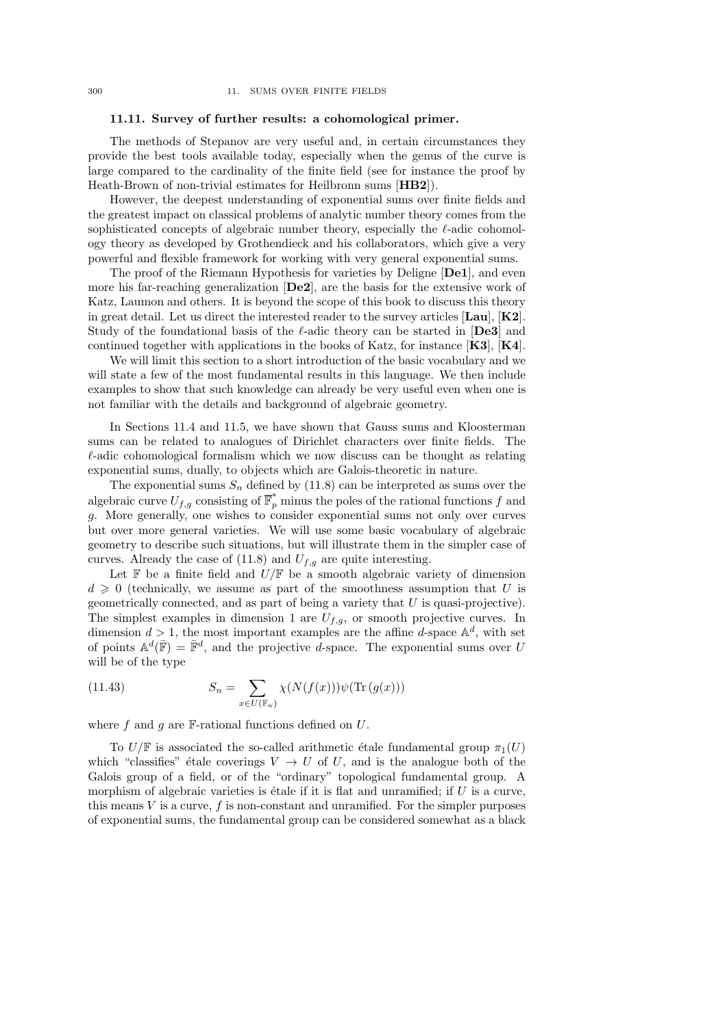### 11.11. Survey of further results: a cohomological primer.

The methods of Stepanov are very useful and, in certain circumstances they provide the best tools available today, especially when the genus of the curve is large compared to the cardinality of the finite field (see for instance the proof by Heath-Brown of non-trivial estimates for Heilbronn sums [**HB2**]).

However, the deepest understanding of exponential sums over finite fields and the greatest impact on classical problems of analytic number theory comes from the sophisticated concepts of algebraic number theory, especially the $\ell$-adic cohomology theory as developed by Grothendieck and his collaborators, which give a very powerful and flexible framework for working with very general exponential sums.

The proof of the Riemann Hypothesis for varieties by Deligne [**De1**], and even more his far-reaching generalization [**De2**], are the basis for the extensive work of Katz, Laumon and others. It is beyond the scope of this book to discuss this theory in great detail. Let us direct the interested reader to the survey articles [**Lau**], [**K2**]. Study of the foundational basis of the $\ell$-adic theory can be started in [**De3**] and continued together with applications in the books of Katz, for instance [**K3**], [**K4**].

We will limit this section to a short introduction of the basic vocabulary and we will state a few of the most fundamental results in this language. We then include examples to show that such knowledge can already be very useful even when one is not familiar with the details and background of algebraic geometry.

In Sections 11.4 and 11.5, we have shown that Gauss sums and Kloosterman sums can be related to analogues of Dirichlet characters over finite fields. The $\ell$-adic cohomological formalism which we now discuss can be thought as relating exponential sums, dually, to objects which are Galois-theoretic in nature.

The exponential sums $S_n$ defined by (11.8) can be interpreted as sums over the algebraic curve $U_{f,g}$ consisting of $\bar{\mathbb{F}}_p^*$ minus the poles of the rational functions $f$ and $g$. More generally, one wishes to consider exponential sums not only over curves but over more general varieties. We will use some basic vocabulary of algebraic geometry to describe such situations, but will illustrate them in the simpler case of curves. Already the case of (11.8) and $U_{f,g}$ are quite interesting.

Let $\mathbb{F}$ be a finite field and $U/\mathbb{F}$ be a smooth algebraic variety of dimension $d \geqslant 0$ (technically, we assume as part of the smoothness assumption that $U$ is geometrically connected, and as part of being a variety that $U$ is quasi-projective). The simplest examples in dimension 1 are $U_{f,g}$, or smooth projective curves. In dimension $d > 1$, the most important examples are the affine $d$-space $\mathbb{A}^d$, with set of points $\mathbb{A}^d(\bar{\mathbb{F}}) = \bar{\mathbb{F}}^d$, and the projective $d$-space. The exponential sums over $U$ will be of the type

$$S_n = \sum_{x \in U(\mathbb{F}_n)} \chi(N(f(x)))\psi(\mathrm{Tr}\,(g(x))) \tag{11.43}$$

where $f$ and $g$ are $\mathbb{F}$-rational functions defined on $U$.

To $U/\mathbb{F}$ is associated the so-called arithmetic étale fundamental group $\pi_1(U)$ which "classifies" étale coverings $V \to U$ of $U$, and is the analogue both of the Galois group of a field, or of the "ordinary" topological fundamental group. A morphism of algebraic varieties is étale if it is flat and unramified; if $U$ is a curve, this means $V$ is a curve, $f$ is non-constant and unramified. For the simpler purposes of exponential sums, the fundamental group can be considered somewhat as a black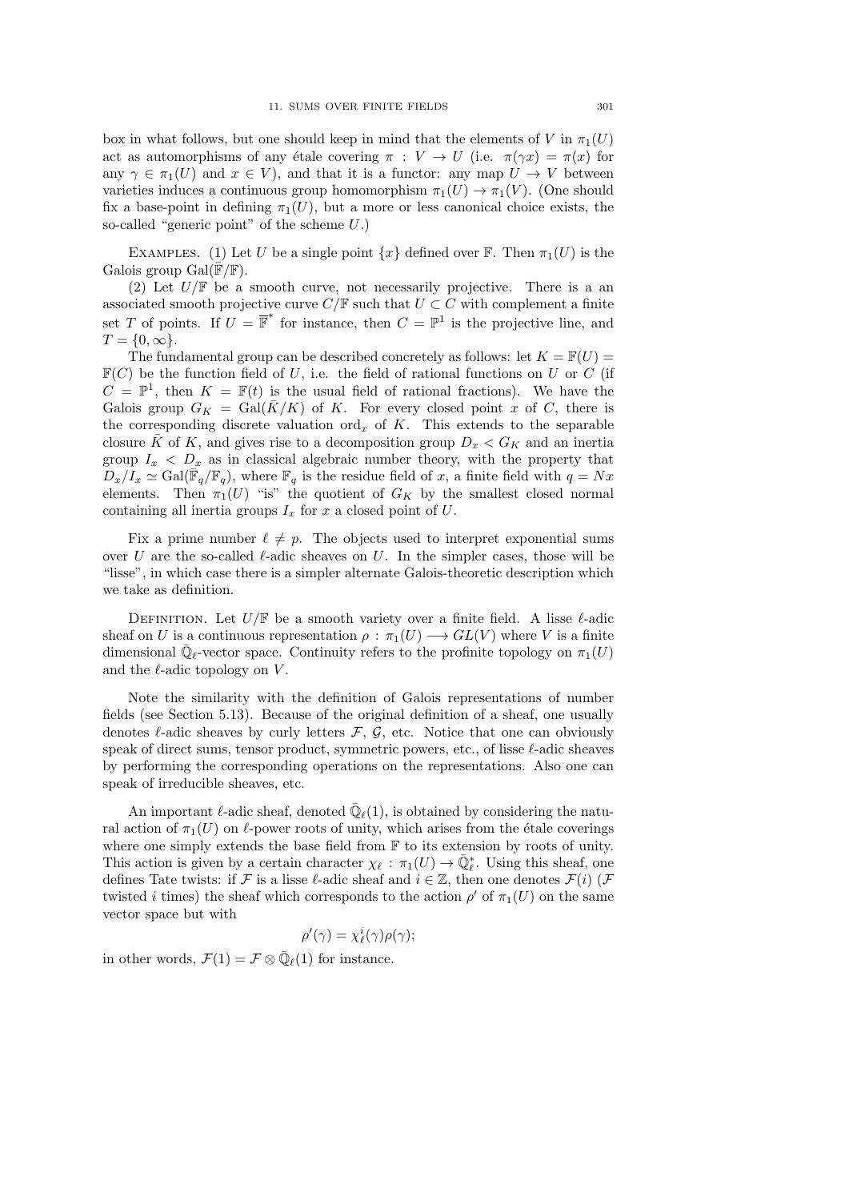box in what follows, but one should keep in mind that the elements of $V$ in $\pi_1(U)$ act as automorphisms of any étale covering $\pi : V \to U$ (i.e. $\pi(\gamma x) = \pi(x)$ for any $\gamma \in \pi_1(U)$ and $x \in V$), and that it is a functor: any map $U \to V$ between varieties induces a continuous group homomorphism $\pi_1(U) \to \pi_1(V)$. (One should fix a base-point in defining $\pi_1(U)$, but a more or less canonical choice exists, the so-called "generic point" of the scheme $U$.)

Examples. (1) Let $U$ be a single point $\{x\}$ defined over $\mathbb{F}$. Then $\pi_1(U)$ is the Galois group $\mathrm{Gal}(\bar{\mathbb{F}}/\mathbb{F})$.

(2) Let $U/\mathbb{F}$ be a smooth curve, not necessarily projective. There is a an associated smooth projective curve $C/\mathbb{F}$ such that $U \subset C$ with complement a finite set $T$ of points. If $U = \bar{\mathbb{F}}^*$ for instance, then $C = \mathbb{P}^1$ is the projective line, and $T = \{0, \infty\}$.

The fundamental group can be described concretely as follows: let $K = \mathbb{F}(U) = \mathbb{F}(C)$ be the function field of $U$, i.e. the field of rational functions on $U$ or $C$ (if $C = \mathbb{P}^1$, then $K = \mathbb{F}(t)$ is the usual field of rational fractions). We have the Galois group $G_K = \mathrm{Gal}(\bar{K}/K)$ of $K$. For every closed point $x$ of $C$, there is the corresponding discrete valuation $\mathrm{ord}_x$ of $K$. This extends to the separable closure $\bar{K}$ of $K$, and gives rise to a decomposition group $D_x < G_K$ and an inertia group $I_x < D_x$ as in classical algebraic number theory, with the property that $D_x/I_x \simeq \mathrm{Gal}(\bar{\mathbb{F}}_q/\mathbb{F}_q)$, where $\mathbb{F}_q$ is the residue field of $x$, a finite field with $q = Nx$ elements. Then $\pi_1(U)$ "is" the quotient of $G_K$ by the smallest closed normal containing all inertia groups $I_x$ for $x$ a closed point of $U$.

Fix a prime number $\ell \neq p$. The objects used to interpret exponential sums over $U$ are the so-called $\ell$-adic sheaves on $U$. In the simpler cases, those will be "lisse", in which case there is a simpler alternate Galois-theoretic description which we take as definition.

Definition. Let $U/\mathbb{F}$ be a smooth variety over a finite field. A lisse $\ell$-adic sheaf on $U$ is a continuous representation $\rho : \pi_1(U) \longrightarrow GL(V)$ where $V$ is a finite dimensional $\bar{\mathbb{Q}}_\ell$-vector space. Continuity refers to the profinite topology on $\pi_1(U)$ and the $\ell$-adic topology on $V$.

Note the similarity with the definition of Galois representations of number fields (see Section 5.13). Because of the original definition of a sheaf, one usually denotes $\ell$-adic sheaves by curly letters $\mathcal{F}$, $\mathcal{G}$, etc. Notice that one can obviously speak of direct sums, tensor product, symmetric powers, etc., of lisse $\ell$-adic sheaves by performing the corresponding operations on the representations. Also one can speak of irreducible sheaves, etc.

An important $\ell$-adic sheaf, denoted $\bar{\mathbb{Q}}_\ell(1)$, is obtained by considering the natural action of $\pi_1(U)$ on $\ell$-power roots of unity, which arises from the étale coverings where one simply extends the base field from $\mathbb{F}$ to its extension by roots of unity. This action is given by a certain character $\chi_\ell : \pi_1(U) \to \bar{\mathbb{Q}}_\ell^*$. Using this sheaf, one defines Tate twists: if $\mathcal{F}$ is a lisse $\ell$-adic sheaf and $i \in \mathbb{Z}$, then one denotes $\mathcal{F}(i)$ ($\mathcal{F}$ twisted $i$ times) the sheaf which corresponds to the action $\rho'$ of $\pi_1(U)$ on the same vector space but with

$$\rho'(\gamma) = \chi_\ell^i(\gamma)\rho(\gamma);$$

in other words, $\mathcal{F}(1) = \mathcal{F} \otimes \bar{\mathbb{Q}}_\ell(1)$ for instance.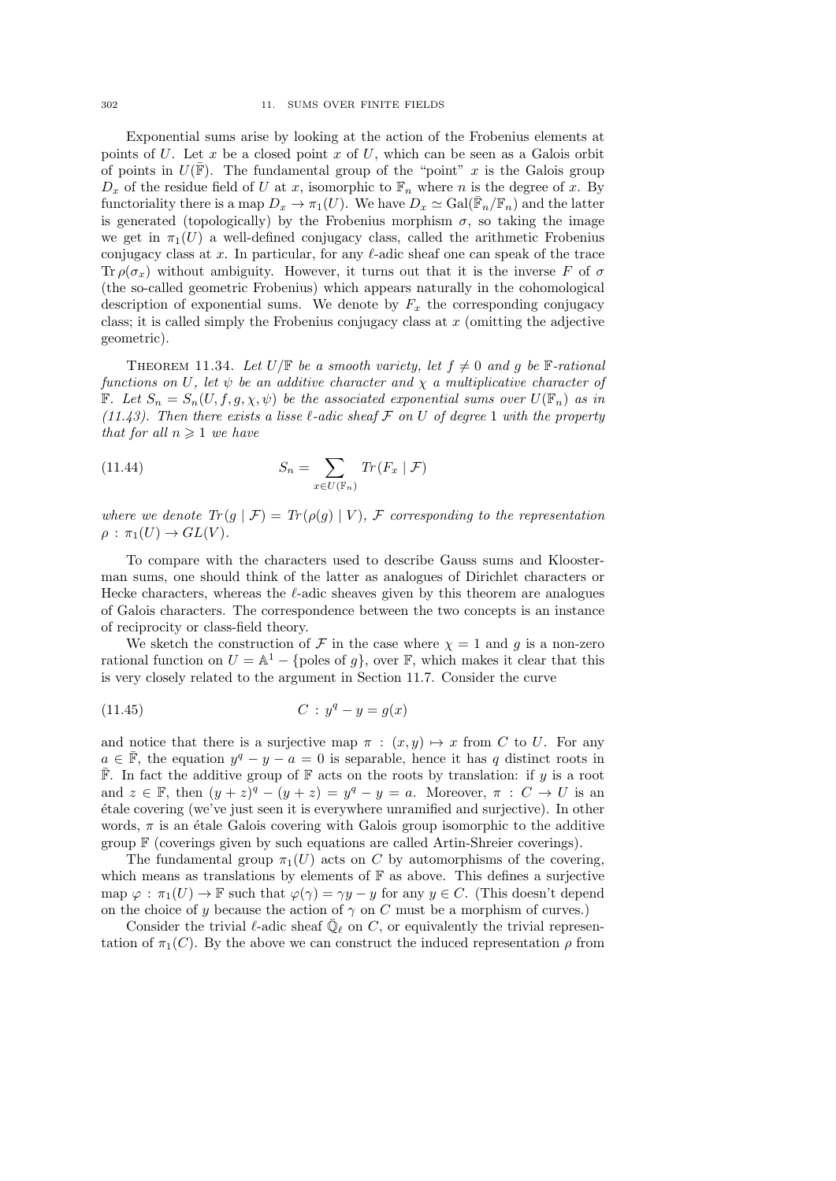Exponential sums arise by looking at the action of the Frobenius elements at points of $U$. Let $x$ be a closed point $x$ of $U$, which can be seen as a Galois orbit of points in $U(\bar{\mathbb{F}})$. The fundamental group of the "point" $x$ is the Galois group $D_x$ of the residue field of $U$ at $x$, isomorphic to $\mathbb{F}_n$ where $n$ is the degree of $x$. By functoriality there is a map $D_x \to \pi_1(U)$. We have $D_x \simeq \mathrm{Gal}(\bar{\mathbb{F}}_n/\mathbb{F}_n)$ and the latter is generated (topologically) by the Frobenius morphism $\sigma$, so taking the image we get in $\pi_1(U)$ a well-defined conjugacy class, called the arithmetic Frobenius conjugacy class at $x$. In particular, for any $\ell$-adic sheaf one can speak of the trace $\mathrm{Tr}\,\rho(\sigma_x)$ without ambiguity. However, it turns out that it is the inverse $F$ of $\sigma$ (the so-called geometric Frobenius) which appears naturally in the cohomological description of exponential sums. We denote by $F_x$ the corresponding conjugacy class; it is called simply the Frobenius conjugacy class at $x$ (omitting the adjective geometric).

THEOREM 11.34. *Let $U/\mathbb{F}$ be a smooth variety, let $f \neq 0$ and $g$ be $\mathbb{F}$-rational functions on $U$, let $\psi$ be an additive character and $\chi$ a multiplicative character of $\mathbb{F}$. Let $S_n = S_n(U, f, g, \chi, \psi)$ be the associated exponential sums over $U(\mathbb{F}_n)$ as in (11.43). Then there exists a lisse $\ell$-adic sheaf $\mathcal{F}$ on $U$ of degree 1 with the property that for all $n \geqslant 1$ we have*

$$S_n = \sum_{x \in U(\mathbb{F}_n)} Tr(F_x \mid \mathcal{F}) \tag{11.44}$$

*where we denote $Tr(g \mid \mathcal{F}) = Tr(\rho(g) \mid V)$, $\mathcal{F}$ corresponding to the representation $\rho : \pi_1(U) \to GL(V)$.*

To compare with the characters used to describe Gauss sums and Kloosterman sums, one should think of the latter as analogues of Dirichlet characters or Hecke characters, whereas the $\ell$-adic sheaves given by this theorem are analogues of Galois characters. The correspondence between the two concepts is an instance of reciprocity or class-field theory.

We sketch the construction of $\mathcal{F}$ in the case where $\chi = 1$ and $g$ is a non-zero rational function on $U = \mathbb{A}^1 - \{\text{poles of } g\}$, over $\mathbb{F}$, which makes it clear that this is very closely related to the argument in Section 11.7. Consider the curve

$$C : y^q - y = g(x) \tag{11.45}$$

and notice that there is a surjective map $\pi : (x, y) \mapsto x$ from $C$ to $U$. For any $a \in \bar{\mathbb{F}}$, the equation $y^q - y - a = 0$ is separable, hence it has $q$ distinct roots in $\bar{\mathbb{F}}$. In fact the additive group of $\mathbb{F}$ acts on the roots by translation: if $y$ is a root and $z \in \mathbb{F}$, then $(y+z)^q - (y+z) = y^q - y = a$. Moreover, $\pi : C \to U$ is an étale covering (we've just seen it is everywhere unramified and surjective). In other words, $\pi$ is an étale Galois covering with Galois group isomorphic to the additive group $\mathbb{F}$ (coverings given by such equations are called Artin-Shreier coverings).

The fundamental group $\pi_1(U)$ acts on $C$ by automorphisms of the covering, which means as translations by elements of $\mathbb{F}$ as above. This defines a surjective map $\varphi : \pi_1(U) \to \mathbb{F}$ such that $\varphi(\gamma) = \gamma y - y$ for any $y \in C$. (This doesn't depend on the choice of $y$ because the action of $\gamma$ on $C$ must be a morphism of curves.)

Consider the trivial $\ell$-adic sheaf $\bar{\mathbb{Q}}_\ell$ on $C$, or equivalently the trivial representation of $\pi_1(C)$. By the above we can construct the induced representation $\rho$ from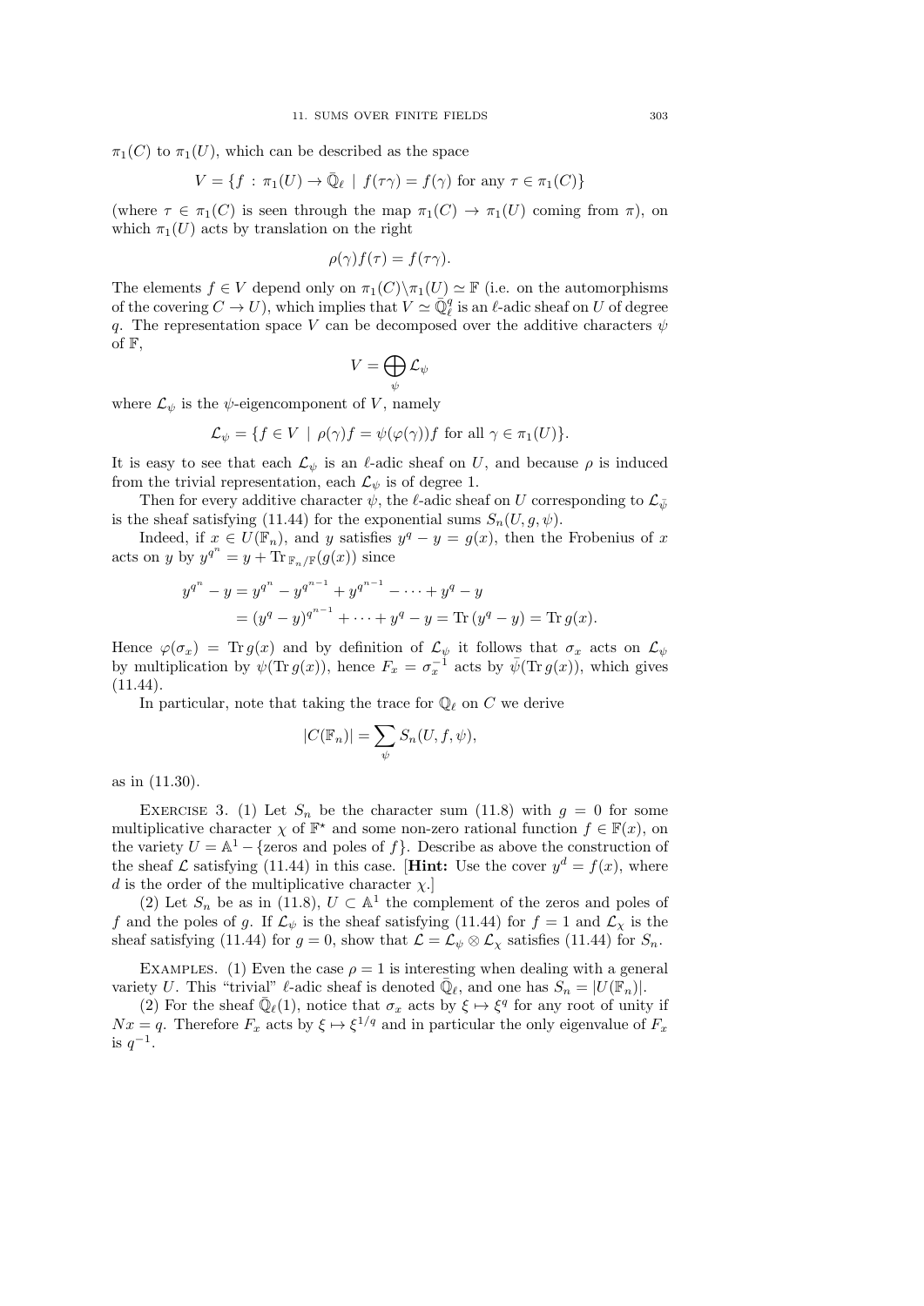$\pi_1(C)$ to $\pi_1(U)$, which can be described as the space

$$V = \{f : \pi_1(U) \to \bar{\mathbb{Q}}_\ell \mid f(\tau\gamma) = f(\gamma) \text{ for any } \tau \in \pi_1(C)\}$$

(where $\tau \in \pi_1(C)$ is seen through the map $\pi_1(C) \to \pi_1(U)$ coming from $\pi$), on which $\pi_1(U)$ acts by translation on the right

$$\rho(\gamma)f(\tau) = f(\tau\gamma).$$

The elements $f \in V$ depend only on $\pi_1(C)\backslash\pi_1(U) \simeq \mathbb{F}$ (i.e. on the automorphisms of the covering $C \to U$), which implies that $V \simeq \bar{\mathbb{Q}}_\ell^q$ is an $\ell$-adic sheaf on $U$ of degree $q$. The representation space $V$ can be decomposed over the additive characters $\psi$ of $\mathbb{F}$,

$$V = \bigoplus_\psi \mathcal{L}_\psi$$

where $\mathcal{L}_\psi$ is the $\psi$-eigencomponent of $V$, namely

$$\mathcal{L}_\psi = \{f \in V \mid \rho(\gamma)f = \psi(\varphi(\gamma))f \text{ for all } \gamma \in \pi_1(U)\}.$$

It is easy to see that each $\mathcal{L}_\psi$ is an $\ell$-adic sheaf on $U$, and because $\rho$ is induced from the trivial representation, each $\mathcal{L}_\psi$ is of degree 1.

Then for every additive character $\psi$, the $\ell$-adic sheaf on $U$ corresponding to $\mathcal{L}_{\bar{\psi}}$ is the sheaf satisfying (11.44) for the exponential sums $S_n(U, g, \psi)$.

Indeed, if $x \in U(\mathbb{F}_n)$, and $y$ satisfies $y^q - y = g(x)$, then the Frobenius of $x$ acts on $y$ by $y^{q^n} = y + \mathrm{Tr}_{\mathbb{F}_n/\mathbb{F}}(g(x))$ since

$$\begin{aligned}
y^{q^n} - y &= y^{q^n} - y^{q^{n-1}} + y^{q^{n-1}} - \cdots + y^q - y \\
&= (y^q - y)^{q^{n-1}} + \cdots + y^q - y = \mathrm{Tr}\,(y^q - y) = \mathrm{Tr}\, g(x).
\end{aligned}$$

Hence $\varphi(\sigma_x) = \mathrm{Tr}\, g(x)$ and by definition of $\mathcal{L}_\psi$ it follows that $\sigma_x$ acts on $\mathcal{L}_\psi$ by multiplication by $\psi(\mathrm{Tr}\, g(x))$, hence $F_x = \sigma_x^{-1}$ acts by $\bar{\psi}(\mathrm{Tr}\, g(x))$, which gives (11.44).

In particular, note that taking the trace for $\mathbb{Q}_\ell$ on $C$ we derive

$$|C(\mathbb{F}_n)| = \sum_\psi S_n(U, f, \psi),$$

as in (11.30).

Exercise 3. (1) Let $S_n$ be the character sum (11.8) with $g = 0$ for some multiplicative character $\chi$ of $\mathbb{F}^\star$ and some non-zero rational function $f \in \mathbb{F}(x)$, on the variety $U = \mathbb{A}^1 - \{\text{zeros and poles of } f\}$. Describe as above the construction of the sheaf $\mathcal{L}$ satisfying (11.44) in this case. [**Hint:** Use the cover $y^d = f(x)$, where $d$ is the order of the multiplicative character $\chi$.]

(2) Let $S_n$ be as in (11.8), $U \subset \mathbb{A}^1$ the complement of the zeros and poles of $f$ and the poles of $g$. If $\mathcal{L}_\psi$ is the sheaf satisfying (11.44) for $f = 1$ and $\mathcal{L}_\chi$ is the sheaf satisfying (11.44) for $g = 0$, show that $\mathcal{L} = \mathcal{L}_\psi \otimes \mathcal{L}_\chi$ satisfies (11.44) for $S_n$.

Examples. (1) Even the case $\rho = 1$ is interesting when dealing with a general variety $U$. This "trivial" $\ell$-adic sheaf is denoted $\bar{\mathbb{Q}}_\ell$, and one has $S_n = |U(\mathbb{F}_n)|$.

(2) For the sheaf $\bar{\mathbb{Q}}_\ell(1)$, notice that $\sigma_x$ acts by $\xi \mapsto \xi^q$ for any root of unity if $Nx = q$. Therefore $F_x$ acts by $\xi \mapsto \xi^{1/q}$ and in particular the only eigenvalue of $F_x$ is $q^{-1}$.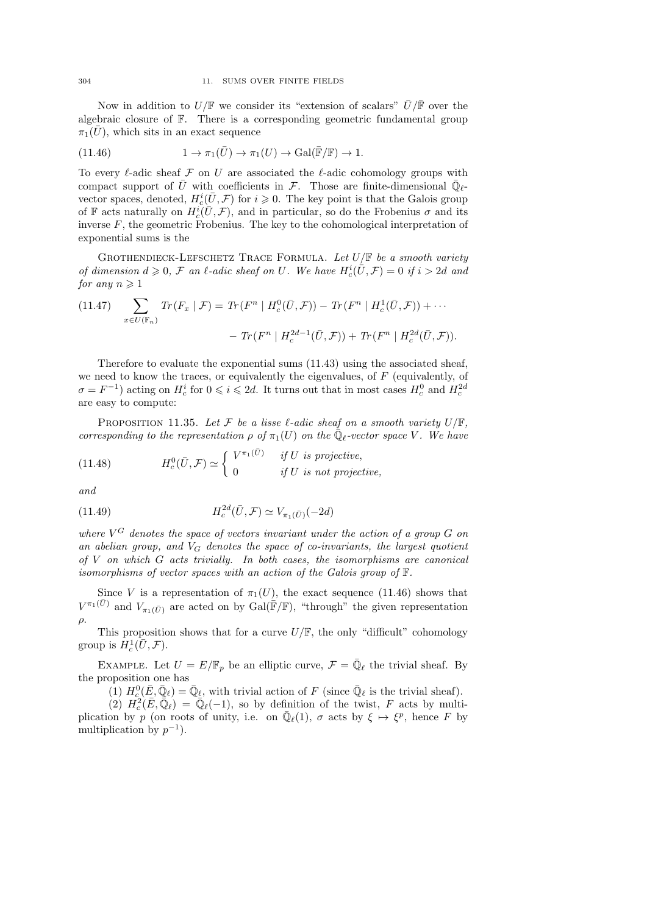Now in addition to $U/\mathbb{F}$ we consider its "extension of scalars" $\bar{U}/\bar{\mathbb{F}}$ over the algebraic closure of $\mathbb{F}$. There is a corresponding geometric fundamental group $\pi_1(\bar{U})$, which sits in an exact sequence

$$1 \to \pi_1(\bar{U}) \to \pi_1(U) \to \mathrm{Gal}(\bar{\mathbb{F}}/\mathbb{F}) \to 1. \tag{11.46}$$

To every $\ell$-adic sheaf $\mathcal{F}$ on $U$ are associated the $\ell$-adic cohomology groups with compact support of $\bar{U}$ with coefficients in $\mathcal{F}$. Those are finite-dimensional $\bar{\mathbb{Q}}_\ell$-vector spaces, denoted, $H_c^i(\bar{U}, \mathcal{F})$ for $i \geqslant 0$. The key point is that the Galois group of $\mathbb{F}$ acts naturally on $H_c^i(\bar{U}, \mathcal{F})$, and in particular, so do the Frobenius $\sigma$ and its inverse $F$, the geometric Frobenius. The key to the cohomological interpretation of exponential sums is the

Grothendieck-Lefschetz Trace Formula. *Let $U/\mathbb{F}$ be a smooth variety of dimension $d \geqslant 0$, $\mathcal{F}$ an $\ell$-adic sheaf on $U$. We have $H_c^i(\bar{U}, \mathcal{F}) = 0$ if $i > 2d$ and for any $n \geqslant 1$*

$$\sum_{x \in U(\mathbb{F}_n)} Tr(F_x \mid \mathcal{F}) = Tr(F^n \mid H_c^0(\bar{U}, \mathcal{F})) - Tr(F^n \mid H_c^1(\bar{U}, \mathcal{F})) + \cdots \\ - Tr(F^n \mid H_c^{2d-1}(\bar{U}, \mathcal{F})) + Tr(F^n \mid H_c^{2d}(\bar{U}, \mathcal{F})). \tag{11.47}$$

Therefore to evaluate the exponential sums (11.43) using the associated sheaf, we need to know the traces, or equivalently the eigenvalues, of $F$ (equivalently, of $\sigma = F^{-1}$) acting on $H_c^i$ for $0 \leqslant i \leqslant 2d$. It turns out that in most cases $H_c^0$ and $H_c^{2d}$ are easy to compute:

Proposition 11.35. *Let $\mathcal{F}$ be a lisse $\ell$-adic sheaf on a smooth variety $U/\mathbb{F}$, corresponding to the representation $\rho$ of $\pi_1(U)$ on the $\bar{\mathbb{Q}}_\ell$-vector space $V$. We have*

$$H_c^0(\bar{U}, \mathcal{F}) \simeq \begin{cases} V^{\pi_1(\bar{U})} & \text{if } U \text{ is projective,} \\ 0 & \text{if } U \text{ is not projective,} \end{cases} \tag{11.48}$$

*and*

$$H_c^{2d}(\bar{U}, \mathcal{F}) \simeq V_{\pi_1(\bar{U})}(-2d) \tag{11.49}$$

*where $V^G$ denotes the space of vectors invariant under the action of a group $G$ on an abelian group, and $V_G$ denotes the space of co-invariants, the largest quotient of $V$ on which $G$ acts trivially. In both cases, the isomorphisms are canonical isomorphisms of vector spaces with an action of the Galois group of $\mathbb{F}$.*

Since $V$ is a representation of $\pi_1(U)$, the exact sequence (11.46) shows that $V^{\pi_1(\bar{U})}$ and $V_{\pi_1(\bar{U})}$ are acted on by $\mathrm{Gal}(\bar{\mathbb{F}}/\mathbb{F})$, "through" the given representation $\rho$.

This proposition shows that for a curve $U/\mathbb{F}$, the only "difficult" cohomology group is $H_c^1(\bar{U}, \mathcal{F})$.

Example. Let $U = E/\mathbb{F}_p$ be an elliptic curve, $\mathcal{F} = \bar{\mathbb{Q}}_\ell$ the trivial sheaf. By the proposition one has

(1) $H_c^0(\bar{E}, \bar{\mathbb{Q}}_\ell) = \bar{\mathbb{Q}}_\ell$, with trivial action of $F$ (since $\bar{\mathbb{Q}}_\ell$ is the trivial sheaf).

(2) $H_c^2(\bar{E}, \bar{\mathbb{Q}}_\ell) = \bar{\mathbb{Q}}_\ell(-1)$, so by definition of the twist, $F$ acts by multiplication by $p$ (on roots of unity, i.e. on $\bar{\mathbb{Q}}_\ell(1)$, $\sigma$ acts by $\xi \mapsto \xi^p$, hence $F$ by multiplication by $p^{-1}$).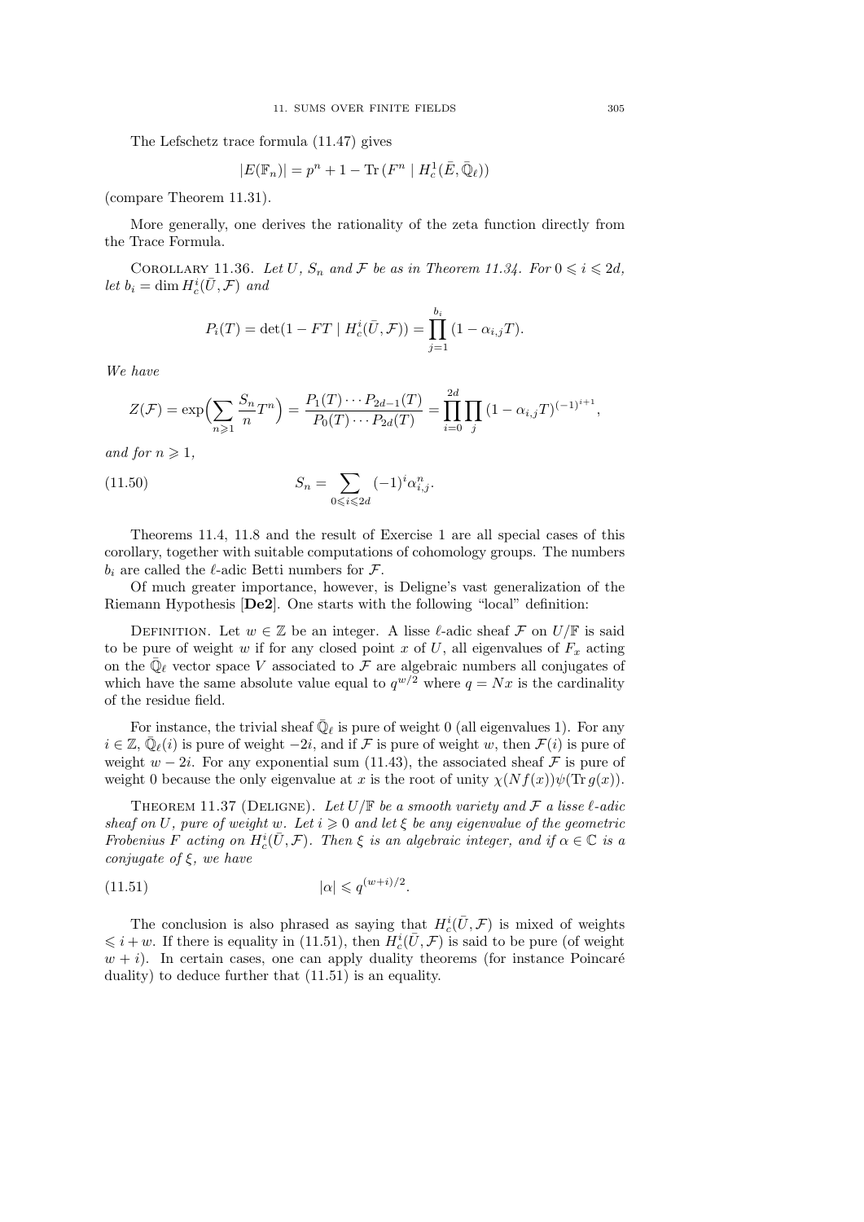The Lefschetz trace formula (11.47) gives

$$|E(\mathbb{F}_n)| = p^n + 1 - \mathrm{Tr}\,(F^n \mid H^1_c(\bar{E}, \bar{\mathbb{Q}}_\ell))$$

(compare Theorem 11.31).

More generally, one derives the rationality of the zeta function directly from the Trace Formula.

Corollary 11.36. *Let $U$, $S_n$ and $\mathcal{F}$ be as in Theorem 11.34. For $0 \leqslant i \leqslant 2d$, let $b_i = \dim H^i_c(\bar{U}, \mathcal{F})$ and*

$$P_i(T) = \det(1 - FT \mid H^i_c(\bar{U}, \mathcal{F})) = \prod_{j=1}^{b_i} (1 - \alpha_{i,j} T).$$

*We have*

$$Z(\mathcal{F}) = \exp\Bigl(\sum_{n \geqslant 1} \frac{S_n}{n} T^n\Bigr) = \frac{P_1(T) \cdots P_{2d-1}(T)}{P_0(T) \cdots P_{2d}(T)} = \prod_{i=0}^{2d} \prod_j (1 - \alpha_{i,j} T)^{(-1)^{i+1}},$$

*and for $n \geqslant 1$,*

$$S_n = \sum_{0 \leqslant i \leqslant 2d} (-1)^i \alpha_{i,j}^n. \tag{11.50}$$

Theorems 11.4, 11.8 and the result of Exercise 1 are all special cases of this corollary, together with suitable computations of cohomology groups. The numbers $b_i$ are called the $\ell$-adic Betti numbers for $\mathcal{F}$.

Of much greater importance, however, is Deligne's vast generalization of the Riemann Hypothesis [**De2**]. One starts with the following "local" definition:

Definition. Let $w \in \mathbb{Z}$ be an integer. A lisse $\ell$-adic sheaf $\mathcal{F}$ on $U/\mathbb{F}$ is said to be pure of weight $w$ if for any closed point $x$ of $U$, all eigenvalues of $F_x$ acting on the $\bar{\mathbb{Q}}_\ell$ vector space $V$ associated to $\mathcal{F}$ are algebraic numbers all conjugates of which have the same absolute value equal to $q^{w/2}$ where $q = Nx$ is the cardinality of the residue field.

For instance, the trivial sheaf $\bar{\mathbb{Q}}_\ell$ is pure of weight 0 (all eigenvalues 1). For any $i \in \mathbb{Z}$, $\bar{\mathbb{Q}}_\ell(i)$ is pure of weight $-2i$, and if $\mathcal{F}$ is pure of weight $w$, then $\mathcal{F}(i)$ is pure of weight $w - 2i$. For any exponential sum (11.43), the associated sheaf $\mathcal{F}$ is pure of weight 0 because the only eigenvalue at $x$ is the root of unity $\chi(Nf(x))\psi(\mathrm{Tr}\, g(x))$.

Theorem 11.37 (Deligne). *Let $U/\mathbb{F}$ be a smooth variety and $\mathcal{F}$ a lisse $\ell$-adic sheaf on $U$, pure of weight $w$. Let $i \geqslant 0$ and let $\xi$ be any eigenvalue of the geometric Frobenius $F$ acting on $H^i_c(\bar{U}, \mathcal{F})$. Then $\xi$ is an algebraic integer, and if $\alpha \in \mathbb{C}$ is a conjugate of $\xi$, we have*

$$|\alpha| \leqslant q^{(w+i)/2}. \tag{11.51}$$

The conclusion is also phrased as saying that $H^i_c(\bar{U}, \mathcal{F})$ is mixed of weights $\leqslant i + w$. If there is equality in (11.51), then $H^i_c(\bar{U}, \mathcal{F})$ is said to be pure (of weight $w + i$). In certain cases, one can apply duality theorems (for instance Poincaré duality) to deduce further that (11.51) is an equality.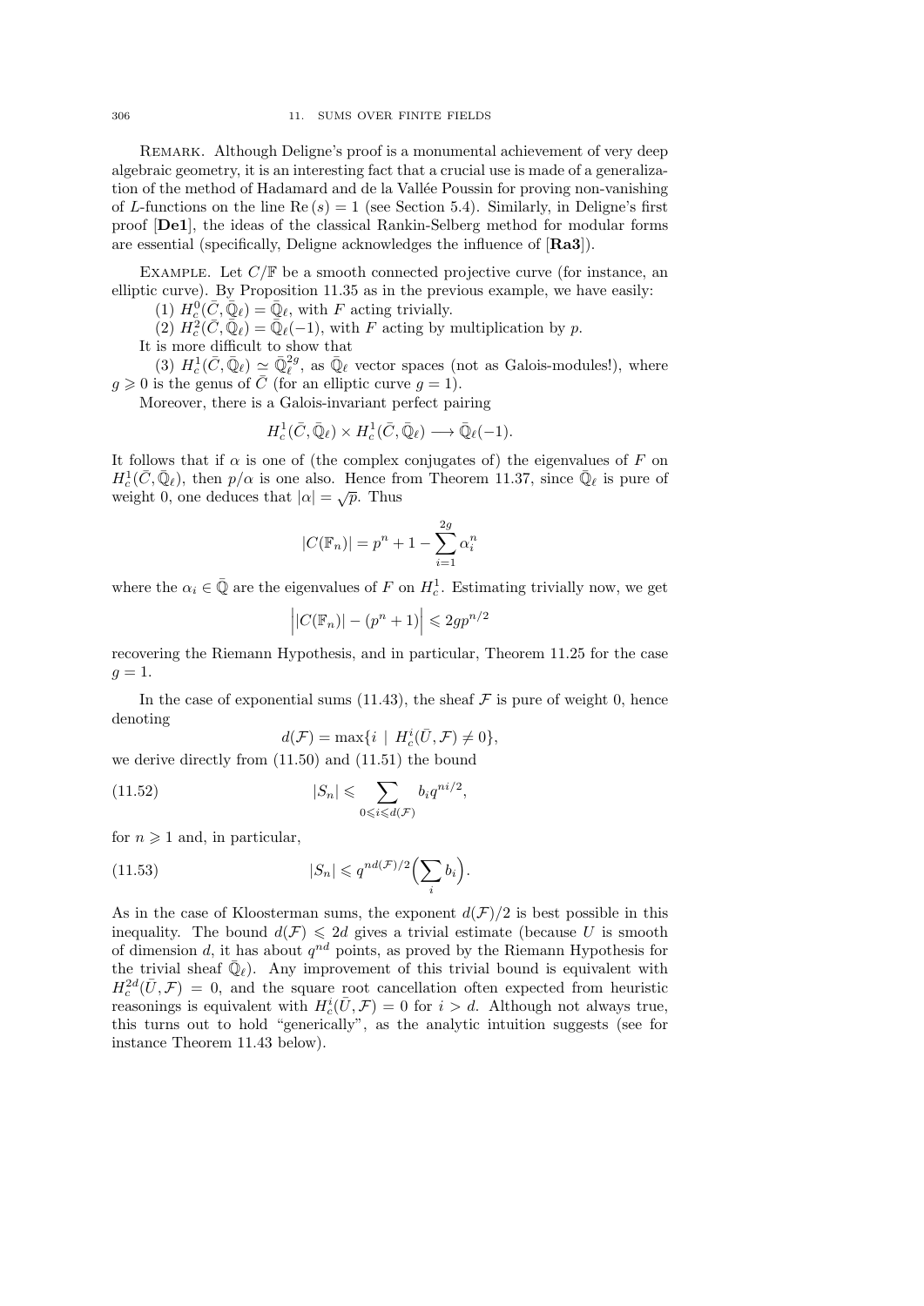Remark. Although Deligne's proof is a monumental achievement of very deep algebraic geometry, it is an interesting fact that a crucial use is made of a generalization of the method of Hadamard and de la Vallée Poussin for proving non-vanishing of $L$-functions on the line $\mathrm{Re}\,(s) = 1$ (see Section 5.4). Similarly, in Deligne's first proof [**De1**], the ideas of the classical Rankin-Selberg method for modular forms are essential (specifically, Deligne acknowledges the influence of [**Ra3**]).

Example. Let $C/\mathbb{F}$ be a smooth connected projective curve (for instance, an elliptic curve). By Proposition 11.35 as in the previous example, we have easily:

(1) $H_c^0(\bar{C}, \bar{\mathbb{Q}}_\ell) = \bar{\mathbb{Q}}_\ell$, with $F$ acting trivially.

(2) $H_c^2(\bar{C}, \bar{\mathbb{Q}}_\ell) = \bar{\mathbb{Q}}_\ell(-1)$, with $F$ acting by multiplication by $p$.

It is more difficult to show that

(3) $H_c^1(\bar{C}, \bar{\mathbb{Q}}_\ell) \simeq \bar{\mathbb{Q}}_\ell^{2g}$, as $\bar{\mathbb{Q}}_\ell$ vector spaces (not as Galois-modules!), where $g \geqslant 0$ is the genus of $\bar{C}$ (for an elliptic curve $g = 1$).

Moreover, there is a Galois-invariant perfect pairing

$$H_c^1(\bar{C}, \bar{\mathbb{Q}}_\ell) \times H_c^1(\bar{C}, \bar{\mathbb{Q}}_\ell) \longrightarrow \bar{\mathbb{Q}}_\ell(-1).$$

It follows that if $\alpha$ is one of (the complex conjugates of) the eigenvalues of $F$ on $H_c^1(\bar{C}, \bar{\mathbb{Q}}_\ell)$, then $p/\alpha$ is one also. Hence from Theorem 11.37, since $\bar{\mathbb{Q}}_\ell$ is pure of weight 0, one deduces that $|\alpha| = \sqrt{p}$. Thus

$$|C(\mathbb{F}_n)| = p^n + 1 - \sum_{i=1}^{2g} \alpha_i^n$$

where the $\alpha_i \in \bar{\mathbb{Q}}$ are the eigenvalues of $F$ on $H_c^1$. Estimating trivially now, we get

$$\Big| |C(\mathbb{F}_n)| - (p^n + 1) \Big| \leqslant 2g p^{n/2}$$

recovering the Riemann Hypothesis, and in particular, Theorem 11.25 for the case $g = 1$.

In the case of exponential sums (11.43), the sheaf $\mathcal{F}$ is pure of weight 0, hence denoting

$$d(\mathcal{F}) = \max\{i \mid H_c^i(\bar{U}, \mathcal{F}) \neq 0\},$$

we derive directly from (11.50) and (11.51) the bound

$$|S_n| \leqslant \sum_{0 \leqslant i \leqslant d(\mathcal{F})} b_i q^{ni/2}, \tag{11.52}$$

for $n \geqslant 1$ and, in particular,

$$|S_n| \leqslant q^{nd(\mathcal{F})/2} \Big( \sum_i b_i \Big). \tag{11.53}$$

As in the case of Kloosterman sums, the exponent $d(\mathcal{F})/2$ is best possible in this inequality. The bound $d(\mathcal{F}) \leqslant 2d$ gives a trivial estimate (because $U$ is smooth of dimension $d$, it has about $q^{nd}$ points, as proved by the Riemann Hypothesis for the trivial sheaf $\bar{\mathbb{Q}}_\ell$). Any improvement of this trivial bound is equivalent with $H_c^{2d}(\bar{U}, \mathcal{F}) = 0$, and the square root cancellation often expected from heuristic reasonings is equivalent with $H_c^i(\bar{U}, \mathcal{F}) = 0$ for $i > d$. Although not always true, this turns out to hold "generically", as the analytic intuition suggests (see for instance Theorem 11.43 below).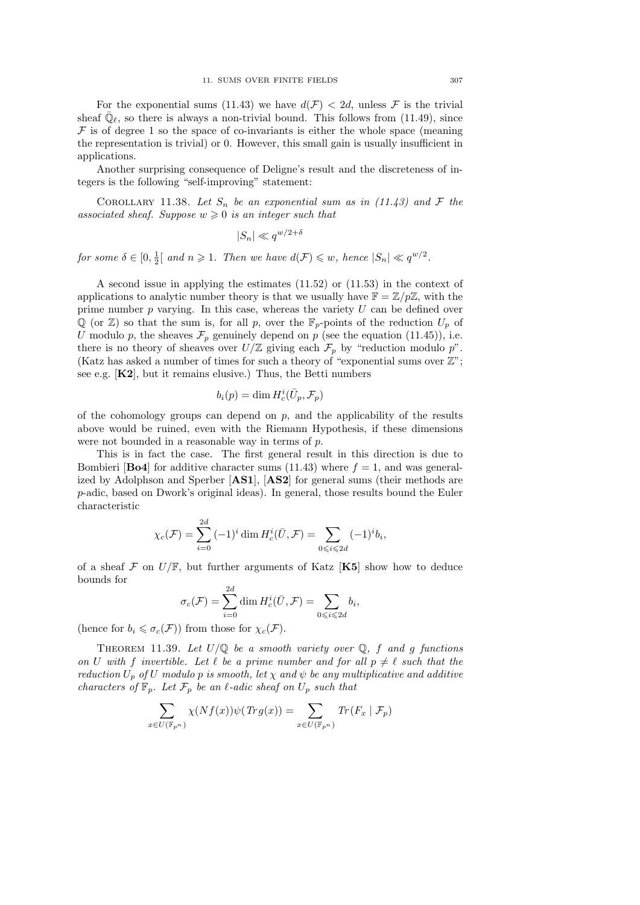For the exponential sums (11.43) we have $d(\mathcal{F}) < 2d$, unless $\mathcal{F}$ is the trivial sheaf $\bar{\mathbb{Q}}_\ell$, so there is always a non-trivial bound. This follows from (11.49), since $\mathcal{F}$ is of degree 1 so the space of co-invariants is either the whole space (meaning the representation is trivial) or 0. However, this small gain is usually insufficient in applications.

Another surprising consequence of Deligne's result and the discreteness of integers is the following "self-improving" statement:

Corollary 11.38. *Let $S_n$ be an exponential sum as in (11.43) and $\mathcal{F}$ the associated sheaf. Suppose $w \geqslant 0$ is an integer such that*

$$|S_n| \ll q^{w/2+\delta}$$

*for some $\delta \in [0, \frac{1}{2}[$ and $n \geqslant 1$. Then we have $d(\mathcal{F}) \leqslant w$, hence $|S_n| \ll q^{w/2}$.*

A second issue in applying the estimates (11.52) or (11.53) in the context of applications to analytic number theory is that we usually have $\mathbb{F} = \mathbb{Z}/p\mathbb{Z}$, with the prime number $p$ varying. In this case, whereas the variety $U$ can be defined over $\mathbb{Q}$ (or $\mathbb{Z}$) so that the sum is, for all $p$, over the $\mathbb{F}_p$-points of the reduction $U_p$ of $U$ modulo $p$, the sheaves $\mathcal{F}_p$ genuinely depend on $p$ (see the equation (11.45)), i.e. there is no theory of sheaves over $U/\mathbb{Z}$ giving each $\mathcal{F}_p$ by "reduction modulo $p$". (Katz has asked a number of times for such a theory of "exponential sums over $\mathbb{Z}$"; see e.g. [**K2**], but it remains elusive.) Thus, the Betti numbers

$$b_i(p) = \dim H^i_c(\bar{U}_p, \mathcal{F}_p)$$

of the cohomology groups can depend on $p$, and the applicability of the results above would be ruined, even with the Riemann Hypothesis, if these dimensions were not bounded in a reasonable way in terms of $p$.

This is in fact the case. The first general result in this direction is due to Bombieri [**Bo4**] for additive character sums (11.43) where $f = 1$, and was generalized by Adolphson and Sperber [**AS1**], [**AS2**] for general sums (their methods are $p$-adic, based on Dwork's original ideas). In general, those results bound the Euler characteristic

$$\chi_c(\mathcal{F}) = \sum_{i=0}^{2d} (-1)^i \dim H^i_c(\bar{U}, \mathcal{F}) = \sum_{0 \leqslant i \leqslant 2d} (-1)^i b_i,$$

of a sheaf $\mathcal{F}$ on $U/\mathbb{F}$, but further arguments of Katz [**K5**] show how to deduce bounds for

$$\sigma_c(\mathcal{F}) = \sum_{i=0}^{2d} \dim H^i_c(\bar{U}, \mathcal{F}) = \sum_{0 \leqslant i \leqslant 2d} b_i,$$

(hence for $b_i \leqslant \sigma_c(\mathcal{F})$) from those for $\chi_c(\mathcal{F})$.

Theorem 11.39. *Let $U/\mathbb{Q}$ be a smooth variety over $\mathbb{Q}$, $f$ and $g$ functions on $U$ with $f$ invertible. Let $\ell$ be a prime number and for all $p \neq \ell$ such that the reduction $U_p$ of $U$ modulo $p$ is smooth, let $\chi$ and $\psi$ be any multiplicative and additive characters of $\mathbb{F}_p$. Let $\mathcal{F}_p$ be an $\ell$-adic sheaf on $U_p$ such that*

$$\sum_{x \in U(\mathbb{F}_{p^n})} \chi(Nf(x))\psi(Trg(x)) = \sum_{x \in U(\mathbb{F}_{p^n})} Tr(F_x \mid \mathcal{F}_p)$$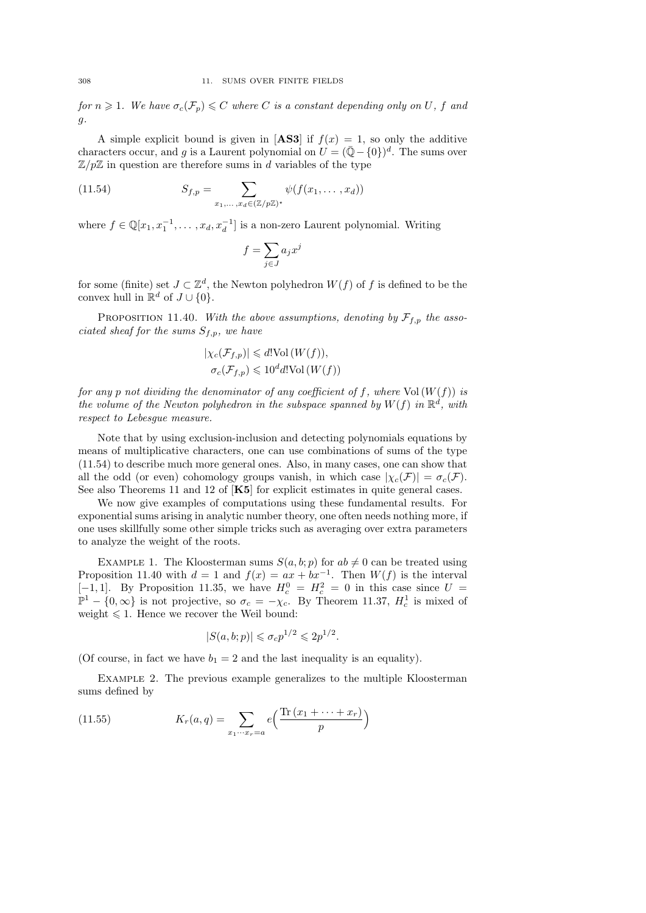*for $n \geqslant 1$. We have $\sigma_c(\mathcal{F}_p) \leqslant C$ where $C$ is a constant depending only on $U$, $f$ and $g$.*

A simple explicit bound is given in [**AS3**] if $f(x) = 1$, so only the additive characters occur, and $g$ is a Laurent polynomial on $U = (\bar{\mathbb{Q}} - \{0\})^d$. The sums over $\mathbb{Z}/p\mathbb{Z}$ in question are therefore sums in $d$ variables of the type

$$S_{f,p} = \sum_{x_1,\dots,x_d \in (\mathbb{Z}/p\mathbb{Z})^\star} \psi(f(x_1,\dots,x_d)) \tag{11.54}$$

where $f \in \mathbb{Q}[x_1, x_1^{-1}, \dots, x_d, x_d^{-1}]$ is a non-zero Laurent polynomial. Writing

$$f = \sum_{j \in J} a_j x^j$$

for some (finite) set $J \subset \mathbb{Z}^d$, the Newton polyhedron $W(f)$ of $f$ is defined to be the convex hull in $\mathbb{R}^d$ of $J \cup \{0\}$.

Proposition 11.40. *With the above assumptions, denoting by $\mathcal{F}_{f,p}$ the associated sheaf for the sums $S_{f,p}$, we have*

$$|\chi_c(\mathcal{F}_{f,p})| \leqslant d!\mathrm{Vol}\,(W(f)),$$
$$\sigma_c(\mathcal{F}_{f,p}) \leqslant 10^d d!\mathrm{Vol}\,(W(f))$$

*for any $p$ not dividing the denominator of any coefficient of $f$, where $\mathrm{Vol}\,(W(f))$ is the volume of the Newton polyhedron in the subspace spanned by $W(f)$ in $\mathbb{R}^d$, with respect to Lebesgue measure.*

Note that by using exclusion-inclusion and detecting polynomials equations by means of multiplicative characters, one can use combinations of sums of the type (11.54) to describe much more general ones. Also, in many cases, one can show that all the odd (or even) cohomology groups vanish, in which case $|\chi_c(\mathcal{F})| = \sigma_c(\mathcal{F})$. See also Theorems 11 and 12 of [**K5**] for explicit estimates in quite general cases.

We now give examples of computations using these fundamental results. For exponential sums arising in analytic number theory, one often needs nothing more, if one uses skillfully some other simple tricks such as averaging over extra parameters to analyze the weight of the roots.

Example 1. The Kloosterman sums $S(a, b; p)$ for $ab \neq 0$ can be treated using Proposition 11.40 with $d = 1$ and $f(x) = ax + bx^{-1}$. Then $W(f)$ is the interval $[-1, 1]$. By Proposition 11.35, we have $H^0_c = H^2_c = 0$ in this case since $U = \mathbb{P}^1 - \{0, \infty\}$ is not projective, so $\sigma_c = -\chi_c$. By Theorem 11.37, $H^1_c$ is mixed of weight $\leqslant 1$. Hence we recover the Weil bound:

$$|S(a, b; p)| \leqslant \sigma_c p^{1/2} \leqslant 2p^{1/2}.$$

(Of course, in fact we have $b_1 = 2$ and the last inequality is an equality).

Example 2. The previous example generalizes to the multiple Kloosterman sums defined by

$$K_r(a, q) = \sum_{x_1 \cdots x_r = a} e\Big(\frac{\mathrm{Tr}\,(x_1 + \cdots + x_r)}{p}\Big) \tag{11.55}$$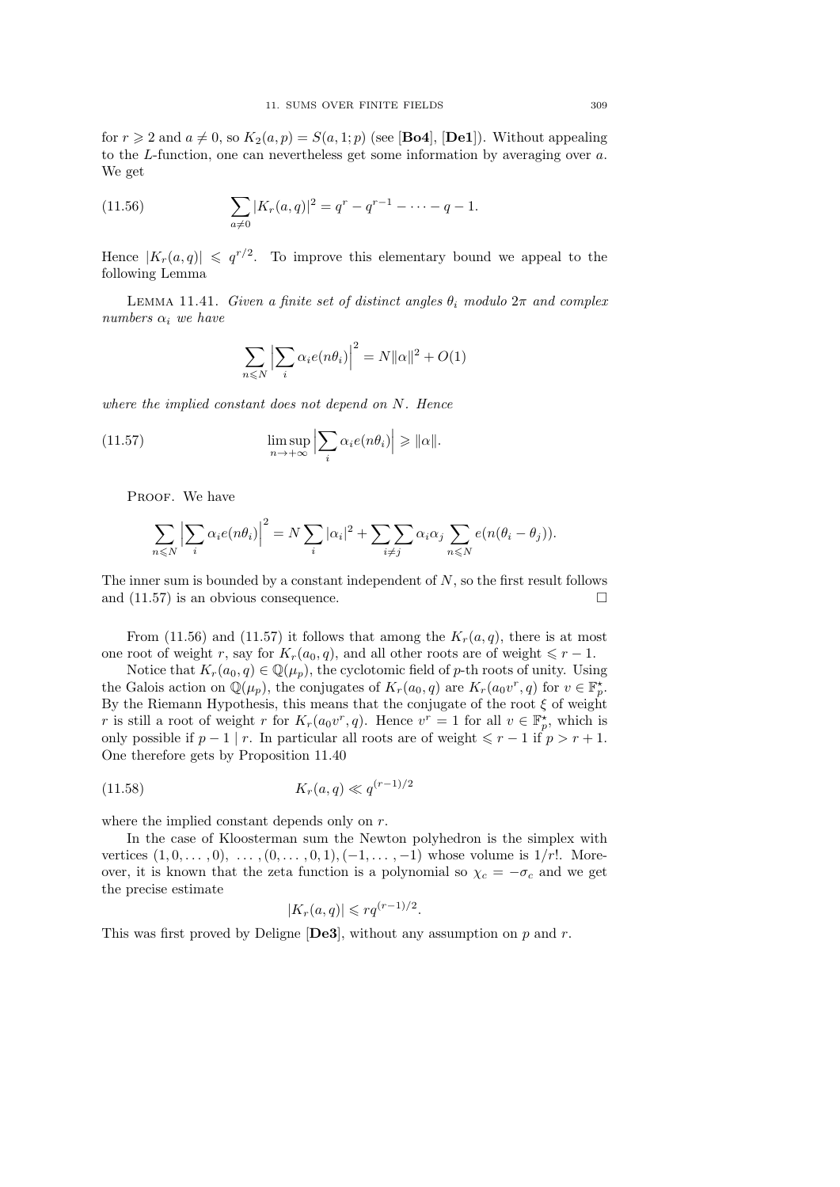for $r \geqslant 2$ and $a \neq 0$, so $K_2(a,p) = S(a,1;p)$ (see [**Bo4**], [**De1**]). Without appealing to the $L$-function, one can nevertheless get some information by averaging over $a$. We get

$$\sum_{a\neq 0} |K_r(a,q)|^2 = q^r - q^{r-1} - \cdots - q - 1. \tag{11.56}$$

Hence $|K_r(a,q)| \leqslant q^{r/2}$. To improve this elementary bound we appeal to the following Lemma

LEMMA 11.41. *Given a finite set of distinct angles $\theta_i$ modulo $2\pi$ and complex numbers $\alpha_i$ we have*

$$\sum_{n\leqslant N} \Big|\sum_i \alpha_i e(n\theta_i)\Big|^2 = N\|\alpha\|^2 + O(1)$$

*where the implied constant does not depend on $N$. Hence*

$$\limsup_{n\to+\infty} \Big|\sum_i \alpha_i e(n\theta_i)\Big| \geqslant \|\alpha\|. \tag{11.57}$$

PROOF. We have

$$\sum_{n\leqslant N} \Big|\sum_i \alpha_i e(n\theta_i)\Big|^2 = N\sum_i |\alpha_i|^2 + \sum\sum_{i\neq j} \alpha_i\alpha_j \sum_{n\leqslant N} e(n(\theta_i - \theta_j)).$$

The inner sum is bounded by a constant independent of $N$, so the first result follows and (11.57) is an obvious consequence. $\square$

From (11.56) and (11.57) it follows that among the $K_r(a,q)$, there is at most one root of weight $r$, say for $K_r(a_0,q)$, and all other roots are of weight $\leqslant r-1$.

Notice that $K_r(a_0,q) \in \mathbb{Q}(\mu_p)$, the cyclotomic field of $p$-th roots of unity. Using the Galois action on $\mathbb{Q}(\mu_p)$, the conjugates of $K_r(a_0,q)$ are $K_r(a_0v^r,q)$ for $v \in \mathbb{F}_p^\star$. By the Riemann Hypothesis, this means that the conjugate of the root $\xi$ of weight $r$ is still a root of weight $r$ for $K_r(a_0v^r,q)$. Hence $v^r = 1$ for all $v \in \mathbb{F}_p^\star$, which is only possible if $p-1 \mid r$. In particular all roots are of weight $\leqslant r-1$ if $p > r+1$. One therefore gets by Proposition 11.40

$$K_r(a,q) \ll q^{(r-1)/2} \tag{11.58}$$

where the implied constant depends only on $r$.

In the case of Kloosterman sum the Newton polyhedron is the simplex with vertices $(1,0,\ldots,0)$, $\ldots,(0,\ldots,0,1),(-1,\ldots,-1)$ whose volume is $1/r!$. Moreover, it is known that the zeta function is a polynomial so $\chi_c = -\sigma_c$ and we get the precise estimate

$$|K_r(a,q)| \leqslant rq^{(r-1)/2}.$$

This was first proved by Deligne [**De3**], without any assumption on $p$ and $r$.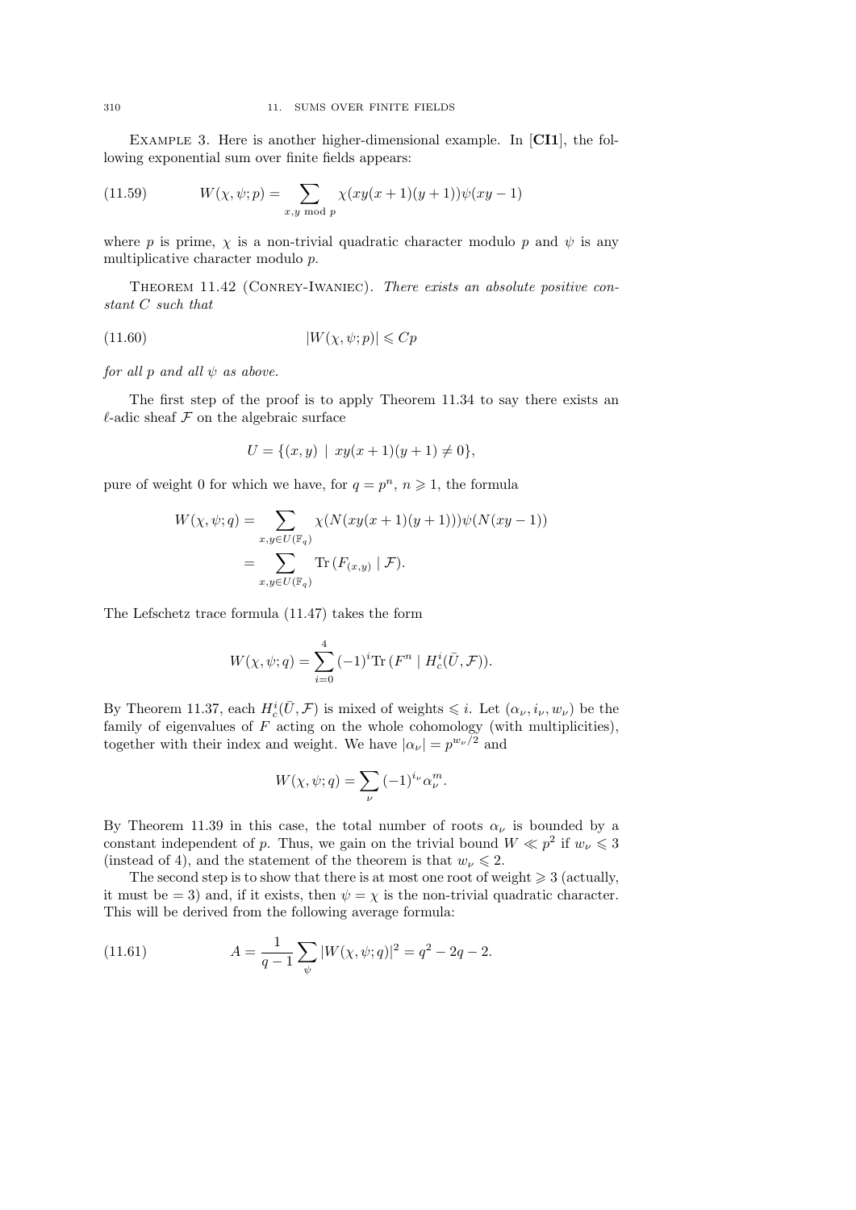EXAMPLE 3. Here is another higher-dimensional example. In [**CI1**], the following exponential sum over finite fields appears:

$$W(\chi,\psi;p)=\sum_{x,y \bmod p}\chi(xy(x+1)(y+1))\psi(xy-1) \tag{11.59}$$

where $p$ is prime, $\chi$ is a non-trivial quadratic character modulo $p$ and $\psi$ is any multiplicative character modulo $p$.

THEOREM 11.42 (CONREY-IWANIEC). *There exists an absolute positive constant $C$ such that*

$$|W(\chi,\psi;p)|\leqslant Cp \tag{11.60}$$

*for all $p$ and all $\psi$ as above.*

The first step of the proof is to apply Theorem 11.34 to say there exists an $\ell$-adic sheaf $\mathcal{F}$ on the algebraic surface

$$U=\{(x,y)\ |\ xy(x+1)(y+1)\neq 0\},$$

pure of weight 0 for which we have, for $q=p^n$, $n\geqslant 1$, the formula

$$\begin{aligned}W(\chi,\psi;q)&=\sum_{x,y\in U(\mathbb{F}_q)}\chi(N(xy(x+1)(y+1)))\psi(N(xy-1))\\&=\sum_{x,y\in U(\mathbb{F}_q)}\mathrm{Tr}\,(F_{(x,y)}\mid\mathcal{F}).\end{aligned}$$

The Lefschetz trace formula (11.47) takes the form

$$W(\chi,\psi;q)=\sum_{i=0}^{4}(-1)^i\mathrm{Tr}\,(F^n\mid H^i_c(\bar U,\mathcal{F})).$$

By Theorem 11.37, each $H^i_c(\bar U,\mathcal{F})$ is mixed of weights $\leqslant i$. Let $(\alpha_\nu,i_\nu,w_\nu)$ be the family of eigenvalues of $F$ acting on the whole cohomology (with multiplicities), together with their index and weight. We have $|\alpha_\nu|=p^{w_\nu/2}$ and

$$W(\chi,\psi;q)=\sum_\nu(-1)^{i_\nu}\alpha_\nu^m.$$

By Theorem 11.39 in this case, the total number of roots $\alpha_\nu$ is bounded by a constant independent of $p$. Thus, we gain on the trivial bound $W\ll p^2$ if $w_\nu\leqslant 3$ (instead of 4), and the statement of the theorem is that $w_\nu\leqslant 2$.

The second step is to show that there is at most one root of weight $\geqslant 3$ (actually, it must be $=3$) and, if it exists, then $\psi=\chi$ is the non-trivial quadratic character. This will be derived from the following average formula:

$$A=\frac{1}{q-1}\sum_\psi|W(\chi,\psi;q)|^2=q^2-2q-2. \tag{11.61}$$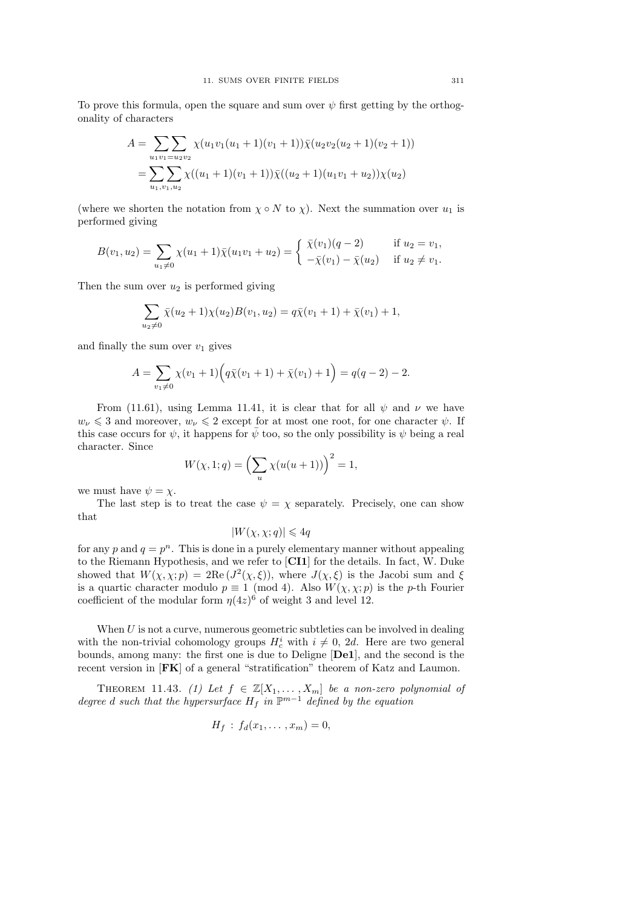To prove this formula, open the square and sum over $\psi$ first getting by the orthogonality of characters

$$
\begin{aligned}
A &= \sum_{u_1 v_1 = u_2 v_2}\sum \chi(u_1 v_1 (u_1+1)(v_1+1))\bar{\chi}(u_2 v_2 (u_2+1)(v_2+1)) \\
&= \sum_{u_1, v_1, u_2}\sum \chi((u_1+1)(v_1+1))\bar{\chi}((u_2+1)(u_1 v_1 + u_2))\chi(u_2)
\end{aligned}
$$

(where we shorten the notation from $\chi \circ N$ to $\chi$). Next the summation over $u_1$ is performed giving

$$
B(v_1, u_2) = \sum_{u_1 \neq 0} \chi(u_1+1)\bar{\chi}(u_1 v_1 + u_2) = \begin{cases} \bar{\chi}(v_1)(q-2) & \text{if } u_2 = v_1, \\ -\bar{\chi}(v_1) - \bar{\chi}(u_2) & \text{if } u_2 \neq v_1. \end{cases}
$$

Then the sum over $u_2$ is performed giving

$$
\sum_{u_2 \neq 0} \bar{\chi}(u_2+1)\chi(u_2) B(v_1, u_2) = q\bar{\chi}(v_1+1) + \bar{\chi}(v_1) + 1,
$$

and finally the sum over $v_1$ gives

$$
A = \sum_{v_1 \neq 0} \chi(v_1+1)\Big(q\bar{\chi}(v_1+1) + \bar{\chi}(v_1) + 1\Big) = q(q-2) - 2.
$$

From (11.61), using Lemma 11.41, it is clear that for all $\psi$ and $\nu$ we have $w_\nu \leqslant 3$ and moreover, $w_\nu \leqslant 2$ except for at most one root, for one character $\psi$. If this case occurs for $\psi$, it happens for $\bar{\psi}$ too, so the only possibility is $\psi$ being a real character. Since

$$
W(\chi, 1; q) = \Big(\sum_u \chi(u(u+1))\Big)^2 = 1,
$$

we must have $\psi = \chi$.

The last step is to treat the case $\psi = \chi$ separately. Precisely, one can show that

$$
|W(\chi, \chi; q)| \leqslant 4q
$$

for any $p$ and $q = p^n$. This is done in a purely elementary manner without appealing to the Riemann Hypothesis, and we refer to [**CI1**] for the details. In fact, W. Duke showed that $W(\chi, \chi; p) = 2\mathrm{Re}\,(J^2(\chi, \xi))$, where $J(\chi, \xi)$ is the Jacobi sum and $\xi$ is a quartic character modulo $p \equiv 1 \pmod 4$. Also $W(\chi, \chi; p)$ is the $p$-th Fourier coefficient of the modular form $\eta(4z)^6$ of weight 3 and level 12.

When $U$ is not a curve, numerous geometric subtleties can be involved in dealing with the non-trivial cohomology groups $H_c^i$ with $i \neq 0$, $2d$. Here are two general bounds, among many: the first one is due to Deligne [**De1**], and the second is the recent version in [**FK**] of a general "stratification" theorem of Katz and Laumon.

Theorem 11.43. *(1) Let $f \in \mathbb{Z}[X_1, \ldots, X_m]$ be a non-zero polynomial of degree $d$ such that the hypersurface $H_f$ in $\mathbb{P}^{m-1}$ defined by the equation*

$$
H_f \,:\, f_d(x_1, \ldots, x_m) = 0,
$$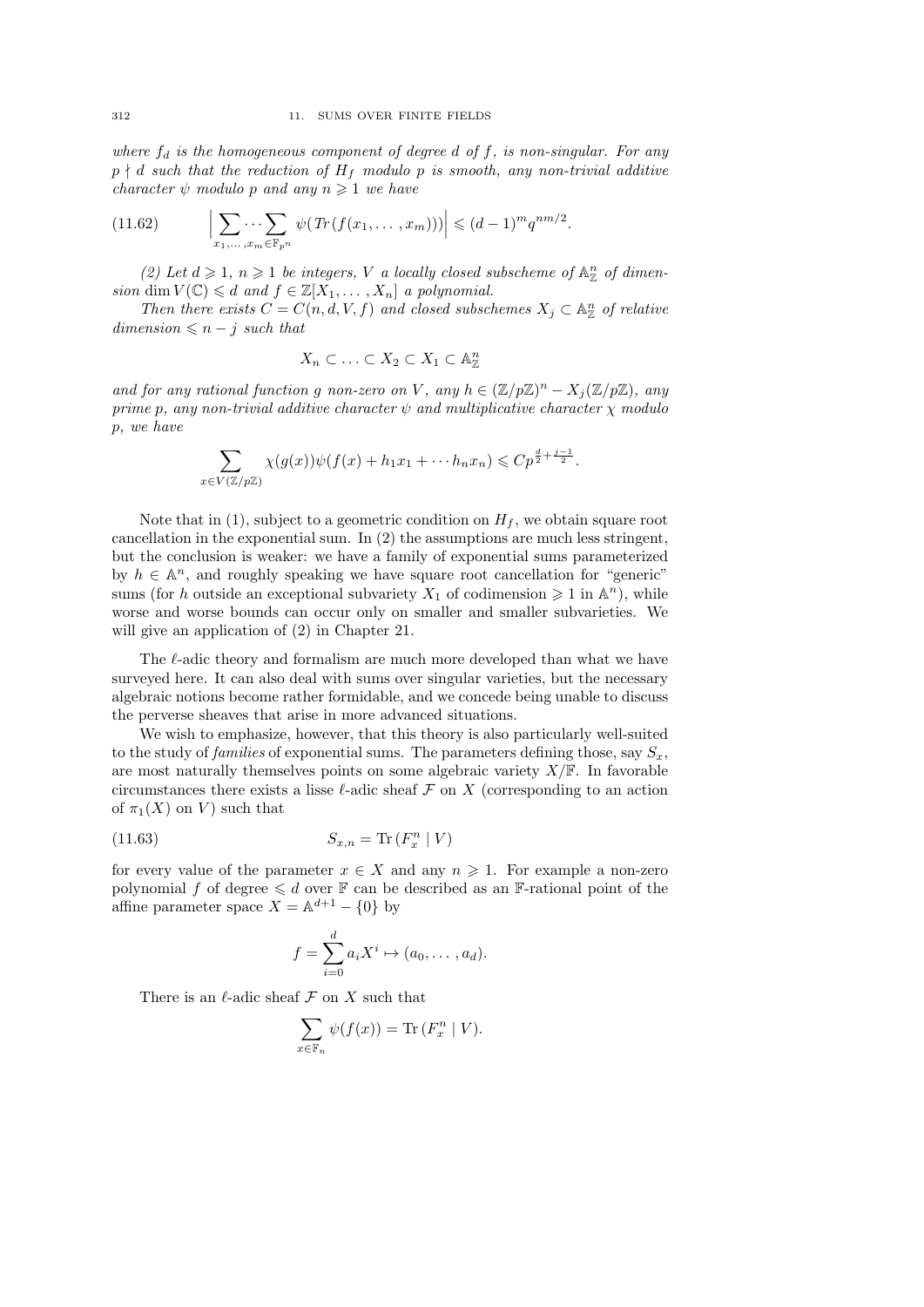*where $f_d$ is the homogeneous component of degree $d$ of $f$, is non-singular. For any $p \nmid d$ such that the reduction of $H_f$ modulo $p$ is smooth, any non-trivial additive character $\psi$ modulo $p$ and any $n \geqslant 1$ we have*

$$\Big| \sum_{x_1,\dots,x_m \in \mathbb{F}_{p^n}} \!\!\!\cdots\sum \psi(\,Tr\,(f(x_1,\dots,x_m)))\Big| \leqslant (d-1)^m q^{nm/2}. \tag{11.62}$$

*(2) Let $d \geqslant 1$, $n \geqslant 1$ be integers, $V$ a locally closed subscheme of $\mathbb{A}^n_{\mathbb{Z}}$ of dimension $\dim V(\mathbb{C}) \leqslant d$ and $f \in \mathbb{Z}[X_1,\dots,X_n]$ a polynomial.*

*Then there exists $C = C(n,d,V,f)$ and closed subschemes $X_j \subset \mathbb{A}^n_{\mathbb{Z}}$ of relative dimension $\leqslant n-j$ such that*

$$X_n \subset \ldots \subset X_2 \subset X_1 \subset \mathbb{A}^n_{\mathbb{Z}}$$

*and for any rational function $g$ non-zero on $V$, any $h \in (\mathbb{Z}/p\mathbb{Z})^n - X_j(\mathbb{Z}/p\mathbb{Z})$, any prime $p$, any non-trivial additive character $\psi$ and multiplicative character $\chi$ modulo $p$, we have*

$$\sum_{x \in V(\mathbb{Z}/p\mathbb{Z})} \chi(g(x))\psi(f(x) + h_1x_1 + \cdots h_nx_n) \leqslant Cp^{\frac{d}{2}+\frac{j-1}{2}}.$$

Note that in (1), subject to a geometric condition on $H_f$, we obtain square root cancellation in the exponential sum. In (2) the assumptions are much less stringent, but the conclusion is weaker: we have a family of exponential sums parameterized by $h \in \mathbb{A}^n$, and roughly speaking we have square root cancellation for "generic" sums (for $h$ outside an exceptional subvariety $X_1$ of codimension $\geqslant 1$ in $\mathbb{A}^n$), while worse and worse bounds can occur only on smaller and smaller subvarieties. We will give an application of (2) in Chapter 21.

The $\ell$-adic theory and formalism are much more developed than what we have surveyed here. It can also deal with sums over singular varieties, but the necessary algebraic notions become rather formidable, and we concede being unable to discuss the perverse sheaves that arise in more advanced situations.

We wish to emphasize, however, that this theory is also particularly well-suited to the study of *families* of exponential sums. The parameters defining those, say $S_x$, are most naturally themselves points on some algebraic variety $X/\mathbb{F}$. In favorable circumstances there exists a lisse $\ell$-adic sheaf $\mathcal{F}$ on $X$ (corresponding to an action of $\pi_1(X)$ on $V$) such that

$$S_{x,n} = \mathrm{Tr}\,(F_x^n \mid V) \tag{11.63}$$

for every value of the parameter $x \in X$ and any $n \geqslant 1$. For example a non-zero polynomial $f$ of degree $\leqslant d$ over $\mathbb{F}$ can be described as an $\mathbb{F}$-rational point of the affine parameter space $X = \mathbb{A}^{d+1} - \{0\}$ by

$$f = \sum_{i=0}^{d} a_i X^i \mapsto (a_0, \dots, a_d).$$

There is an $\ell$-adic sheaf $\mathcal{F}$ on $X$ such that

$$\sum_{x \in \mathbb{F}_n} \psi(f(x)) = \mathrm{Tr}\,(F_x^n \mid V).$$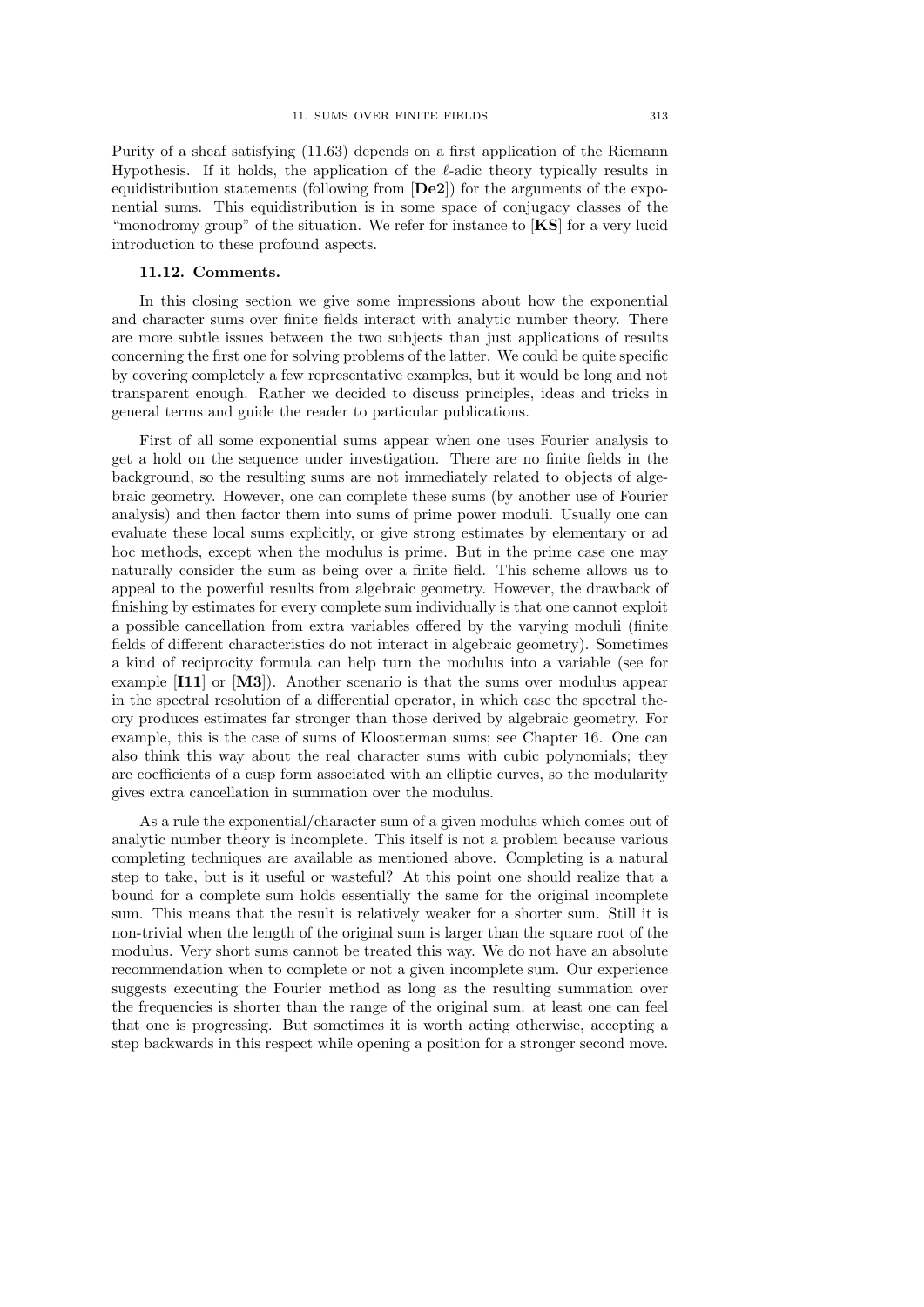Purity of a sheaf satisfying (11.63) depends on a first application of the Riemann Hypothesis. If it holds, the application of the $\ell$-adic theory typically results in equidistribution statements (following from [**De2**]) for the arguments of the exponential sums. This equidistribution is in some space of conjugacy classes of the "monodromy group" of the situation. We refer for instance to [**KS**] for a very lucid introduction to these profound aspects.

### 11.12. Comments.

In this closing section we give some impressions about how the exponential and character sums over finite fields interact with analytic number theory. There are more subtle issues between the two subjects than just applications of results concerning the first one for solving problems of the latter. We could be quite specific by covering completely a few representative examples, but it would be long and not transparent enough. Rather we decided to discuss principles, ideas and tricks in general terms and guide the reader to particular publications.

First of all some exponential sums appear when one uses Fourier analysis to get a hold on the sequence under investigation. There are no finite fields in the background, so the resulting sums are not immediately related to objects of algebraic geometry. However, one can complete these sums (by another use of Fourier analysis) and then factor them into sums of prime power moduli. Usually one can evaluate these local sums explicitly, or give strong estimates by elementary or ad hoc methods, except when the modulus is prime. But in the prime case one may naturally consider the sum as being over a finite field. This scheme allows us to appeal to the powerful results from algebraic geometry. However, the drawback of finishing by estimates for every complete sum individually is that one cannot exploit a possible cancellation from extra variables offered by the varying moduli (finite fields of different characteristics do not interact in algebraic geometry). Sometimes a kind of reciprocity formula can help turn the modulus into a variable (see for example [**I11**] or [**M3**]). Another scenario is that the sums over modulus appear in the spectral resolution of a differential operator, in which case the spectral theory produces estimates far stronger than those derived by algebraic geometry. For example, this is the case of sums of Kloosterman sums; see Chapter 16. One can also think this way about the real character sums with cubic polynomials; they are coefficients of a cusp form associated with an elliptic curves, so the modularity gives extra cancellation in summation over the modulus.

As a rule the exponential/character sum of a given modulus which comes out of analytic number theory is incomplete. This itself is not a problem because various completing techniques are available as mentioned above. Completing is a natural step to take, but is it useful or wasteful? At this point one should realize that a bound for a complete sum holds essentially the same for the original incomplete sum. This means that the result is relatively weaker for a shorter sum. Still it is non-trivial when the length of the original sum is larger than the square root of the modulus. Very short sums cannot be treated this way. We do not have an absolute recommendation when to complete or not a given incomplete sum. Our experience suggests executing the Fourier method as long as the resulting summation over the frequencies is shorter than the range of the original sum: at least one can feel that one is progressing. But sometimes it is worth acting otherwise, accepting a step backwards in this respect while opening a position for a stronger second move.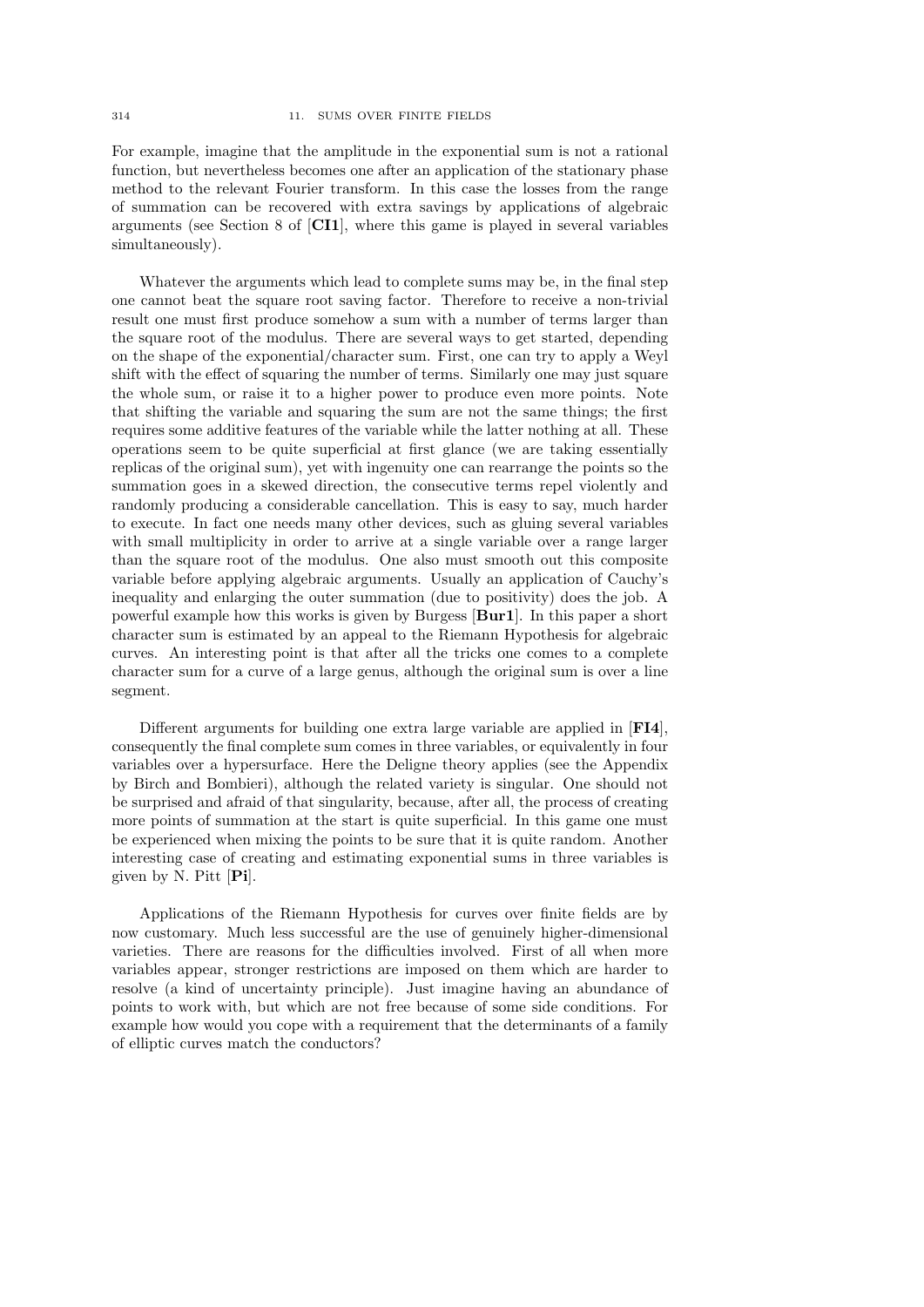For example, imagine that the amplitude in the exponential sum is not a rational function, but nevertheless becomes one after an application of the stationary phase method to the relevant Fourier transform. In this case the losses from the range of summation can be recovered with extra savings by applications of algebraic arguments (see Section 8 of [**CI1**], where this game is played in several variables simultaneously).

Whatever the arguments which lead to complete sums may be, in the final step one cannot beat the square root saving factor. Therefore to receive a non-trivial result one must first produce somehow a sum with a number of terms larger than the square root of the modulus. There are several ways to get started, depending on the shape of the exponential/character sum. First, one can try to apply a Weyl shift with the effect of squaring the number of terms. Similarly one may just square the whole sum, or raise it to a higher power to produce even more points. Note that shifting the variable and squaring the sum are not the same things; the first requires some additive features of the variable while the latter nothing at all. These operations seem to be quite superficial at first glance (we are taking essentially replicas of the original sum), yet with ingenuity one can rearrange the points so the summation goes in a skewed direction, the consecutive terms repel violently and randomly producing a considerable cancellation. This is easy to say, much harder to execute. In fact one needs many other devices, such as gluing several variables with small multiplicity in order to arrive at a single variable over a range larger than the square root of the modulus. One also must smooth out this composite variable before applying algebraic arguments. Usually an application of Cauchy's inequality and enlarging the outer summation (due to positivity) does the job. A powerful example how this works is given by Burgess [**Bur1**]. In this paper a short character sum is estimated by an appeal to the Riemann Hypothesis for algebraic curves. An interesting point is that after all the tricks one comes to a complete character sum for a curve of a large genus, although the original sum is over a line segment.

Different arguments for building one extra large variable are applied in [**FI4**], consequently the final complete sum comes in three variables, or equivalently in four variables over a hypersurface. Here the Deligne theory applies (see the Appendix by Birch and Bombieri), although the related variety is singular. One should not be surprised and afraid of that singularity, because, after all, the process of creating more points of summation at the start is quite superficial. In this game one must be experienced when mixing the points to be sure that it is quite random. Another interesting case of creating and estimating exponential sums in three variables is given by N. Pitt [**Pi**].

Applications of the Riemann Hypothesis for curves over finite fields are by now customary. Much less successful are the use of genuinely higher-dimensional varieties. There are reasons for the difficulties involved. First of all when more variables appear, stronger restrictions are imposed on them which are harder to resolve (a kind of uncertainty principle). Just imagine having an abundance of points to work with, but which are not free because of some side conditions. For example how would you cope with a requirement that the determinants of a family of elliptic curves match the conductors?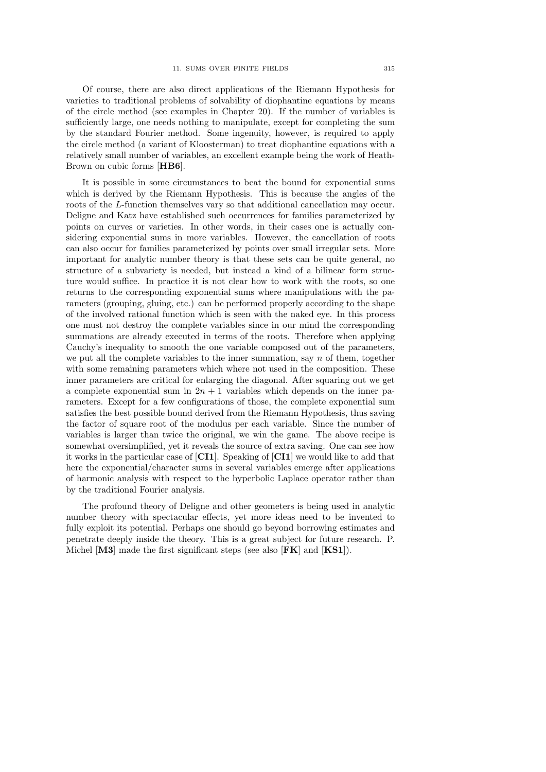Of course, there are also direct applications of the Riemann Hypothesis for varieties to traditional problems of solvability of diophantine equations by means of the circle method (see examples in Chapter 20). If the number of variables is sufficiently large, one needs nothing to manipulate, except for completing the sum by the standard Fourier method. Some ingenuity, however, is required to apply the circle method (a variant of Kloosterman) to treat diophantine equations with a relatively small number of variables, an excellent example being the work of Heath-Brown on cubic forms [**HB6**].

It is possible in some circumstances to beat the bound for exponential sums which is derived by the Riemann Hypothesis. This is because the angles of the roots of the $L$-function themselves vary so that additional cancellation may occur. Deligne and Katz have established such occurrences for families parameterized by points on curves or varieties. In other words, in their cases one is actually considering exponential sums in more variables. However, the cancellation of roots can also occur for families parameterized by points over small irregular sets. More important for analytic number theory is that these sets can be quite general, no structure of a subvariety is needed, but instead a kind of a bilinear form structure would suffice. In practice it is not clear how to work with the roots, so one returns to the corresponding exponential sums where manipulations with the parameters (grouping, gluing, etc.) can be performed properly according to the shape of the involved rational function which is seen with the naked eye. In this process one must not destroy the complete variables since in our mind the corresponding summations are already executed in terms of the roots. Therefore when applying Cauchy's inequality to smooth the one variable composed out of the parameters, we put all the complete variables to the inner summation, say $n$ of them, together with some remaining parameters which where not used in the composition. These inner parameters are critical for enlarging the diagonal. After squaring out we get a complete exponential sum in $2n+1$ variables which depends on the inner parameters. Except for a few configurations of those, the complete exponential sum satisfies the best possible bound derived from the Riemann Hypothesis, thus saving the factor of square root of the modulus per each variable. Since the number of variables is larger than twice the original, we win the game. The above recipe is somewhat oversimplified, yet it reveals the source of extra saving. One can see how it works in the particular case of [**CI1**]. Speaking of [**CI1**] we would like to add that here the exponential/character sums in several variables emerge after applications of harmonic analysis with respect to the hyperbolic Laplace operator rather than by the traditional Fourier analysis.

The profound theory of Deligne and other geometers is being used in analytic number theory with spectacular effects, yet more ideas need to be invented to fully exploit its potential. Perhaps one should go beyond borrowing estimates and penetrate deeply inside the theory. This is a great subject for future research. P. Michel [**M3**] made the first significant steps (see also [**FK**] and [**KS1**]).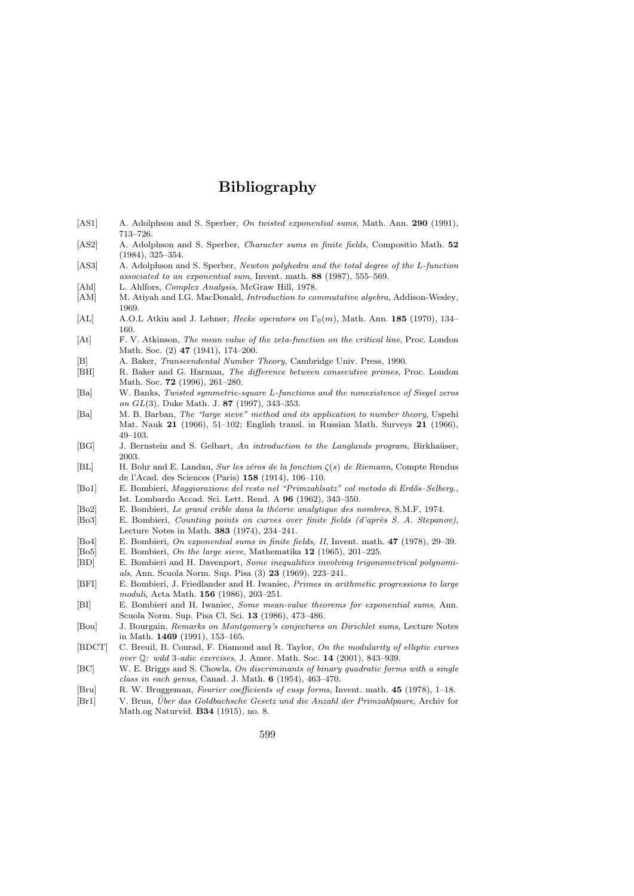# Bibliography

[AS1] A. Adolphson and S. Sperber, *On twisted exponential sums*, Math. Ann. **290** (1991), 713–726.

[AS2] A. Adolphson and S. Sperber, *Character sums in finite fields*, Compositio Math. **52** (1984), 325–354.

[AS3] A. Adolphson and S. Sperber, *Newton polyhedra and the total degree of the L-function associated to an exponential sum*, Invent. math. **88** (1987), 555–569.

[Ahl] L. Ahlfors, *Complex Analysis*, McGraw Hill, 1978.

[AM] M. Atiyah and I.G. MacDonald, *Introduction to commutative algebra*, Addison-Wesley, 1969.

[AL] A.O.L Atkin and J. Lehner, *Hecke operators on* $\Gamma_0(m)$, Math. Ann. **185** (1970), 134–160.

[At] F. V. Atkinson, *The mean value of the zeta-function on the critical line*, Proc. London Math. Soc. (2) **47** (1941), 174–200.

[B] A. Baker, *Transcendental Number Theory*, Cambridge Univ. Press, 1990.

[BH] R. Baker and G. Harman, *The difference between consecutive primes*, Proc. London Math. Soc. **72** (1996), 261–280.

[Ba] W. Banks, *Twisted symmetric-square L-functions and the nonexistence of Siegel zeros on GL*(3), Duke Math. J. **87** (1997), 343–353.

[Ba] M. B. Barban, *The "large sieve" method and its application to number theory*, Uspehi Mat. Nauk **21** (1966), 51–102; English transl. in Russian Math. Surveys **21** (1966), 49–103.

[BG] J. Bernstein and S. Gelbart, *An introduction to the Langlands program*, Birkhaüser, 2003.

[BL] H. Bohr and E. Landau, *Sur les zéros de la fonction* $\zeta(s)$ *de Riemann*, Compte Rendus de l'Acad. des Sciences (Paris) **158** (1914), 106–110.

[Bo1] E. Bombieri, *Maggiorazione del resto nel "Primzahlsatz" col metodo di Erdős–Selberg.*, Ist. Lombardo Accad. Sci. Lett. Rend. A **96** (1962), 343–350.

[Bo2] E. Bombieri, *Le grand crible dans la théorie analytique des nombres*, S.M.F, 1974.

[Bo3] E. Bombieri, *Counting points on curves over finite fields (d'après S. A. Stepanov)*, Lecture Notes in Math. **383** (1974), 234–241.

[Bo4] E. Bombieri, *On exponential sums in finite fields, II*, Invent. math. **47** (1978), 29–39.

[Bo5] E. Bombieri, *On the large sieve*, Mathematika **12** (1965), 201–225.

[BD] E. Bombieri and H. Davenport, *Some inequalities involving trigonometrical polynomials*, Ann. Scuola Norm. Sup. Pisa (3) **23** (1969), 223–241.

[BFI] E. Bombieri, J. Friedlander and H. Iwaniec, *Primes in arithmetic progressions to large moduli*, Acta Math. **156** (1986), 203–251.

[BI] E. Bombieri and H. Iwaniec, *Some mean-value theorems for exponential sums*, Ann. Scuola Norm. Sup. Pisa Cl. Sci. **13** (1986), 473–486.

[Bou] J. Bourgain, *Remarks on Montgomery's conjectures on Dirichlet sums*, Lecture Notes in Math. **1469** (1991), 153–165.

[BDCT] C. Breuil, B. Conrad, F. Diamond and R. Taylor, *On the modularity of elliptic curves over* $\mathbb{Q}$*: wild 3-adic exercises*, J. Amer. Math. Soc. **14** (2001), 843–939.

[BC] W. E. Briggs and S. Chowla, *On discriminants of binary quadratic forms with a single class in each genus*, Canad. J. Math. **6** (1954), 463–470.

[Bru] R. W. Bruggeman, *Fourier coefficients of cusp forms*, Invent. math. **45** (1978), 1–18.

[Br1] V. Brun, *Über das Goldbachsche Gesetz und die Anzahl der Primzahlpaare*, Archiv for Math.og Naturvid. **B34** (1915), no. 8.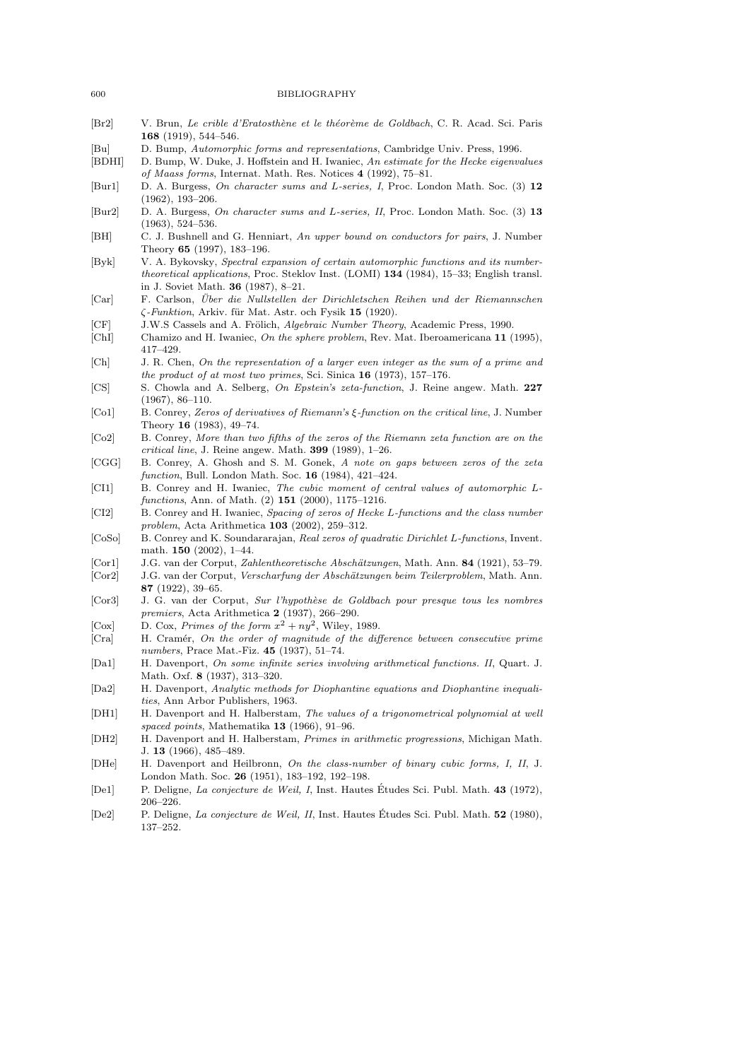[Br2] V. Brun, *Le crible d'Eratosthène et le théorème de Goldbach*, C. R. Acad. Sci. Paris **168** (1919), 544–546.

[Bu] D. Bump, *Automorphic forms and representations*, Cambridge Univ. Press, 1996.

[BDHI] D. Bump, W. Duke, J. Hoffstein and H. Iwaniec, *An estimate for the Hecke eigenvalues of Maass forms*, Internat. Math. Res. Notices **4** (1992), 75–81.

[Bur1] D. A. Burgess, *On character sums and L-series, I*, Proc. London Math. Soc. (3) **12** (1962), 193–206.

[Bur2] D. A. Burgess, *On character sums and L-series, II*, Proc. London Math. Soc. (3) **13** (1963), 524–536.

[BH] C. J. Bushnell and G. Henniart, *An upper bound on conductors for pairs*, J. Number Theory **65** (1997), 183–196.

[Byk] V. A. Bykovsky, *Spectral expansion of certain automorphic functions and its number-theoretical applications*, Proc. Steklov Inst. (LOMI) **134** (1984), 15–33; English transl. in J. Soviet Math. **36** (1987), 8–21.

[Car] F. Carlson, *Über die Nullstellen der Dirichletschen Reihen und der Riemannschen $\zeta$-Funktion*, Arkiv. für Mat. Astr. och Fysik **15** (1920).

[CF] J.W.S Cassels and A. Frölich, *Algebraic Number Theory*, Academic Press, 1990.

[ChI] Chamizo and H. Iwaniec, *On the sphere problem*, Rev. Mat. Iberoamericana **11** (1995), 417–429.

[Ch] J. R. Chen, *On the representation of a larger even integer as the sum of a prime and the product of at most two primes*, Sci. Sinica **16** (1973), 157–176.

[CS] S. Chowla and A. Selberg, *On Epstein's zeta-function*, J. Reine angew. Math. **227** (1967), 86–110.

[Co1] B. Conrey, *Zeros of derivatives of Riemann's $\xi$-function on the critical line*, J. Number Theory **16** (1983), 49–74.

[Co2] B. Conrey, *More than two fifths of the zeros of the Riemann zeta function are on the critical line*, J. Reine angew. Math. **399** (1989), 1–26.

[CGG] B. Conrey, A. Ghosh and S. M. Gonek, *A note on gaps between zeros of the zeta function*, Bull. London Math. Soc. **16** (1984), 421–424.

[CI1] B. Conrey and H. Iwaniec, *The cubic moment of central values of automorphic L-functions*, Ann. of Math. (2) **151** (2000), 1175–1216.

[CI2] B. Conrey and H. Iwaniec, *Spacing of zeros of Hecke L-functions and the class number problem*, Acta Arithmetica **103** (2002), 259–312.

[CoSo] B. Conrey and K. Soundararajan, *Real zeros of quadratic Dirichlet L-functions*, Invent. math. **150** (2002), 1–44.

[Cor1] J.G. van der Corput, *Zahlentheoretische Abschätzungen*, Math. Ann. **84** (1921), 53–79.

[Cor2] J.G. van der Corput, *Verscharfung der Abschätzungen beim Teilerproblem*, Math. Ann. **87** (1922), 39–65.

[Cor3] J. G. van der Corput, *Sur l'hypothèse de Goldbach pour presque tous les nombres premiers*, Acta Arithmetica **2** (1937), 266–290.

[Cox] D. Cox, *Primes of the form $x^2 + ny^2$*, Wiley, 1989.

[Cra] H. Cramér, *On the order of magnitude of the difference between consecutive prime numbers*, Prace Mat.-Fiz. **45** (1937), 51–74.

[Da1] H. Davenport, *On some infinite series involving arithmetical functions. II*, Quart. J. Math. Oxf. **8** (1937), 313–320.

[Da2] H. Davenport, *Analytic methods for Diophantine equations and Diophantine inequalities*, Ann Arbor Publishers, 1963.

[DH1] H. Davenport and H. Halberstam, *The values of a trigonometrical polynomial at well spaced points*, Mathematika **13** (1966), 91–96.

[DH2] H. Davenport and H. Halberstam, *Primes in arithmetic progressions*, Michigan Math. J. **13** (1966), 485–489.

[DHe] H. Davenport and Heilbronn, *On the class-number of binary cubic forms, I, II*, J. London Math. Soc. **26** (1951), 183–192, 192–198.

[De1] P. Deligne, *La conjecture de Weil, I*, Inst. Hautes Études Sci. Publ. Math. **43** (1972), 206–226.

[De2] P. Deligne, *La conjecture de Weil, II*, Inst. Hautes Études Sci. Publ. Math. **52** (1980), 137–252.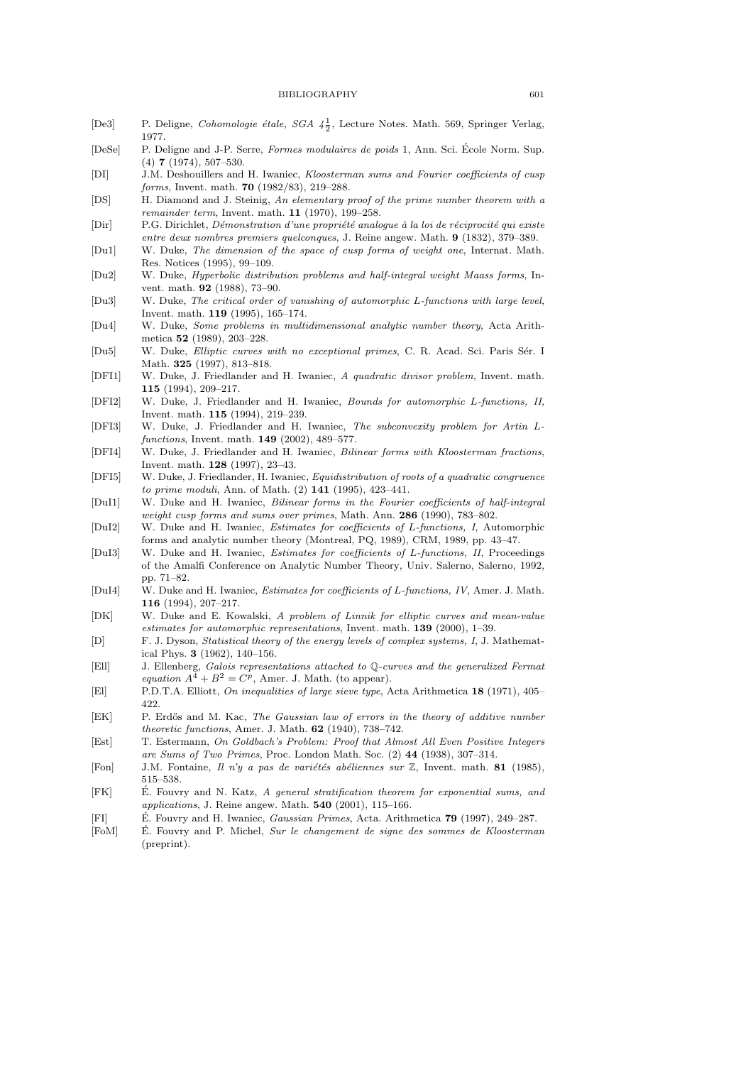- [De3] P. Deligne, *Cohomologie étale, SGA $4\frac{1}{2}$*, Lecture Notes. Math. 569, Springer Verlag, 1977.
- [DeSe] P. Deligne and J-P. Serre, *Formes modulaires de poids* 1, Ann. Sci. École Norm. Sup. (4) **7** (1974), 507–530.
- [DI] J.M. Deshouillers and H. Iwaniec, *Kloosterman sums and Fourier coefficients of cusp forms*, Invent. math. **70** (1982/83), 219–288.
- [DS] H. Diamond and J. Steinig, *An elementary proof of the prime number theorem with a remainder term*, Invent. math. **11** (1970), 199–258.
- [Dir] P.G. Dirichlet, *Démonstration d'une propriété analogue à la loi de réciprocité qui existe entre deux nombres premiers quelconques*, J. Reine angew. Math. **9** (1832), 379–389.
- [Du1] W. Duke, *The dimension of the space of cusp forms of weight one*, Internat. Math. Res. Notices (1995), 99–109.
- [Du2] W. Duke, *Hyperbolic distribution problems and half-integral weight Maass forms*, Invent. math. **92** (1988), 73–90.
- [Du3] W. Duke, *The critical order of vanishing of automorphic L-functions with large level*, Invent. math. **119** (1995), 165–174.
- [Du4] W. Duke, *Some problems in multidimensional analytic number theory*, Acta Arithmetica **52** (1989), 203–228.
- [Du5] W. Duke, *Elliptic curves with no exceptional primes*, C. R. Acad. Sci. Paris Sér. I Math. **325** (1997), 813–818.
- [DFI1] W. Duke, J. Friedlander and H. Iwaniec, *A quadratic divisor problem*, Invent. math. **115** (1994), 209–217.
- [DFI2] W. Duke, J. Friedlander and H. Iwaniec, *Bounds for automorphic L-functions, II*, Invent. math. **115** (1994), 219–239.
- [DFI3] W. Duke, J. Friedlander and H. Iwaniec, *The subconvexity problem for Artin L-functions*, Invent. math. **149** (2002), 489–577.
- [DFI4] W. Duke, J. Friedlander and H. Iwaniec, *Bilinear forms with Kloosterman fractions*, Invent. math. **128** (1997), 23–43.
- [DFI5] W. Duke, J. Friedlander, H. Iwaniec, *Equidistribution of roots of a quadratic congruence to prime moduli*, Ann. of Math. (2) **141** (1995), 423–441.
- [DuI1] W. Duke and H. Iwaniec, *Bilinear forms in the Fourier coefficients of half-integral weight cusp forms and sums over primes*, Math. Ann. **286** (1990), 783–802.
- [DuI2] W. Duke and H. Iwaniec, *Estimates for coefficients of L-functions, I*, Automorphic forms and analytic number theory (Montreal, PQ, 1989), CRM, 1989, pp. 43–47.
- [DuI3] W. Duke and H. Iwaniec, *Estimates for coefficients of L-functions, II*, Proceedings of the Amalfi Conference on Analytic Number Theory, Univ. Salerno, Salerno, 1992, pp. 71–82.
- [DuI4] W. Duke and H. Iwaniec, *Estimates for coefficients of L-functions, IV*, Amer. J. Math. **116** (1994), 207–217.
- [DK] W. Duke and E. Kowalski, *A problem of Linnik for elliptic curves and mean-value estimates for automorphic representations*, Invent. math. **139** (2000), 1–39.
- [D] F. J. Dyson, *Statistical theory of the energy levels of complex systems, I*, J. Mathematical Phys. **3** (1962), 140–156.
- [Ell] J. Ellenberg, *Galois representations attached to $\mathbb{Q}$-curves and the generalized Fermat equation $A^4 + B^2 = C^p$*, Amer. J. Math. (to appear).
- [El] P.D.T.A. Elliott, *On inequalities of large sieve type*, Acta Arithmetica **18** (1971), 405–422.
- [EK] P. Erdős and M. Kac, *The Gaussian law of errors in the theory of additive number theoretic functions*, Amer. J. Math. **62** (1940), 738–742.
- [Est] T. Estermann, *On Goldbach's Problem: Proof that Almost All Even Positive Integers are Sums of Two Primes*, Proc. London Math. Soc. (2) **44** (1938), 307–314.
- [Fon] J.M. Fontaine, *Il n'y a pas de variétés abéliennes sur $\mathbb{Z}$*, Invent. math. **81** (1985), 515–538.
- [FK] É. Fouvry and N. Katz, *A general stratification theorem for exponential sums, and applications*, J. Reine angew. Math. **540** (2001), 115–166.
- [FI] É. Fouvry and H. Iwaniec, *Gaussian Primes*, Acta. Arithmetica **79** (1997), 249–287.
- [FoM] É. Fouvry and P. Michel, *Sur le changement de signe des sommes de Kloosterman* (preprint).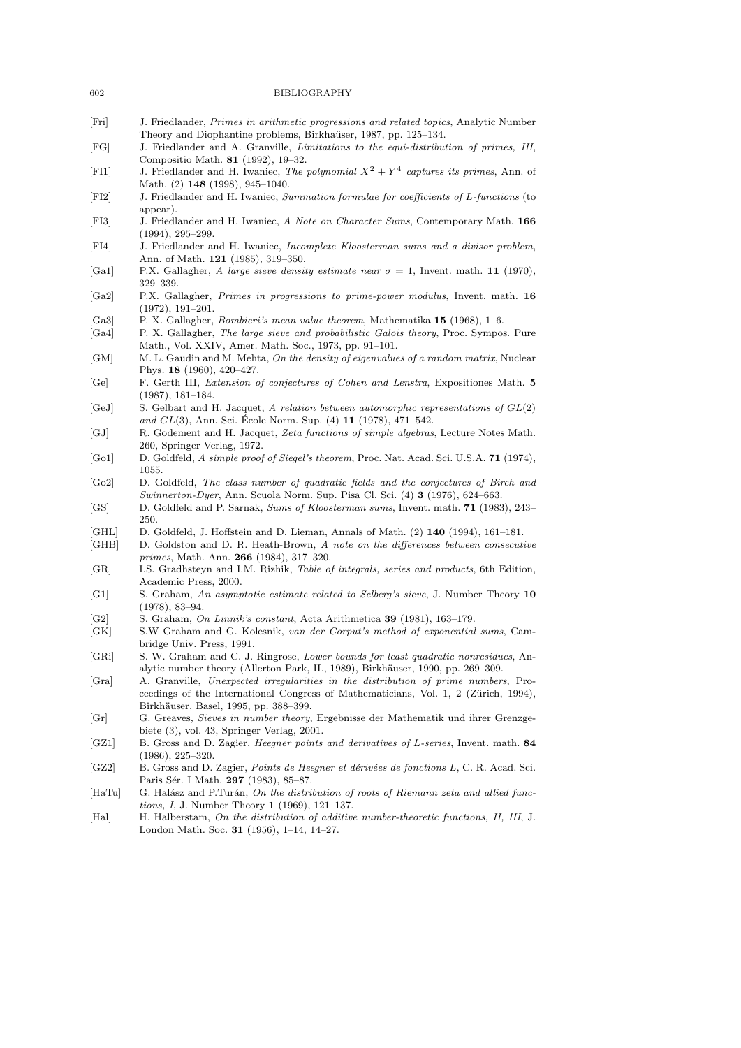[Fri] J. Friedlander, *Primes in arithmetic progressions and related topics*, Analytic Number Theory and Diophantine problems, Birkhaüser, 1987, pp. 125–134.

[FG] J. Friedlander and A. Granville, *Limitations to the equi-distribution of primes, III*, Compositio Math. **81** (1992), 19–32.

[FI1] J. Friedlander and H. Iwaniec, *The polynomial $X^2 + Y^4$ captures its primes*, Ann. of Math. (2) **148** (1998), 945–1040.

[FI2] J. Friedlander and H. Iwaniec, *Summation formulae for coefficients of L-functions* (to appear).

[FI3] J. Friedlander and H. Iwaniec, *A Note on Character Sums*, Contemporary Math. **166** (1994), 295–299.

[FI4] J. Friedlander and H. Iwaniec, *Incomplete Kloosterman sums and a divisor problem*, Ann. of Math. **121** (1985), 319–350.

[Ga1] P.X. Gallagher, *A large sieve density estimate near $\sigma = 1$*, Invent. math. **11** (1970), 329–339.

[Ga2] P.X. Gallagher, *Primes in progressions to prime-power modulus*, Invent. math. **16** (1972), 191–201.

[Ga3] P. X. Gallagher, *Bombieri's mean value theorem*, Mathematika **15** (1968), 1–6.

[Ga4] P. X. Gallagher, *The large sieve and probabilistic Galois theory*, Proc. Sympos. Pure Math., Vol. XXIV, Amer. Math. Soc., 1973, pp. 91–101.

[GM] M. L. Gaudin and M. Mehta, *On the density of eigenvalues of a random matrix*, Nuclear Phys. **18** (1960), 420–427.

[Ge] F. Gerth III, *Extension of conjectures of Cohen and Lenstra*, Expositiones Math. **5** (1987), 181–184.

[GeJ] S. Gelbart and H. Jacquet, *A relation between automorphic representations of $GL(2)$ and $GL(3)$*, Ann. Sci. École Norm. Sup. (4) **11** (1978), 471–542.

[GJ] R. Godement and H. Jacquet, *Zeta functions of simple algebras*, Lecture Notes Math. 260, Springer Verlag, 1972.

[Go1] D. Goldfeld, *A simple proof of Siegel's theorem*, Proc. Nat. Acad. Sci. U.S.A. **71** (1974), 1055.

[Go2] D. Goldfeld, *The class number of quadratic fields and the conjectures of Birch and Swinnerton-Dyer*, Ann. Scuola Norm. Sup. Pisa Cl. Sci. (4) **3** (1976), 624–663.

[GS] D. Goldfeld and P. Sarnak, *Sums of Kloosterman sums*, Invent. math. **71** (1983), 243–250.

[GHL] D. Goldfeld, J. Hoffstein and D. Lieman, Annals of Math. (2) **140** (1994), 161–181.

[GHB] D. Goldston and D. R. Heath-Brown, *A note on the differences between consecutive primes*, Math. Ann. **266** (1984), 317–320.

[GR] I.S. Gradhsteyn and I.M. Rizhik, *Table of integrals, series and products*, 6th Edition, Academic Press, 2000.

[G1] S. Graham, *An asymptotic estimate related to Selberg's sieve*, J. Number Theory **10** (1978), 83–94.

[G2] S. Graham, *On Linnik's constant*, Acta Arithmetica **39** (1981), 163–179.

[GK] S.W Graham and G. Kolesnik, *van der Corput's method of exponential sums*, Cambridge Univ. Press, 1991.

[GRi] S. W. Graham and C. J. Ringrose, *Lower bounds for least quadratic nonresidues*, Analytic number theory (Allerton Park, IL, 1989), Birkhäuser, 1990, pp. 269–309.

[Gra] A. Granville, *Unexpected irregularities in the distribution of prime numbers*, Proceedings of the International Congress of Mathematicians, Vol. 1, 2 (Zürich, 1994), Birkhäuser, Basel, 1995, pp. 388–399.

[Gr] G. Greaves, *Sieves in number theory*, Ergebnisse der Mathematik und ihrer Grenzgebiete (3), vol. 43, Springer Verlag, 2001.

[GZ1] B. Gross and D. Zagier, *Heegner points and derivatives of L-series*, Invent. math. **84** (1986), 225–320.

[GZ2] B. Gross and D. Zagier, *Points de Heegner et dérivées de fonctions L*, C. R. Acad. Sci. Paris Sér. I Math. **297** (1983), 85–87.

[HaTu] G. Halász and P.Turán, *On the distribution of roots of Riemann zeta and allied functions, I*, J. Number Theory **1** (1969), 121–137.

[Hal] H. Halberstam, *On the distribution of additive number-theoretic functions, II, III*, J. London Math. Soc. **31** (1956), 1–14, 14–27.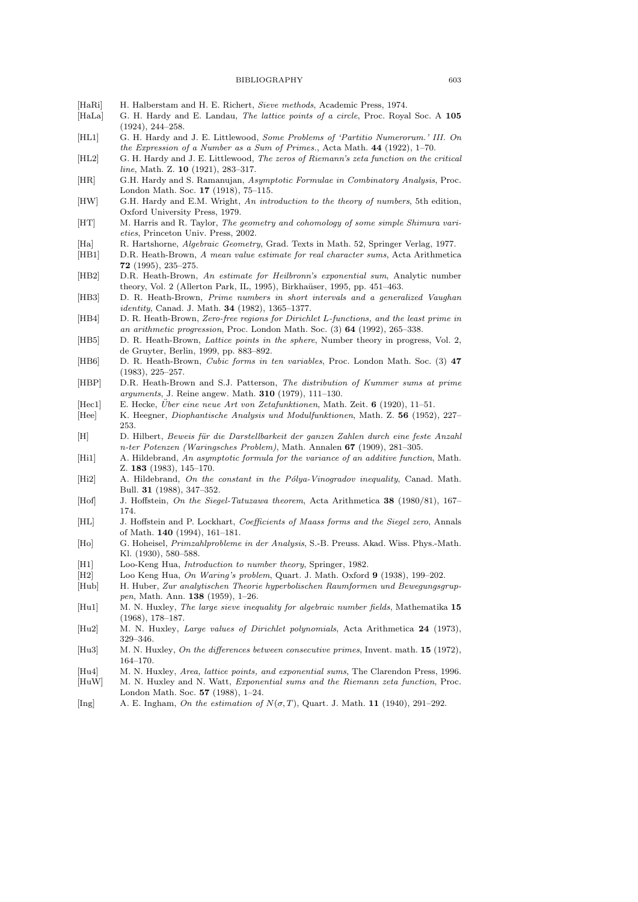[HaRi] H. Halberstam and H. E. Richert, *Sieve methods*, Academic Press, 1974.

[HaLa] G. H. Hardy and E. Landau, *The lattice points of a circle*, Proc. Royal Soc. A **105** (1924), 244–258.

[HL1] G. H. Hardy and J. E. Littlewood, *Some Problems of 'Partitio Numerorum.' III. On the Expression of a Number as a Sum of Primes.*, Acta Math. **44** (1922), 1–70.

[HL2] G. H. Hardy and J. E. Littlewood, *The zeros of Riemann's zeta function on the critical line*, Math. Z. **10** (1921), 283–317.

[HR] G.H. Hardy and S. Ramanujan, *Asymptotic Formulae in Combinatory Analysis*, Proc. London Math. Soc. **17** (1918), 75–115.

[HW] G.H. Hardy and E.M. Wright, *An introduction to the theory of numbers*, 5th edition, Oxford University Press, 1979.

[HT] M. Harris and R. Taylor, *The geometry and cohomology of some simple Shimura varieties*, Princeton Univ. Press, 2002.

[Ha] R. Hartshorne, *Algebraic Geometry*, Grad. Texts in Math. 52, Springer Verlag, 1977.

[HB1] D.R. Heath-Brown, *A mean value estimate for real character sums*, Acta Arithmetica **72** (1995), 235–275.

[HB2] D.R. Heath-Brown, *An estimate for Heilbronn's exponential sum*, Analytic number theory, Vol. 2 (Allerton Park, IL, 1995), Birkhaüser, 1995, pp. 451–463.

[HB3] D. R. Heath-Brown, *Prime numbers in short intervals and a generalized Vaughan identity*, Canad. J. Math. **34** (1982), 1365–1377.

[HB4] D. R. Heath-Brown, *Zero-free regions for Dirichlet L-functions, and the least prime in an arithmetic progression*, Proc. London Math. Soc. (3) **64** (1992), 265–338.

[HB5] D. R. Heath-Brown, *Lattice points in the sphere*, Number theory in progress, Vol. 2, de Gruyter, Berlin, 1999, pp. 883–892.

[HB6] D. R. Heath-Brown, *Cubic forms in ten variables*, Proc. London Math. Soc. (3) **47** (1983), 225–257.

[HBP] D.R. Heath-Brown and S.J. Patterson, *The distribution of Kummer sums at prime arguments*, J. Reine angew. Math. **310** (1979), 111–130.

[Hec1] E. Hecke, *Über eine neue Art von Zetafunktionen*, Math. Zeit. **6** (1920), 11–51.

[Hee] K. Heegner, *Diophantische Analysis und Modulfunktionen*, Math. Z. **56** (1952), 227–253.

[H] D. Hilbert, *Beweis für die Darstellbarkeit der ganzen Zahlen durch eine feste Anzahl n-ter Potenzen (Waringsches Problem)*, Math. Annalen **67** (1909), 281–305.

[Hi1] A. Hildebrand, *An asymptotic formula for the variance of an additive function*, Math. Z. **183** (1983), 145–170.

[Hi2] A. Hildebrand, *On the constant in the Pólya-Vinogradov inequality*, Canad. Math. Bull. **31** (1988), 347–352.

[Hof] J. Hoffstein, *On the Siegel-Tatuzawa theorem*, Acta Arithmetica **38** (1980/81), 167–174.

[HL] J. Hoffstein and P. Lockhart, *Coefficients of Maass forms and the Siegel zero*, Annals of Math. **140** (1994), 161–181.

[Ho] G. Hoheisel, *Primzahlprobleme in der Analysis*, S.-B. Preuss. Akad. Wiss. Phys.-Math. Kl. (1930), 580–588.

[H1] Loo-Keng Hua, *Introduction to number theory*, Springer, 1982.

[H2] Loo Keng Hua, *On Waring's problem*, Quart. J. Math. Oxford **9** (1938), 199–202.

[Hub] H. Huber, *Zur analytischen Theorie hyperbolischen Raumformen und Bewegungsgruppen*, Math. Ann. **138** (1959), 1–26.

[Hu1] M. N. Huxley, *The large sieve inequality for algebraic number fields*, Mathematika **15** (1968), 178–187.

[Hu2] M. N. Huxley, *Large values of Dirichlet polynomials*, Acta Arithmetica **24** (1973), 329–346.

[Hu3] M. N. Huxley, *On the differences between consecutive primes*, Invent. math. **15** (1972), 164–170.

[Hu4] M. N. Huxley, *Area, lattice points, and exponential sums*, The Clarendon Press, 1996.

[HuW] M. N. Huxley and N. Watt, *Exponential sums and the Riemann zeta function*, Proc. London Math. Soc. **57** (1988), 1–24.

[Ing] A. E. Ingham, *On the estimation of $N(\sigma, T)$*, Quart. J. Math. **11** (1940), 291–292.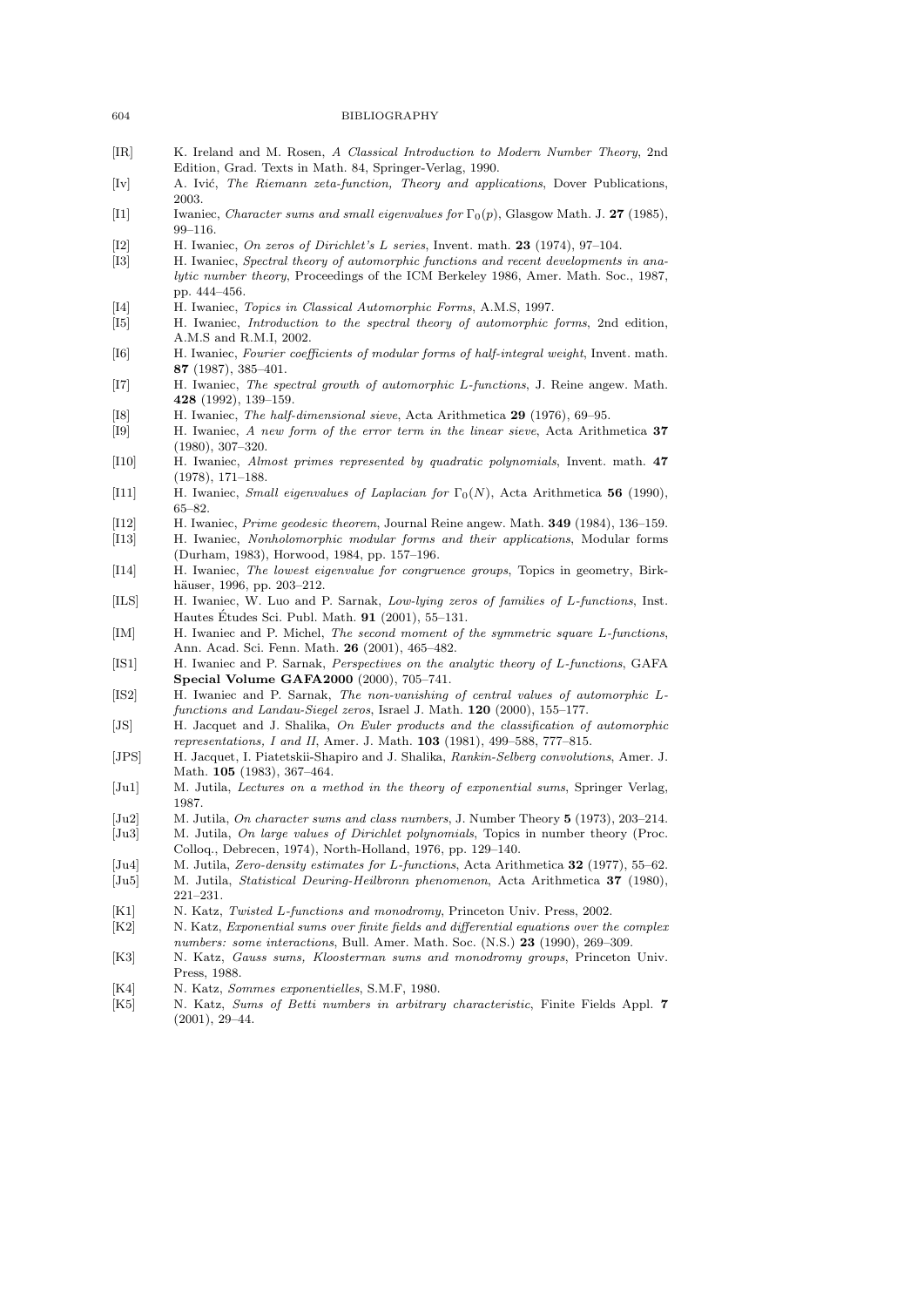[IR] K. Ireland and M. Rosen, *A Classical Introduction to Modern Number Theory*, 2nd Edition, Grad. Texts in Math. 84, Springer-Verlag, 1990.

[Iv] A. Ivić, *The Riemann zeta-function, Theory and applications*, Dover Publications, 2003.

[I1] Iwaniec, *Character sums and small eigenvalues for $\Gamma_0(p)$*, Glasgow Math. J. **27** (1985), 99–116.

[I2] H. Iwaniec, *On zeros of Dirichlet's L series*, Invent. math. **23** (1974), 97–104.

[I3] H. Iwaniec, *Spectral theory of automorphic functions and recent developments in analytic number theory*, Proceedings of the ICM Berkeley 1986, Amer. Math. Soc., 1987, pp. 444–456.

[I4] H. Iwaniec, *Topics in Classical Automorphic Forms*, A.M.S, 1997.

[I5] H. Iwaniec, *Introduction to the spectral theory of automorphic forms*, 2nd edition, A.M.S and R.M.I, 2002.

[I6] H. Iwaniec, *Fourier coefficients of modular forms of half-integral weight*, Invent. math. **87** (1987), 385–401.

[I7] H. Iwaniec, *The spectral growth of automorphic L-functions*, J. Reine angew. Math. **428** (1992), 139–159.

[I8] H. Iwaniec, *The half-dimensional sieve*, Acta Arithmetica **29** (1976), 69–95.

[I9] H. Iwaniec, *A new form of the error term in the linear sieve*, Acta Arithmetica **37** (1980), 307–320.

[I10] H. Iwaniec, *Almost primes represented by quadratic polynomials*, Invent. math. **47** (1978), 171–188.

[I11] H. Iwaniec, *Small eigenvalues of Laplacian for $\Gamma_0(N)$*, Acta Arithmetica **56** (1990), 65–82.

[I12] H. Iwaniec, *Prime geodesic theorem*, Journal Reine angew. Math. **349** (1984), 136–159.

[I13] H. Iwaniec, *Nonholomorphic modular forms and their applications*, Modular forms (Durham, 1983), Horwood, 1984, pp. 157–196.

[I14] H. Iwaniec, *The lowest eigenvalue for congruence groups*, Topics in geometry, Birkhäuser, 1996, pp. 203–212.

[ILS] H. Iwaniec, W. Luo and P. Sarnak, *Low-lying zeros of families of L-functions*, Inst. Hautes Études Sci. Publ. Math. **91** (2001), 55–131.

[IM] H. Iwaniec and P. Michel, *The second moment of the symmetric square L-functions*, Ann. Acad. Sci. Fenn. Math. **26** (2001), 465–482.

[IS1] H. Iwaniec and P. Sarnak, *Perspectives on the analytic theory of L-functions*, GAFA **Special Volume GAFA2000** (2000), 705–741.

[IS2] H. Iwaniec and P. Sarnak, *The non-vanishing of central values of automorphic L-functions and Landau-Siegel zeros*, Israel J. Math. **120** (2000), 155–177.

[JS] H. Jacquet and J. Shalika, *On Euler products and the classification of automorphic representations, I and II*, Amer. J. Math. **103** (1981), 499–588, 777–815.

[JPS] H. Jacquet, I. Piatetskii-Shapiro and J. Shalika, *Rankin-Selberg convolutions*, Amer. J. Math. **105** (1983), 367–464.

[Ju1] M. Jutila, *Lectures on a method in the theory of exponential sums*, Springer Verlag, 1987.

[Ju2] M. Jutila, *On character sums and class numbers*, J. Number Theory **5** (1973), 203–214.

[Ju3] M. Jutila, *On large values of Dirichlet polynomials*, Topics in number theory (Proc. Colloq., Debrecen, 1974), North-Holland, 1976, pp. 129–140.

[Ju4] M. Jutila, *Zero-density estimates for L-functions*, Acta Arithmetica **32** (1977), 55–62.

[Ju5] M. Jutila, *Statistical Deuring-Heilbronn phenomenon*, Acta Arithmetica **37** (1980), 221–231.

[K1] N. Katz, *Twisted L-functions and monodromy*, Princeton Univ. Press, 2002.

[K2] N. Katz, *Exponential sums over finite fields and differential equations over the complex numbers: some interactions*, Bull. Amer. Math. Soc. (N.S.) **23** (1990), 269–309.

[K3] N. Katz, *Gauss sums, Kloosterman sums and monodromy groups*, Princeton Univ. Press, 1988.

[K4] N. Katz, *Sommes exponentielles*, S.M.F, 1980.

[K5] N. Katz, *Sums of Betti numbers in arbitrary characteristic*, Finite Fields Appl. **7** (2001), 29–44.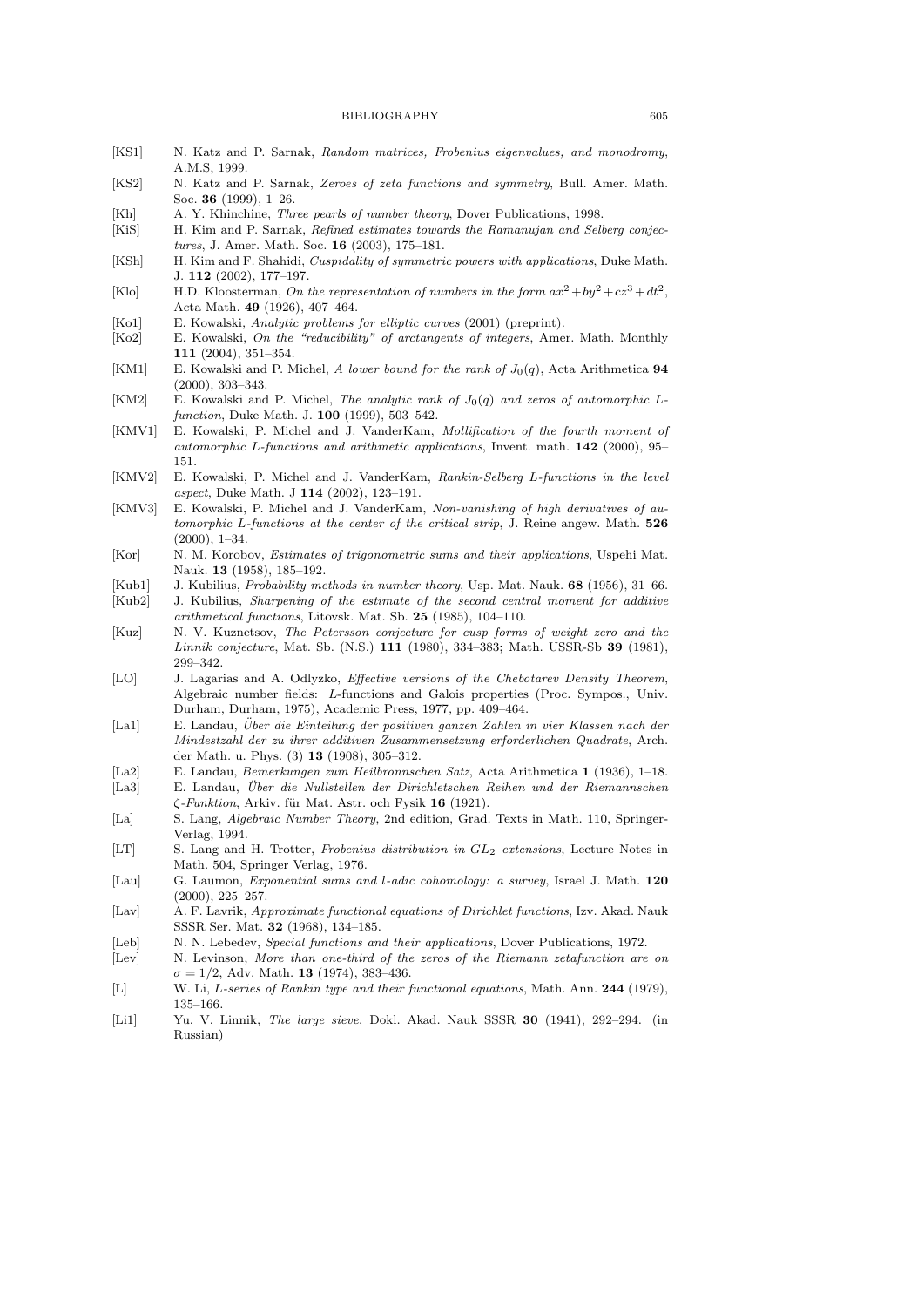[KS1] N. Katz and P. Sarnak, *Random matrices, Frobenius eigenvalues, and monodromy*, A.M.S, 1999.

[KS2] N. Katz and P. Sarnak, *Zeroes of zeta functions and symmetry*, Bull. Amer. Math. Soc. **36** (1999), 1–26.

[Kh] A. Y. Khinchine, *Three pearls of number theory*, Dover Publications, 1998.

[KiS] H. Kim and P. Sarnak, *Refined estimates towards the Ramanujan and Selberg conjectures*, J. Amer. Math. Soc. **16** (2003), 175–181.

[KSh] H. Kim and F. Shahidi, *Cuspidality of symmetric powers with applications*, Duke Math. J. **112** (2002), 177–197.

[Klo] H.D. Kloosterman, *On the representation of numbers in the form $ax^2+by^2+cz^3+dt^2$*, Acta Math. **49** (1926), 407–464.

[Ko1] E. Kowalski, *Analytic problems for elliptic curves* (2001) (preprint).

[Ko2] E. Kowalski, *On the "reducibility" of arctangents of integers*, Amer. Math. Monthly **111** (2004), 351–354.

[KM1] E. Kowalski and P. Michel, *A lower bound for the rank of $J_0(q)$*, Acta Arithmetica **94** (2000), 303–343.

[KM2] E. Kowalski and P. Michel, *The analytic rank of $J_0(q)$ and zeros of automorphic L-function*, Duke Math. J. **100** (1999), 503–542.

[KMV1] E. Kowalski, P. Michel and J. VanderKam, *Mollification of the fourth moment of automorphic L-functions and arithmetic applications*, Invent. math. **142** (2000), 95–151.

[KMV2] E. Kowalski, P. Michel and J. VanderKam, *Rankin-Selberg L-functions in the level aspect*, Duke Math. J **114** (2002), 123–191.

[KMV3] E. Kowalski, P. Michel and J. VanderKam, *Non-vanishing of high derivatives of automorphic L-functions at the center of the critical strip*, J. Reine angew. Math. **526** (2000), 1–34.

[Kor] N. M. Korobov, *Estimates of trigonometric sums and their applications*, Uspehi Mat. Nauk. **13** (1958), 185–192.

[Kub1] J. Kubilius, *Probability methods in number theory*, Usp. Mat. Nauk. **68** (1956), 31–66.

[Kub2] J. Kubilius, *Sharpening of the estimate of the second central moment for additive arithmetical functions*, Litovsk. Mat. Sb. **25** (1985), 104–110.

[Kuz] N. V. Kuznetsov, *The Petersson conjecture for cusp forms of weight zero and the Linnik conjecture*, Mat. Sb. (N.S.) **111** (1980), 334–383; Math. USSR-Sb **39** (1981), 299–342.

[LO] J. Lagarias and A. Odlyzko, *Effective versions of the Chebotarev Density Theorem*, Algebraic number fields: L-functions and Galois properties (Proc. Sympos., Univ. Durham, Durham, 1975), Academic Press, 1977, pp. 409–464.

[La1] E. Landau, *Über die Einteilung der positiven ganzen Zahlen in vier Klassen nach der Mindestzahl der zu ihrer additiven Zusammensetzung erforderlichen Quadrate*, Arch. der Math. u. Phys. (3) **13** (1908), 305–312.

[La2] E. Landau, *Bemerkungen zum Heilbronnschen Satz*, Acta Arithmetica **1** (1936), 1–18.

[La3] E. Landau, *Über die Nullstellen der Dirichletschen Reihen und der Riemannschen $\zeta$-Funktion*, Arkiv. für Mat. Astr. och Fysik **16** (1921).

[La] S. Lang, *Algebraic Number Theory*, 2nd edition, Grad. Texts in Math. 110, Springer-Verlag, 1994.

[LT] S. Lang and H. Trotter, *Frobenius distribution in $GL_2$ extensions*, Lecture Notes in Math. 504, Springer Verlag, 1976.

[Lau] G. Laumon, *Exponential sums and $l$-adic cohomology: a survey*, Israel J. Math. **120** (2000), 225–257.

[Lav] A. F. Lavrik, *Approximate functional equations of Dirichlet functions*, Izv. Akad. Nauk SSSR Ser. Mat. **32** (1968), 134–185.

[Leb] N. N. Lebedev, *Special functions and their applications*, Dover Publications, 1972.

[Lev] N. Levinson, *More than one-third of the zeros of the Riemann zetafunction are on $\sigma = 1/2$*, Adv. Math. **13** (1974), 383–436.

[L] W. Li, *L-series of Rankin type and their functional equations*, Math. Ann. **244** (1979), 135–166.

[Li1] Yu. V. Linnik, *The large sieve*, Dokl. Akad. Nauk SSSR **30** (1941), 292–294. (in Russian)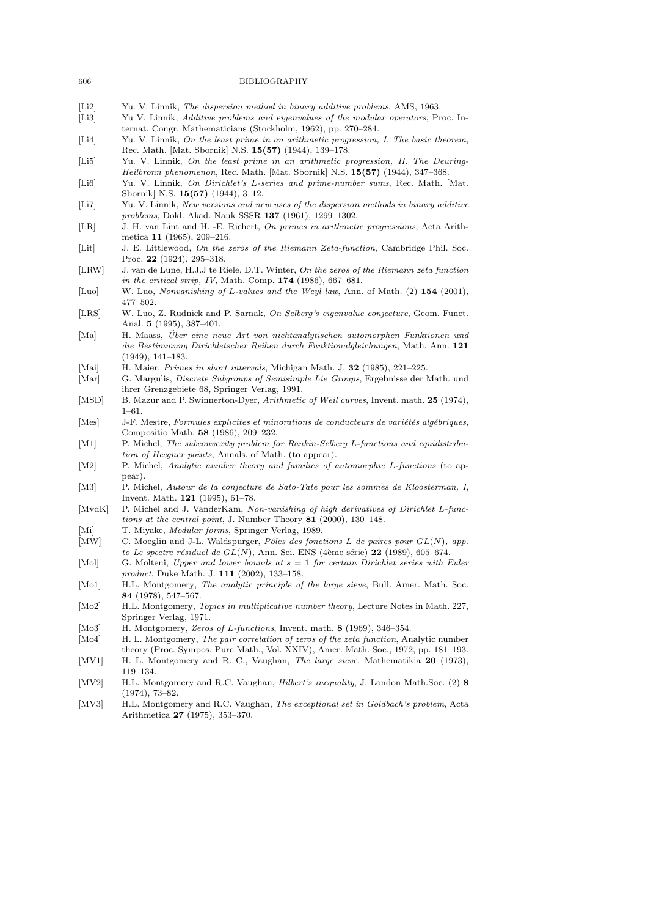[Li2] Yu. V. Linnik, *The dispersion method in binary additive problems*, AMS, 1963.

[Li3] Yu V. Linnik, *Additive problems and eigenvalues of the modular operators*, Proc. Internat. Congr. Mathematicians (Stockholm, 1962), pp. 270–284.

[Li4] Yu. V. Linnik, *On the least prime in an arithmetic progression, I. The basic theorem*, Rec. Math. [Mat. Sbornik] N.S. **15(57)** (1944), 139–178.

[Li5] Yu. V. Linnik, *On the least prime in an arithmetic progression, II. The Deuring-Heilbronn phenomenon*, Rec. Math. [Mat. Sbornik] N.S. **15(57)** (1944), 347–368.

[Li6] Yu. V. Linnik, *On Dirichlet's L-series and prime-number sums*, Rec. Math. [Mat. Sbornik] N.S. **15(57)** (1944), 3–12.

[Li7] Yu. V. Linnik, *New versions and new uses of the dispersion methods in binary additive problems*, Dokl. Akad. Nauk SSSR **137** (1961), 1299–1302.

[LR] J. H. van Lint and H. -E. Richert, *On primes in arithmetic progressions*, Acta Arithmetica **11** (1965), 209–216.

[Lit] J. E. Littlewood, *On the zeros of the Riemann Zeta-function*, Cambridge Phil. Soc. Proc. **22** (1924), 295–318.

[LRW] J. van de Lune, H.J.J te Riele, D.T. Winter, *On the zeros of the Riemann zeta function in the critical strip, IV*, Math. Comp. **174** (1986), 667–681.

[Luo] W. Luo, *Nonvanishing of L-values and the Weyl law*, Ann. of Math. (2) **154** (2001), 477–502.

[LRS] W. Luo, Z. Rudnick and P. Sarnak, *On Selberg's eigenvalue conjecture*, Geom. Funct. Anal. **5** (1995), 387–401.

[Ma] H. Maass, *Über eine neue Art von nichtanalytischen automorphen Funktionen und die Bestimmung Dirichletscher Reihen durch Funktionalgleichungen*, Math. Ann. **121** (1949), 141–183.

[Mai] H. Maier, *Primes in short intervals*, Michigan Math. J. **32** (1985), 221–225.

[Mar] G. Margulis, *Discrete Subgroups of Semisimple Lie Groups*, Ergebnisse der Math. und ihrer Grenzgebiete 68, Springer Verlag, 1991.

[MSD] B. Mazur and P. Swinnerton-Dyer, *Arithmetic of Weil curves*, Invent. math. **25** (1974), 1–61.

[Mes] J-F. Mestre, *Formules explicites et minorations de conducteurs de variétés algébriques*, Compositio Math. **58** (1986), 209–232.

[M1] P. Michel, *The subconvexity problem for Rankin-Selberg L-functions and equidistribution of Heegner points*, Annals. of Math. (to appear).

[M2] P. Michel, *Analytic number theory and families of automorphic L-functions* (to appear).

[M3] P. Michel, *Autour de la conjecture de Sato-Tate pour les sommes de Kloosterman, I*, Invent. Math. **121** (1995), 61–78.

[MvdK] P. Michel and J. VanderKam, *Non-vanishing of high derivatives of Dirichlet L-functions at the central point*, J. Number Theory **81** (2000), 130–148.

[Mi] T. Miyake, *Modular forms*, Springer Verlag, 1989.

[MW] C. Moeglin and J-L. Waldspurger, *Pôles des fonctions L de paires pour $GL(N)$, app. to Le spectre résiduel de $GL(N)$*, Ann. Sci. ENS (4ème série) **22** (1989), 605–674.

[Mol] G. Molteni, *Upper and lower bounds at $s = 1$ for certain Dirichlet series with Euler product*, Duke Math. J. **111** (2002), 133–158.

[Mo1] H.L. Montgomery, *The analytic principle of the large sieve*, Bull. Amer. Math. Soc. **84** (1978), 547–567.

[Mo2] H.L. Montgomery, *Topics in multiplicative number theory*, Lecture Notes in Math. 227, Springer Verlag, 1971.

[Mo3] H. Montgomery, *Zeros of L-functions*, Invent. math. **8** (1969), 346–354.

[Mo4] H. L. Montgomery, *The pair correlation of zeros of the zeta function*, Analytic number theory (Proc. Sympos. Pure Math., Vol. XXIV), Amer. Math. Soc., 1972, pp. 181–193.

[MV1] H. L. Montgomery and R. C., Vaughan, *The large sieve*, Mathematikia **20** (1973), 119–134.

[MV2] H.L. Montgomery and R.C. Vaughan, *Hilbert's inequality*, J. London Math.Soc. (2) **8** (1974), 73–82.

[MV3] H.L. Montgomery and R.C. Vaughan, *The exceptional set in Goldbach's problem*, Acta Arithmetica **27** (1975), 353–370.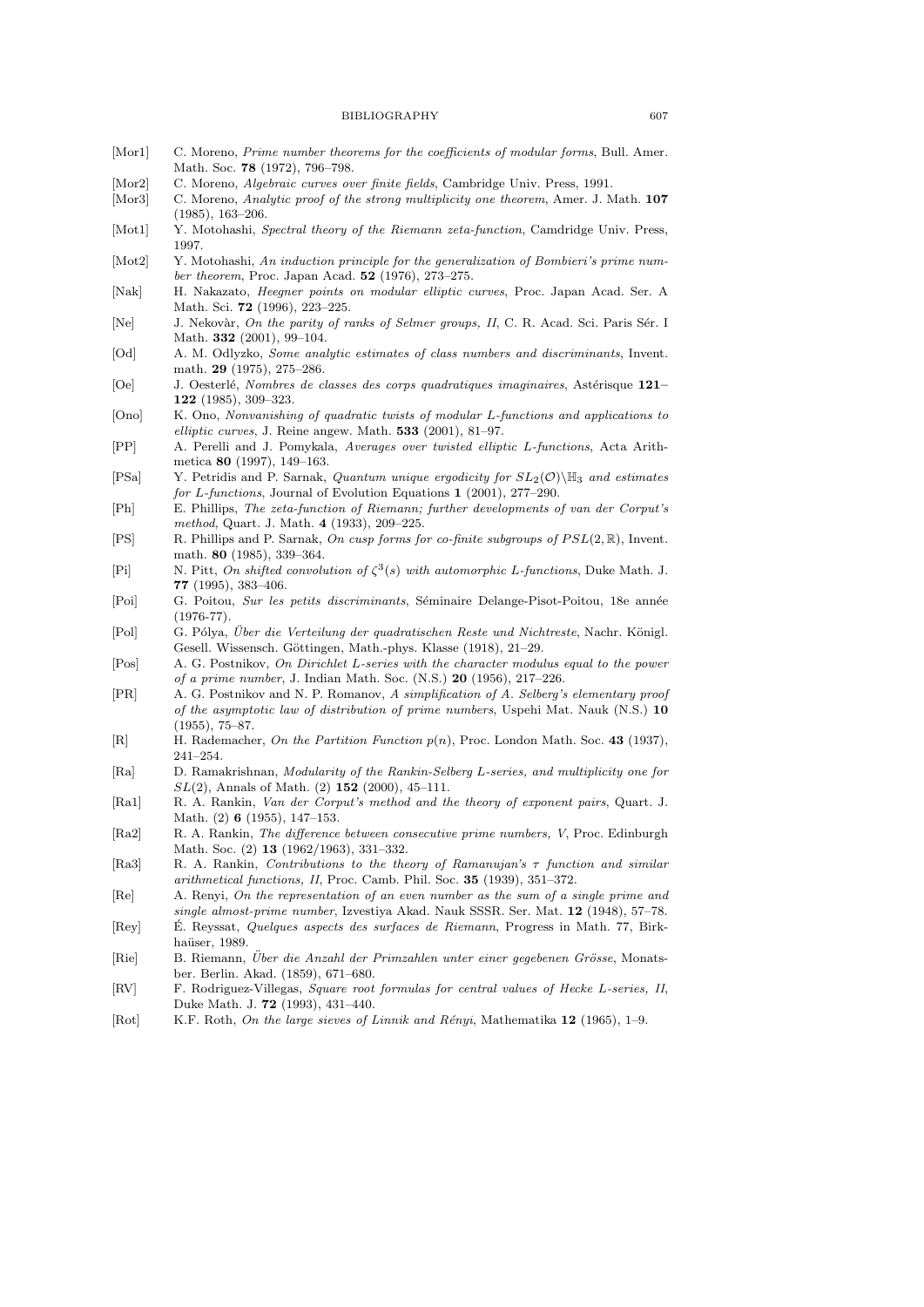- [Mor1] C. Moreno, *Prime number theorems for the coefficients of modular forms*, Bull. Amer. Math. Soc. **78** (1972), 796–798.
- [Mor2] C. Moreno, *Algebraic curves over finite fields*, Cambridge Univ. Press, 1991.
- [Mor3] C. Moreno, *Analytic proof of the strong multiplicity one theorem*, Amer. J. Math. **107** (1985), 163–206.
- [Mot1] Y. Motohashi, *Spectral theory of the Riemann zeta-function*, Camdridge Univ. Press, 1997.
- [Mot2] Y. Motohashi, *An induction principle for the generalization of Bombieri's prime number theorem*, Proc. Japan Acad. **52** (1976), 273–275.
- [Nak] H. Nakazato, *Heegner points on modular elliptic curves*, Proc. Japan Acad. Ser. A Math. Sci. **72** (1996), 223–225.
- [Ne] J. Nekovàr, *On the parity of ranks of Selmer groups, II*, C. R. Acad. Sci. Paris Sér. I Math. **332** (2001), 99–104.
- [Od] A. M. Odlyzko, *Some analytic estimates of class numbers and discriminants*, Invent. math. **29** (1975), 275–286.
- [Oe] J. Oesterlé, *Nombres de classes des corps quadratiques imaginaires*, Astérisque **121–122** (1985), 309–323.
- [Ono] K. Ono, *Nonvanishing of quadratic twists of modular L-functions and applications to elliptic curves*, J. Reine angew. Math. **533** (2001), 81–97.
- [PP] A. Perelli and J. Pomykala, *Averages over twisted elliptic L-functions*, Acta Arithmetica **80** (1997), 149–163.
- [PSa] Y. Petridis and P. Sarnak, *Quantum unique ergodicity for $SL_2(\mathcal{O})\backslash\mathbb{H}_3$ and estimates for L-functions*, Journal of Evolution Equations **1** (2001), 277–290.
- [Ph] E. Phillips, *The zeta-function of Riemann; further developments of van der Corput's method*, Quart. J. Math. **4** (1933), 209–225.
- [PS] R. Phillips and P. Sarnak, *On cusp forms for co-finite subgroups of $PSL(2,\mathbb{R})$*, Invent. math. **80** (1985), 339–364.
- [Pi] N. Pitt, *On shifted convolution of $\zeta^3(s)$ with automorphic L-functions*, Duke Math. J. **77** (1995), 383–406.
- [Poi] G. Poitou, *Sur les petits discriminants*, Séminaire Delange-Pisot-Poitou, 18e année (1976-77).
- [Pol] G. Pólya, *Über die Verteilung der quadratischen Reste und Nichtreste*, Nachr. Königl. Gesell. Wissensch. Göttingen, Math.-phys. Klasse (1918), 21–29.
- [Pos] A. G. Postnikov, *On Dirichlet L-series with the character modulus equal to the power of a prime number*, J. Indian Math. Soc. (N.S.) **20** (1956), 217–226.
- [PR] A. G. Postnikov and N. P. Romanov, *A simplification of A. Selberg's elementary proof of the asymptotic law of distribution of prime numbers*, Uspehi Mat. Nauk (N.S.) **10** (1955), 75–87.
- [R] H. Rademacher, *On the Partition Function p(n)*, Proc. London Math. Soc. **43** (1937), 241–254.
- [Ra] D. Ramakrishnan, *Modularity of the Rankin-Selberg L-series, and multiplicity one for SL(2)*, Annals of Math. (2) **152** (2000), 45–111.
- [Ra1] R. A. Rankin, *Van der Corput's method and the theory of exponent pairs*, Quart. J. Math. (2) **6** (1955), 147–153.
- [Ra2] R. A. Rankin, *The difference between consecutive prime numbers, V*, Proc. Edinburgh Math. Soc. (2) **13** (1962/1963), 331–332.
- [Ra3] R. A. Rankin, *Contributions to the theory of Ramanujan's $\tau$ function and similar arithmetical functions, II*, Proc. Camb. Phil. Soc. **35** (1939), 351–372.
- [Re] A. Renyi, *On the representation of an even number as the sum of a single prime and single almost-prime number*, Izvestiya Akad. Nauk SSSR. Ser. Mat. **12** (1948), 57–78.
- [Rey] É. Reyssat, *Quelques aspects des surfaces de Riemann*, Progress in Math. 77, Birkhaüser, 1989.
- [Rie] B. Riemann, *Über die Anzahl der Primzahlen unter einer gegebenen Grösse*, Monatsber. Berlin. Akad. (1859), 671–680.
- [RV] F. Rodriguez-Villegas, *Square root formulas for central values of Hecke L-series, II*, Duke Math. J. **72** (1993), 431–440.
- [Rot] K.F. Roth, *On the large sieves of Linnik and Rényi*, Mathematika **12** (1965), 1–9.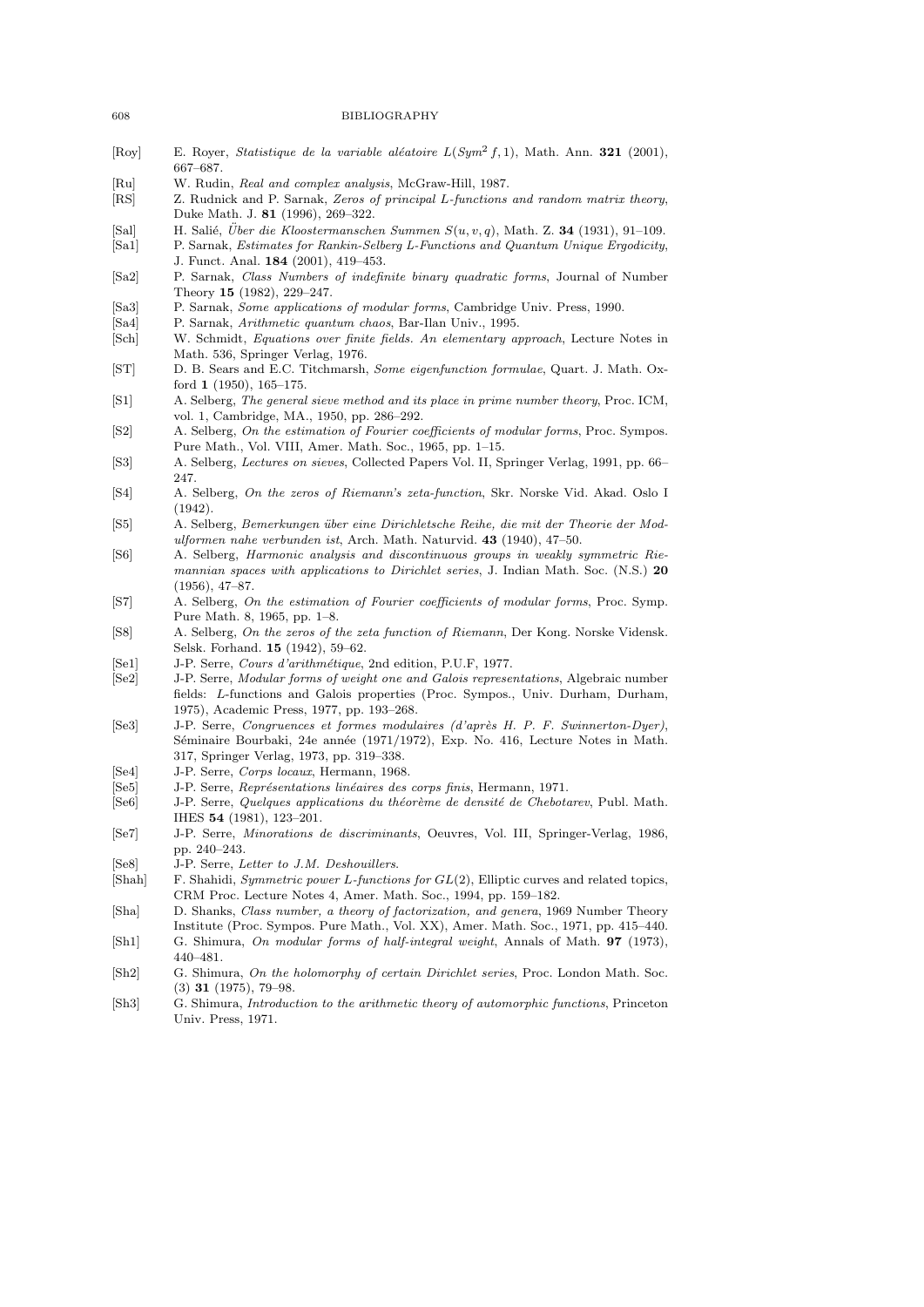[Roy] E. Royer, *Statistique de la variable aléatoire $L(Sym^2 f, 1)$*, Math. Ann. **321** (2001), 667–687.

[Ru] W. Rudin, *Real and complex analysis*, McGraw-Hill, 1987.

[RS] Z. Rudnick and P. Sarnak, *Zeros of principal L-functions and random matrix theory*, Duke Math. J. **81** (1996), 269–322.

[Sal] H. Salié, *Über die Kloostermanschen Summen $S(u, v, q)$*, Math. Z. **34** (1931), 91–109.

[Sa1] P. Sarnak, *Estimates for Rankin-Selberg L-Functions and Quantum Unique Ergodicity*, J. Funct. Anal. **184** (2001), 419–453.

[Sa2] P. Sarnak, *Class Numbers of indefinite binary quadratic forms*, Journal of Number Theory **15** (1982), 229–247.

[Sa3] P. Sarnak, *Some applications of modular forms*, Cambridge Univ. Press, 1990.

[Sa4] P. Sarnak, *Arithmetic quantum chaos*, Bar-Ilan Univ., 1995.

[Sch] W. Schmidt, *Equations over finite fields. An elementary approach*, Lecture Notes in Math. 536, Springer Verlag, 1976.

[ST] D. B. Sears and E.C. Titchmarsh, *Some eigenfunction formulae*, Quart. J. Math. Oxford **1** (1950), 165–175.

[S1] A. Selberg, *The general sieve method and its place in prime number theory*, Proc. ICM, vol. 1, Cambridge, MA., 1950, pp. 286–292.

[S2] A. Selberg, *On the estimation of Fourier coefficients of modular forms*, Proc. Sympos. Pure Math., Vol. VIII, Amer. Math. Soc., 1965, pp. 1–15.

[S3] A. Selberg, *Lectures on sieves*, Collected Papers Vol. II, Springer Verlag, 1991, pp. 66–247.

[S4] A. Selberg, *On the zeros of Riemann's zeta-function*, Skr. Norske Vid. Akad. Oslo I (1942).

[S5] A. Selberg, *Bemerkungen über eine Dirichletsche Reihe, die mit der Theorie der Modulformen nahe verbunden ist*, Arch. Math. Naturvid. **43** (1940), 47–50.

[S6] A. Selberg, *Harmonic analysis and discontinuous groups in weakly symmetric Riemannian spaces with applications to Dirichlet series*, J. Indian Math. Soc. (N.S.) **20** (1956), 47–87.

[S7] A. Selberg, *On the estimation of Fourier coefficients of modular forms*, Proc. Symp. Pure Math. 8, 1965, pp. 1–8.

[S8] A. Selberg, *On the zeros of the zeta function of Riemann*, Der Kong. Norske Vidensk. Selsk. Forhand. **15** (1942), 59–62.

[Se1] J-P. Serre, *Cours d'arithmétique*, 2nd edition, P.U.F, 1977.

[Se2] J-P. Serre, *Modular forms of weight one and Galois representations*, Algebraic number fields: L-functions and Galois properties (Proc. Sympos., Univ. Durham, Durham, 1975), Academic Press, 1977, pp. 193–268.

[Se3] J-P. Serre, *Congruences et formes modulaires (d'après H. P. F. Swinnerton-Dyer)*, Séminaire Bourbaki, 24e année (1971/1972), Exp. No. 416, Lecture Notes in Math. 317, Springer Verlag, 1973, pp. 319–338.

[Se4] J-P. Serre, *Corps locaux*, Hermann, 1968.

[Se5] J-P. Serre, *Représentations linéaires des corps finis*, Hermann, 1971.

[Se6] J-P. Serre, *Quelques applications du théorème de densité de Chebotarev*, Publ. Math. IHES **54** (1981), 123–201.

[Se7] J-P. Serre, *Minorations de discriminants*, Oeuvres, Vol. III, Springer-Verlag, 1986, pp. 240–243.

[Se8] J-P. Serre, *Letter to J.M. Deshouillers.*

[Shah] F. Shahidi, *Symmetric power L-functions for $GL(2)$*, Elliptic curves and related topics, CRM Proc. Lecture Notes 4, Amer. Math. Soc., 1994, pp. 159–182.

[Sha] D. Shanks, *Class number, a theory of factorization, and genera*, 1969 Number Theory Institute (Proc. Sympos. Pure Math., Vol. XX), Amer. Math. Soc., 1971, pp. 415–440.

[Sh1] G. Shimura, *On modular forms of half-integral weight*, Annals of Math. **97** (1973), 440–481.

[Sh2] G. Shimura, *On the holomorphy of certain Dirichlet series*, Proc. London Math. Soc. (3) **31** (1975), 79–98.

[Sh3] G. Shimura, *Introduction to the arithmetic theory of automorphic functions*, Princeton Univ. Press, 1971.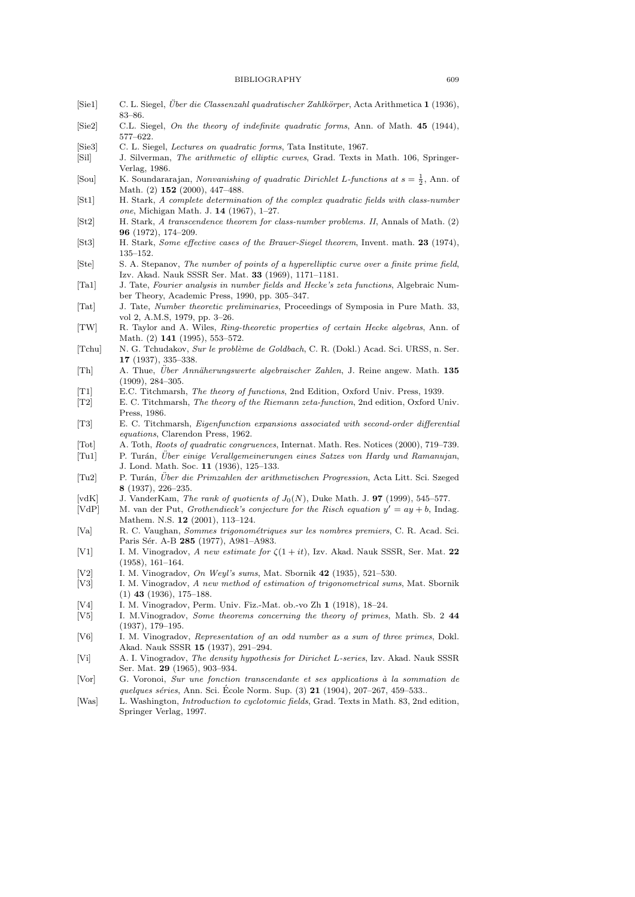[Sie1] C. L. Siegel, *Über die Classenzahl quadratischer Zahlkörper*, Acta Arithmetica **1** (1936), 83–86.

[Sie2] C.L. Siegel, *On the theory of indefinite quadratic forms*, Ann. of Math. **45** (1944), 577–622.

[Sie3] C. L. Siegel, *Lectures on quadratic forms*, Tata Institute, 1967.

[Sil] J. Silverman, *The arithmetic of elliptic curves*, Grad. Texts in Math. 106, Springer-Verlag, 1986.

[Sou] K. Soundararajan, *Nonvanishing of quadratic Dirichlet L-functions at $s = \frac{1}{2}$*, Ann. of Math. (2) **152** (2000), 447–488.

[St1] H. Stark, *A complete determination of the complex quadratic fields with class-number one*, Michigan Math. J. **14** (1967), 1–27.

[St2] H. Stark, *A transcendence theorem for class-number problems. II*, Annals of Math. (2) **96** (1972), 174–209.

[St3] H. Stark, *Some effective cases of the Brauer-Siegel theorem*, Invent. math. **23** (1974), 135–152.

[Ste] S. A. Stepanov, *The number of points of a hyperelliptic curve over a finite prime field*, Izv. Akad. Nauk SSSR Ser. Mat. **33** (1969), 1171–1181.

[Ta1] J. Tate, *Fourier analysis in number fields and Hecke's zeta functions*, Algebraic Number Theory, Academic Press, 1990, pp. 305–347.

[Tat] J. Tate, *Number theoretic preliminaries*, Proceedings of Symposia in Pure Math. 33, vol 2, A.M.S, 1979, pp. 3–26.

[TW] R. Taylor and A. Wiles, *Ring-theoretic properties of certain Hecke algebras*, Ann. of Math. (2) **141** (1995), 553–572.

[Tchu] N. G. Tchudakov, *Sur le problème de Goldbach*, C. R. (Dokl.) Acad. Sci. URSS, n. Ser. **17** (1937), 335–338.

[Th] A. Thue, *Über Annäherungswerte algebraischer Zahlen*, J. Reine angew. Math. **135** (1909), 284–305.

[T1] E.C. Titchmarsh, *The theory of functions*, 2nd Edition, Oxford Univ. Press, 1939.

[T2] E. C. Titchmarsh, *The theory of the Riemann zeta-function*, 2nd edition, Oxford Univ. Press, 1986.

[T3] E. C. Titchmarsh, *Eigenfunction expansions associated with second-order differential equations*, Clarendon Press, 1962.

[Tot] A. Toth, *Roots of quadratic congruences*, Internat. Math. Res. Notices (2000), 719–739.

[Tu1] P. Turán, *Über einige Verallgemeinerungen eines Satzes von Hardy und Ramanujan*, J. Lond. Math. Soc. **11** (1936), 125–133.

[Tu2] P. Turán, *Über die Primzahlen der arithmetischen Progression*, Acta Litt. Sci. Szeged **8** (1937), 226–235.

[vdK] J. VanderKam, *The rank of quotients of $J_0(N)$*, Duke Math. J. **97** (1999), 545–577.

[VdP] M. van der Put, *Grothendieck's conjecture for the Risch equation $y' = ay + b$*, Indag. Mathem. N.S. **12** (2001), 113–124.

[Va] R. C. Vaughan, *Sommes trigonométriques sur les nombres premiers*, C. R. Acad. Sci. Paris Sér. A-B **285** (1977), A981–A983.

[V1] I. M. Vinogradov, *A new estimate for $\zeta(1 + it)$*, Izv. Akad. Nauk SSSR, Ser. Mat. **22** (1958), 161–164.

[V2] I. M. Vinogradov, *On Weyl's sums*, Mat. Sbornik **42** (1935), 521–530.

[V3] I. M. Vinogradov, *A new method of estimation of trigonometrical sums*, Mat. Sbornik (1) **43** (1936), 175–188.

[V4] I. M. Vinogradov, Perm. Univ. Fiz.-Mat. ob.-vo Zh **1** (1918), 18–24.

[V5] I. M.Vinogradov, *Some theorems concerning the theory of primes*, Math. Sb. 2 **44** (1937), 179–195.

[V6] I. M. Vinogradov, *Representation of an odd number as a sum of three primes*, Dokl. Akad. Nauk SSSR **15** (1937), 291–294.

[Vi] A. I. Vinogradov, *The density hypothesis for Dirichlet L-series*, Izv. Akad. Nauk SSSR Ser. Mat. **29** (1965), 903–934.

[Vor] G. Voronoi, *Sur une fonction transcendante et ses applications à la sommation de quelques séries*, Ann. Sci. École Norm. Sup. (3) **21** (1904), 207–267, 459–533..

[Was] L. Washington, *Introduction to cyclotomic fields*, Grad. Texts in Math. 83, 2nd edition, Springer Verlag, 1997.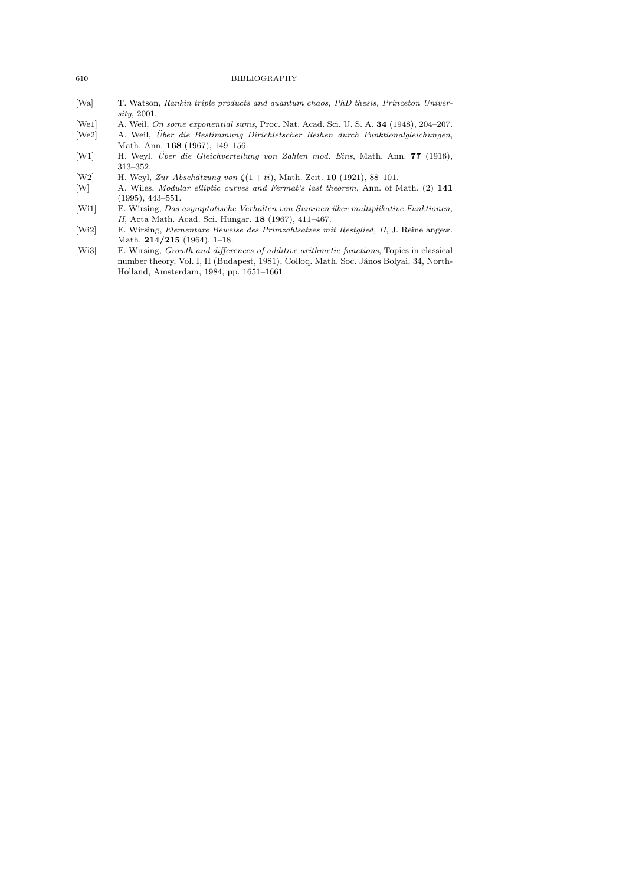[Wa] T. Watson, *Rankin triple products and quantum chaos, PhD thesis, Princeton University*, 2001.

[We1] A. Weil, *On some exponential sums*, Proc. Nat. Acad. Sci. U. S. A. **34** (1948), 204–207.

[We2] A. Weil, *Über die Bestimmung Dirichletscher Reihen durch Funktionalgleichungen*, Math. Ann. **168** (1967), 149–156.

[W1] H. Weyl, *Über die Gleichverteilung von Zahlen mod. Eins*, Math. Ann. **77** (1916), 313–352.

[W2] H. Weyl, *Zur Abschätzung von $\zeta(1+ti)$*, Math. Zeit. **10** (1921), 88–101.

[W] A. Wiles, *Modular elliptic curves and Fermat's last theorem*, Ann. of Math. (2) **141** (1995), 443–551.

[Wi1] E. Wirsing, *Das asymptotische Verhalten von Summen über multiplikative Funktionen, II*, Acta Math. Acad. Sci. Hungar. **18** (1967), 411–467.

[Wi2] E. Wirsing, *Elementare Beweise des Primzahlsatzes mit Restglied, II*, J. Reine angew. Math. **214/215** (1964), 1–18.

[Wi3] E. Wirsing, *Growth and differences of additive arithmetic functions*, Topics in classical number theory, Vol. I, II (Budapest, 1981), Colloq. Math. Soc. János Bolyai, 34, North-Holland, Amsterdam, 1984, pp. 1651–1661.